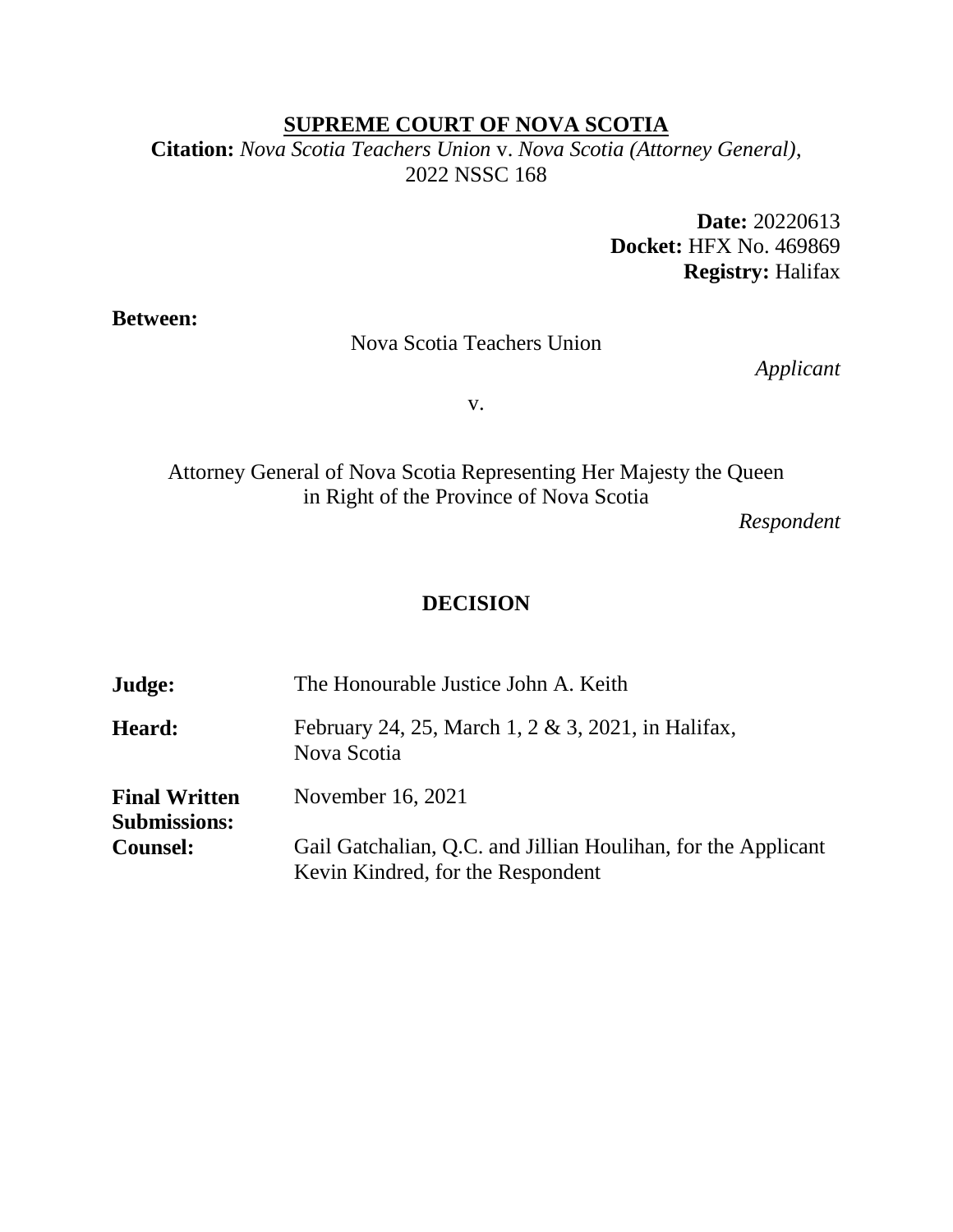**SUPREME COURT OF NOVA SCOTIA**

**Citation:** *Nova Scotia Teachers Union* v. *Nova Scotia (Attorney General)*, 2022 NSSC 168

**Date:** 20220613
**Docket:** HFX No. 469869
**Registry:** Halifax

**Between:**

Nova Scotia Teachers Union

*Applicant*

v.

Attorney General of Nova Scotia Representing Her Majesty the Queen in Right of the Province of Nova Scotia

*Respondent*

## DECISION

| | |
|---|---|
| **Judge:** | The Honourable Justice John A. Keith |
| **Heard:** | February 24, 25, March 1, 2 & 3, 2021, in Halifax, Nova Scotia |
| **Final Written Submissions:** | November 16, 2021 |
| **Counsel:** | Gail Gatchalian, Q.C. and Jillian Houlihan, for the Applicant<br>Kevin Kindred, for the Respondent |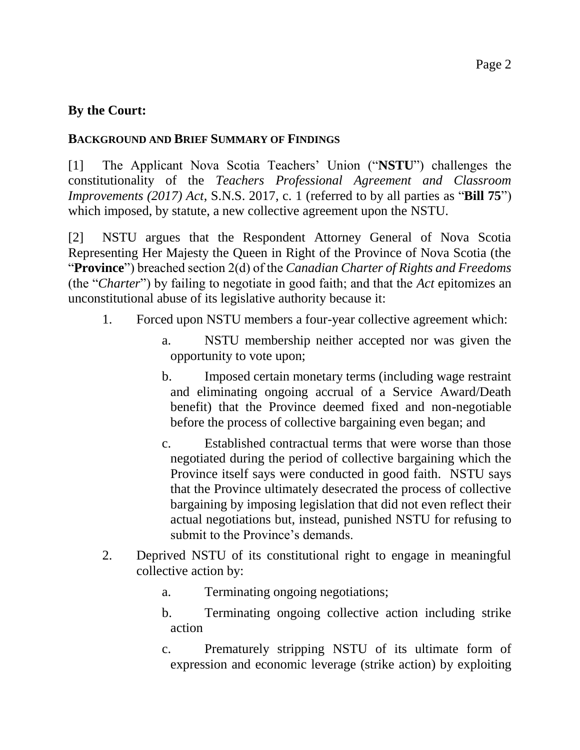**By the Court:**

**BACKGROUND AND BRIEF SUMMARY OF FINDINGS**

[1] The Applicant Nova Scotia Teachers' Union ("**NSTU**") challenges the constitutionality of the *Teachers Professional Agreement and Classroom Improvements (2017) Act*, S.N.S. 2017, c. 1 (referred to by all parties as "**Bill 75**") which imposed, by statute, a new collective agreement upon the NSTU.

[2] NSTU argues that the Respondent Attorney General of Nova Scotia Representing Her Majesty the Queen in Right of the Province of Nova Scotia (the "**Province**") breached section 2(d) of the *Canadian Charter of Rights and Freedoms* (the "*Charter*") by failing to negotiate in good faith; and that the *Act* epitomizes an unconstitutional abuse of its legislative authority because it:

1. Forced upon NSTU members a four-year collective agreement which:
   a. NSTU membership neither accepted nor was given the opportunity to vote upon;
   b. Imposed certain monetary terms (including wage restraint and eliminating ongoing accrual of a Service Award/Death benefit) that the Province deemed fixed and non-negotiable before the process of collective bargaining even began; and
   c. Established contractual terms that were worse than those negotiated during the period of collective bargaining which the Province itself says were conducted in good faith. NSTU says that the Province ultimately desecrated the process of collective bargaining by imposing legislation that did not even reflect their actual negotiations but, instead, punished NSTU for refusing to submit to the Province's demands.
2. Deprived NSTU of its constitutional right to engage in meaningful collective action by:
   a. Terminating ongoing negotiations;
   b. Terminating ongoing collective action including strike action
   c. Prematurely stripping NSTU of its ultimate form of expression and economic leverage (strike action) by exploiting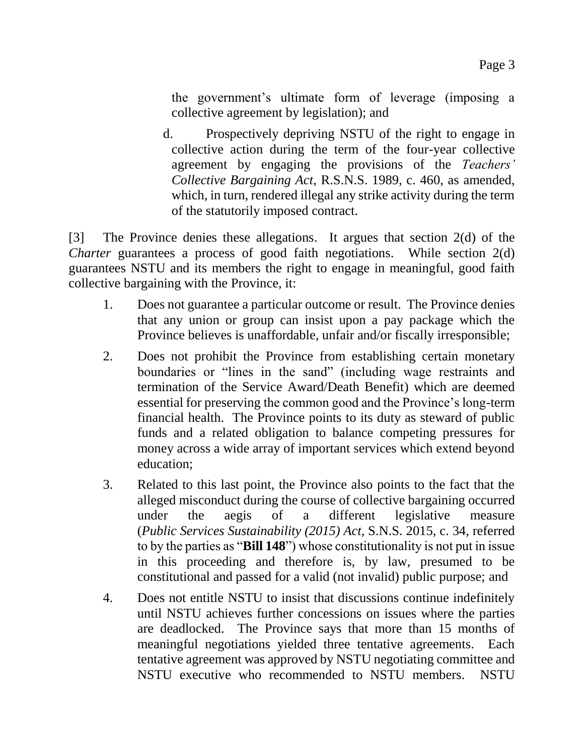the government's ultimate form of leverage (imposing a collective agreement by legislation); and

d. Prospectively depriving NSTU of the right to engage in collective action during the term of the four-year collective agreement by engaging the provisions of the *Teachers' Collective Bargaining Act*, R.S.N.S. 1989, c. 460, as amended, which, in turn, rendered illegal any strike activity during the term of the statutorily imposed contract.

[3] The Province denies these allegations. It argues that section 2(d) of the *Charter* guarantees a process of good faith negotiations. While section 2(d) guarantees NSTU and its members the right to engage in meaningful, good faith collective bargaining with the Province, it:

1. Does not guarantee a particular outcome or result. The Province denies that any union or group can insist upon a pay package which the Province believes is unaffordable, unfair and/or fiscally irresponsible;
2. Does not prohibit the Province from establishing certain monetary boundaries or "lines in the sand" (including wage restraints and termination of the Service Award/Death Benefit) which are deemed essential for preserving the common good and the Province's long-term financial health. The Province points to its duty as steward of public funds and a related obligation to balance competing pressures for money across a wide array of important services which extend beyond education;
3. Related to this last point, the Province also points to the fact that the alleged misconduct during the course of collective bargaining occurred under the aegis of a different legislative measure (*Public Services Sustainability (2015) Act*, S.N.S. 2015, c. 34, referred to by the parties as "**Bill 148**") whose constitutionality is not put in issue in this proceeding and therefore is, by law, presumed to be constitutional and passed for a valid (not invalid) public purpose; and
4. Does not entitle NSTU to insist that discussions continue indefinitely until NSTU achieves further concessions on issues where the parties are deadlocked. The Province says that more than 15 months of meaningful negotiations yielded three tentative agreements. Each tentative agreement was approved by NSTU negotiating committee and NSTU executive who recommended to NSTU members. NSTU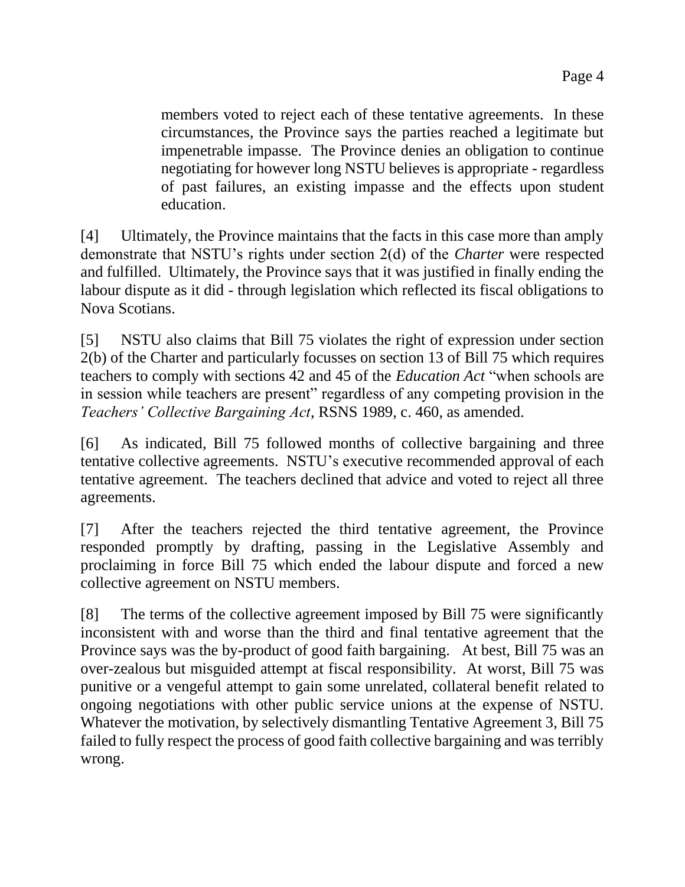members voted to reject each of these tentative agreements. In these circumstances, the Province says the parties reached a legitimate but impenetrable impasse. The Province denies an obligation to continue negotiating for however long NSTU believes is appropriate - regardless of past failures, an existing impasse and the effects upon student education.

[4] Ultimately, the Province maintains that the facts in this case more than amply demonstrate that NSTU's rights under section 2(d) of the *Charter* were respected and fulfilled. Ultimately, the Province says that it was justified in finally ending the labour dispute as it did - through legislation which reflected its fiscal obligations to Nova Scotians.

[5] NSTU also claims that Bill 75 violates the right of expression under section 2(b) of the Charter and particularly focusses on section 13 of Bill 75 which requires teachers to comply with sections 42 and 45 of the *Education Act* "when schools are in session while teachers are present" regardless of any competing provision in the *Teachers' Collective Bargaining Act*, RSNS 1989, c. 460, as amended.

[6] As indicated, Bill 75 followed months of collective bargaining and three tentative collective agreements. NSTU's executive recommended approval of each tentative agreement. The teachers declined that advice and voted to reject all three agreements.

[7] After the teachers rejected the third tentative agreement, the Province responded promptly by drafting, passing in the Legislative Assembly and proclaiming in force Bill 75 which ended the labour dispute and forced a new collective agreement on NSTU members.

[8] The terms of the collective agreement imposed by Bill 75 were significantly inconsistent with and worse than the third and final tentative agreement that the Province says was the by-product of good faith bargaining. At best, Bill 75 was an over-zealous but misguided attempt at fiscal responsibility. At worst, Bill 75 was punitive or a vengeful attempt to gain some unrelated, collateral benefit related to ongoing negotiations with other public service unions at the expense of NSTU. Whatever the motivation, by selectively dismantling Tentative Agreement 3, Bill 75 failed to fully respect the process of good faith collective bargaining and was terribly wrong.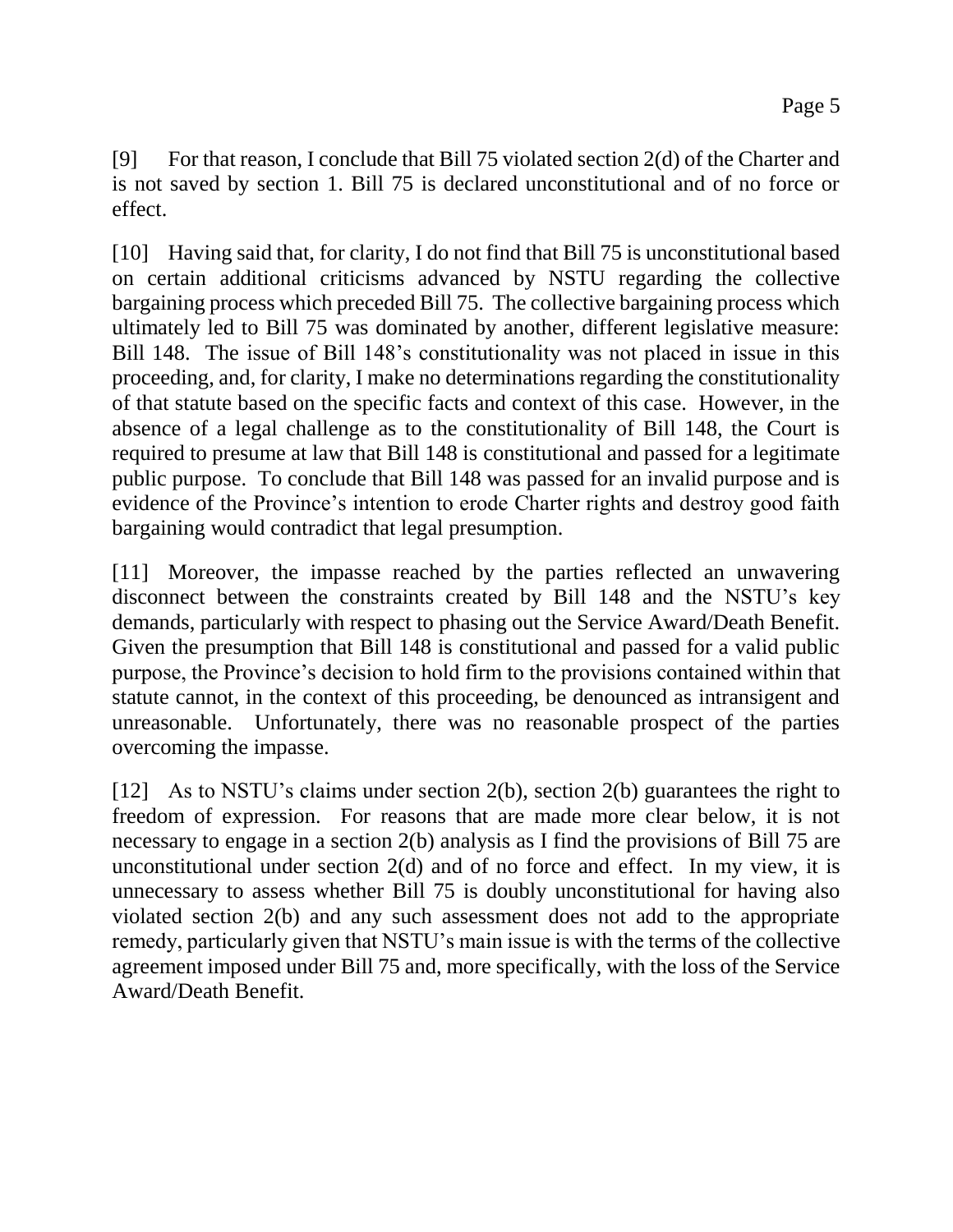[9] For that reason, I conclude that Bill 75 violated section 2(d) of the Charter and is not saved by section 1. Bill 75 is declared unconstitutional and of no force or effect.

[10] Having said that, for clarity, I do not find that Bill 75 is unconstitutional based on certain additional criticisms advanced by NSTU regarding the collective bargaining process which preceded Bill 75. The collective bargaining process which ultimately led to Bill 75 was dominated by another, different legislative measure: Bill 148. The issue of Bill 148's constitutionality was not placed in issue in this proceeding, and, for clarity, I make no determinations regarding the constitutionality of that statute based on the specific facts and context of this case. However, in the absence of a legal challenge as to the constitutionality of Bill 148, the Court is required to presume at law that Bill 148 is constitutional and passed for a legitimate public purpose. To conclude that Bill 148 was passed for an invalid purpose and is evidence of the Province's intention to erode Charter rights and destroy good faith bargaining would contradict that legal presumption.

[11] Moreover, the impasse reached by the parties reflected an unwavering disconnect between the constraints created by Bill 148 and the NSTU's key demands, particularly with respect to phasing out the Service Award/Death Benefit. Given the presumption that Bill 148 is constitutional and passed for a valid public purpose, the Province's decision to hold firm to the provisions contained within that statute cannot, in the context of this proceeding, be denounced as intransigent and unreasonable. Unfortunately, there was no reasonable prospect of the parties overcoming the impasse.

[12] As to NSTU's claims under section 2(b), section 2(b) guarantees the right to freedom of expression. For reasons that are made more clear below, it is not necessary to engage in a section 2(b) analysis as I find the provisions of Bill 75 are unconstitutional under section 2(d) and of no force and effect. In my view, it is unnecessary to assess whether Bill 75 is doubly unconstitutional for having also violated section 2(b) and any such assessment does not add to the appropriate remedy, particularly given that NSTU's main issue is with the terms of the collective agreement imposed under Bill 75 and, more specifically, with the loss of the Service Award/Death Benefit.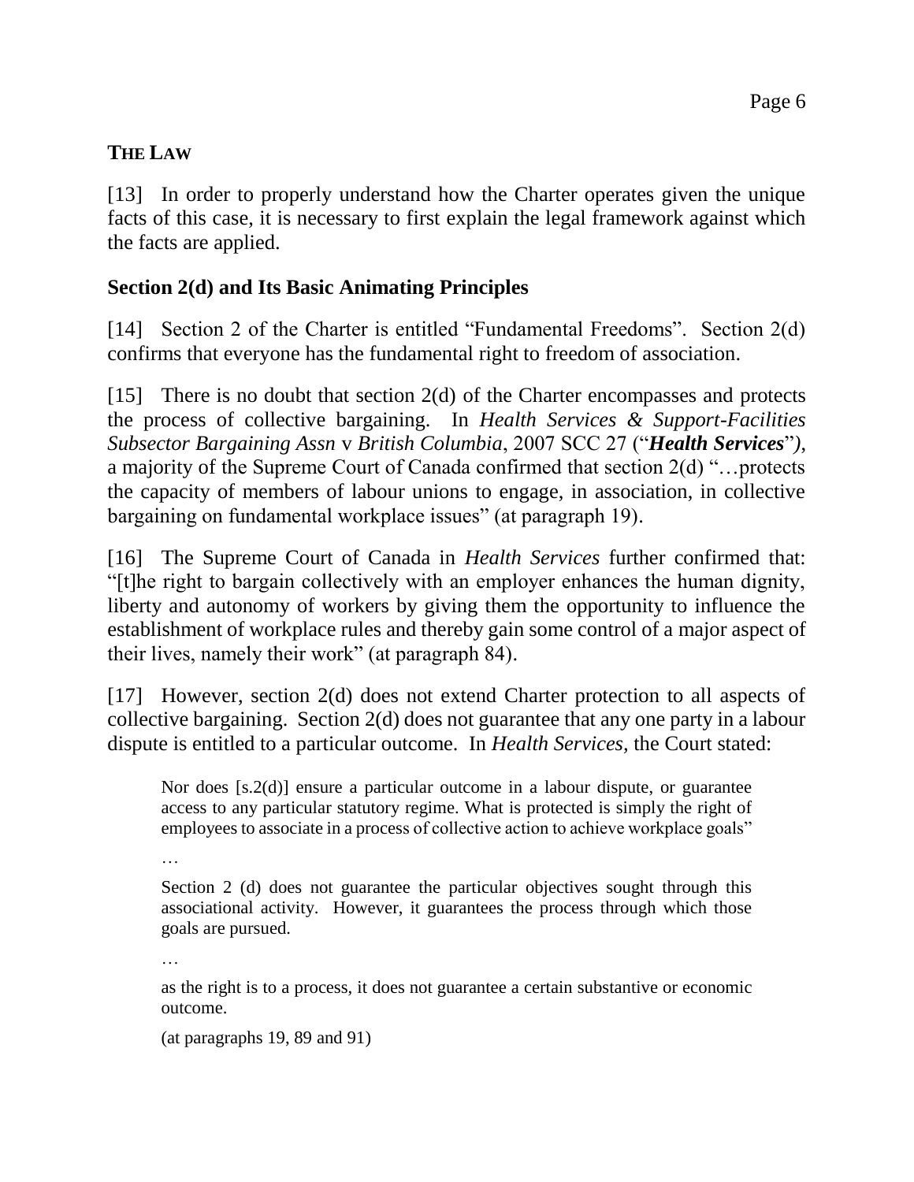## THE LAW

[13] In order to properly understand how the Charter operates given the unique facts of this case, it is necessary to first explain the legal framework against which the facts are applied.

### Section 2(d) and Its Basic Animating Principles

[14] Section 2 of the Charter is entitled "Fundamental Freedoms". Section 2(d) confirms that everyone has the fundamental right to freedom of association.

[15] There is no doubt that section 2(d) of the Charter encompasses and protects the process of collective bargaining. In *Health Services & Support-Facilities Subsector Bargaining Assn* v *British Columbia*, 2007 SCC 27 ("***Health Services***"), a majority of the Supreme Court of Canada confirmed that section 2(d) "…protects the capacity of members of labour unions to engage, in association, in collective bargaining on fundamental workplace issues" (at paragraph 19).

[16] The Supreme Court of Canada in *Health Services* further confirmed that: "[t]he right to bargain collectively with an employer enhances the human dignity, liberty and autonomy of workers by giving them the opportunity to influence the establishment of workplace rules and thereby gain some control of a major aspect of their lives, namely their work" (at paragraph 84).

[17] However, section 2(d) does not extend Charter protection to all aspects of collective bargaining. Section 2(d) does not guarantee that any one party in a labour dispute is entitled to a particular outcome. In *Health Services*, the Court stated:

> Nor does [s.2(d)] ensure a particular outcome in a labour dispute, or guarantee access to any particular statutory regime. What is protected is simply the right of employees to associate in a process of collective action to achieve workplace goals"
>
> …
>
> Section 2 (d) does not guarantee the particular objectives sought through this associational activity. However, it guarantees the process through which those goals are pursued.
>
> …
>
> as the right is to a process, it does not guarantee a certain substantive or economic outcome.
>
> (at paragraphs 19, 89 and 91)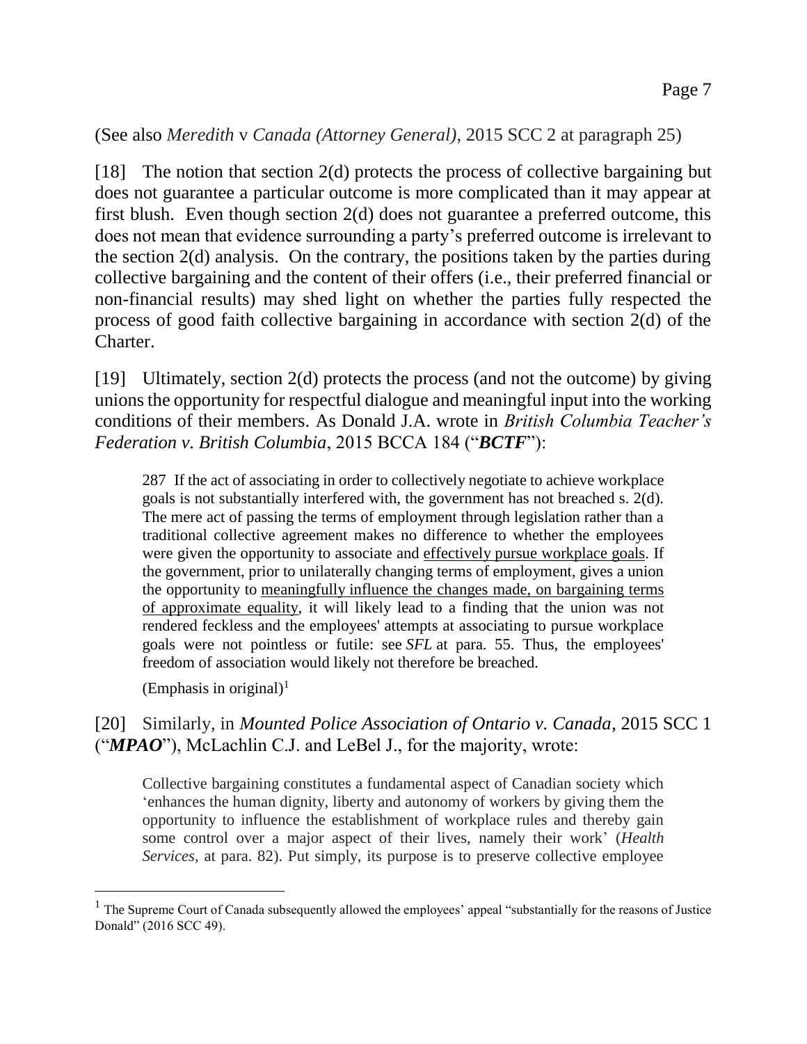(See also *Meredith* v *Canada (Attorney General)*, 2015 SCC 2 at paragraph 25)

[18] The notion that section 2(d) protects the process of collective bargaining but does not guarantee a particular outcome is more complicated than it may appear at first blush. Even though section 2(d) does not guarantee a preferred outcome, this does not mean that evidence surrounding a party's preferred outcome is irrelevant to the section 2(d) analysis. On the contrary, the positions taken by the parties during collective bargaining and the content of their offers (i.e., their preferred financial or non-financial results) may shed light on whether the parties fully respected the process of good faith collective bargaining in accordance with section 2(d) of the Charter.

[19] Ultimately, section 2(d) protects the process (and not the outcome) by giving unions the opportunity for respectful dialogue and meaningful input into the working conditions of their members. As Donald J.A. wrote in *British Columbia Teacher's Federation v. British Columbia*, 2015 BCCA 184 ("***BCTF***"):

> 287 If the act of associating in order to collectively negotiate to achieve workplace goals is not substantially interfered with, the government has not breached s. 2(d). The mere act of passing the terms of employment through legislation rather than a traditional collective agreement makes no difference to whether the employees were given the opportunity to associate and <u>effectively pursue workplace goals</u>. If the government, prior to unilaterally changing terms of employment, gives a union the opportunity to <u>meaningfully influence the changes made, on bargaining terms of approximate equality</u>, it will likely lead to a finding that the union was not rendered feckless and the employees' attempts at associating to pursue workplace goals were not pointless or futile: see *SFL* at para. 55. Thus, the employees' freedom of association would likely not therefore be breached.
>
> (Emphasis in original)[1]

[20] Similarly, in *Mounted Police Association of Ontario v. Canada*, 2015 SCC 1 ("***MPAO***"), McLachlin C.J. and LeBel J., for the majority, wrote:

> Collective bargaining constitutes a fundamental aspect of Canadian society which 'enhances the human dignity, liberty and autonomy of workers by giving them the opportunity to influence the establishment of workplace rules and thereby gain some control over a major aspect of their lives, namely their work' (*Health Services*, at para. 82). Put simply, its purpose is to preserve collective employee

---

[1] The Supreme Court of Canada subsequently allowed the employees' appeal "substantially for the reasons of Justice Donald" (2016 SCC 49).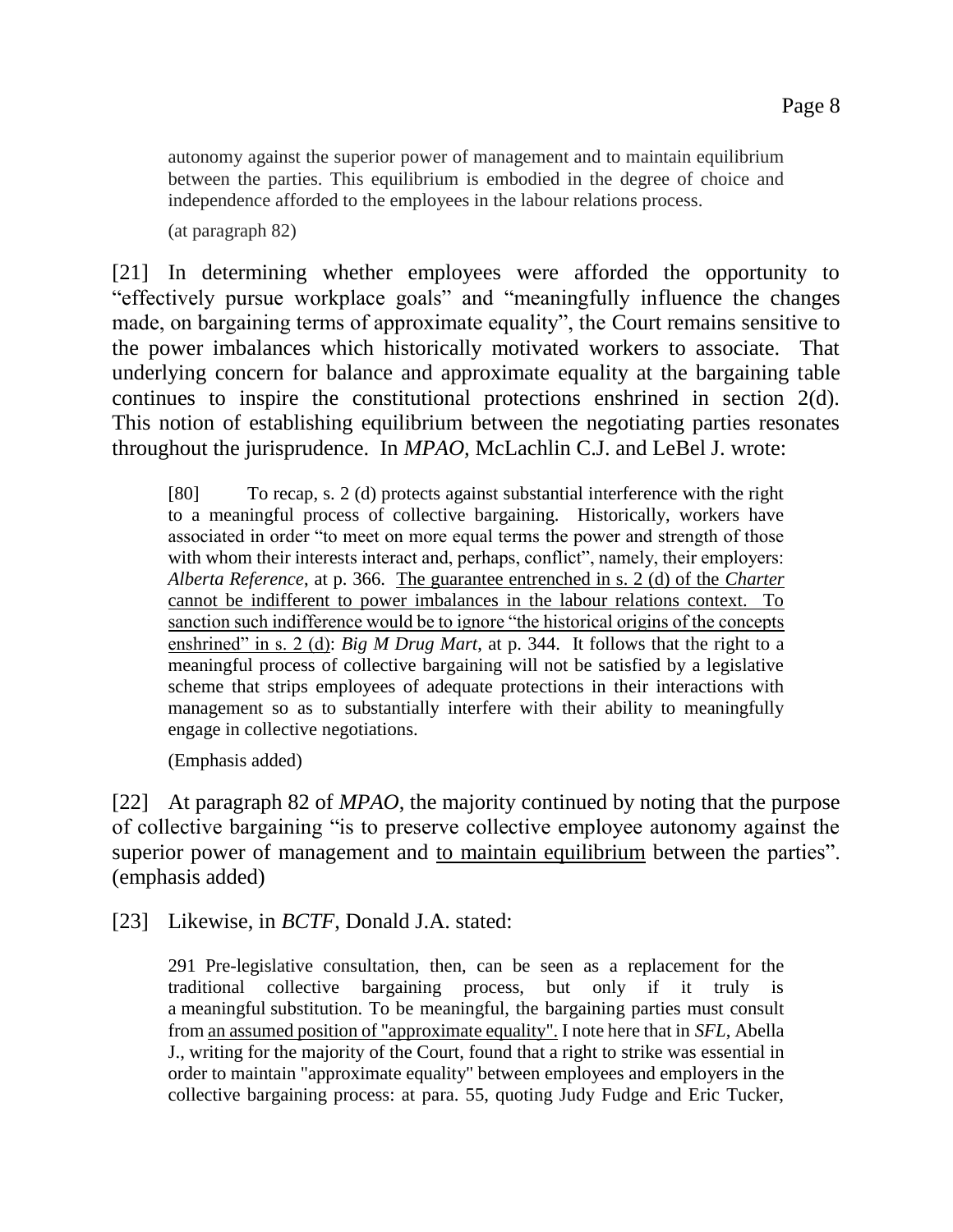> autonomy against the superior power of management and to maintain equilibrium between the parties. This equilibrium is embodied in the degree of choice and independence afforded to the employees in the labour relations process.
>
> (at paragraph 82)

[21] In determining whether employees were afforded the opportunity to "effectively pursue workplace goals" and "meaningfully influence the changes made, on bargaining terms of approximate equality", the Court remains sensitive to the power imbalances which historically motivated workers to associate. That underlying concern for balance and approximate equality at the bargaining table continues to inspire the constitutional protections enshrined in section 2(d). This notion of establishing equilibrium between the negotiating parties resonates throughout the jurisprudence. In *MPAO*, McLachlin C.J. and LeBel J. wrote:

> [80] To recap, s. 2 (d) protects against substantial interference with the right to a meaningful process of collective bargaining. Historically, workers have associated in order "to meet on more equal terms the power and strength of those with whom their interests interact and, perhaps, conflict", namely, their employers: *Alberta Reference*, at p. 366. <u>The guarantee entrenched in s. 2 (d) of the *Charter* cannot be indifferent to power imbalances in the labour relations context. To sanction such indifference would be to ignore "the historical origins of the concepts enshrined" in s. 2 (d)</u>: *Big M Drug Mart*, at p. 344. It follows that the right to a meaningful process of collective bargaining will not be satisfied by a legislative scheme that strips employees of adequate protections in their interactions with management so as to substantially interfere with their ability to meaningfully engage in collective negotiations.
>
> (Emphasis added)

[22] At paragraph 82 of *MPAO*, the majority continued by noting that the purpose of collective bargaining "is to preserve collective employee autonomy against the superior power of management and <u>to maintain equilibrium</u> between the parties". (emphasis added)

[23] Likewise, in *BCTF*, Donald J.A. stated:

> 291 Pre-legislative consultation, then, can be seen as a replacement for the traditional collective bargaining process, but only if it truly is a meaningful substitution. To be meaningful, the bargaining parties must consult from <u>an assumed position of "approximate equality".</u> I note here that in *SFL*, Abella J., writing for the majority of the Court, found that a right to strike was essential in order to maintain "approximate equality" between employees and employers in the collective bargaining process: at para. 55, quoting Judy Fudge and Eric Tucker,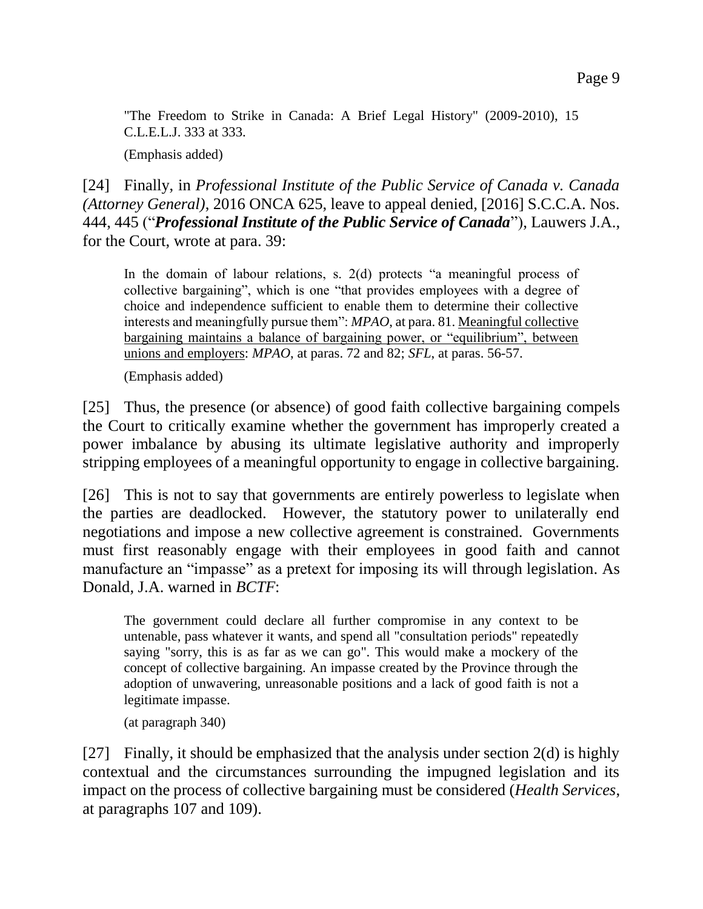> "The Freedom to Strike in Canada: A Brief Legal History" (2009-2010), 15 C.L.E.L.J. 333 at 333.
>
> (Emphasis added)

[24] Finally, in *Professional Institute of the Public Service of Canada v. Canada (Attorney General)*, 2016 ONCA 625, leave to appeal denied, [2016] S.C.C.A. Nos. 444, 445 ("***Professional Institute of the Public Service of Canada***"), Lauwers J.A., for the Court, wrote at para. 39:

> In the domain of labour relations, s. 2(d) protects "a meaningful process of collective bargaining", which is one "that provides employees with a degree of choice and independence sufficient to enable them to determine their collective interests and meaningfully pursue them": *MPAO*, at para. 81. <u>Meaningful collective bargaining maintains a balance of bargaining power, or "equilibrium", between unions and employers</u>: *MPAO*, at paras. 72 and 82; *SFL*, at paras. 56-57.
>
> (Emphasis added)

[25] Thus, the presence (or absence) of good faith collective bargaining compels the Court to critically examine whether the government has improperly created a power imbalance by abusing its ultimate legislative authority and improperly stripping employees of a meaningful opportunity to engage in collective bargaining.

[26] This is not to say that governments are entirely powerless to legislate when the parties are deadlocked. However, the statutory power to unilaterally end negotiations and impose a new collective agreement is constrained. Governments must first reasonably engage with their employees in good faith and cannot manufacture an "impasse" as a pretext for imposing its will through legislation. As Donald, J.A. warned in *BCTF*:

> The government could declare all further compromise in any context to be untenable, pass whatever it wants, and spend all "consultation periods" repeatedly saying "sorry, this is as far as we can go". This would make a mockery of the concept of collective bargaining. An impasse created by the Province through the adoption of unwavering, unreasonable positions and a lack of good faith is not a legitimate impasse.
>
> (at paragraph 340)

[27] Finally, it should be emphasized that the analysis under section 2(d) is highly contextual and the circumstances surrounding the impugned legislation and its impact on the process of collective bargaining must be considered (*Health Services*, at paragraphs 107 and 109).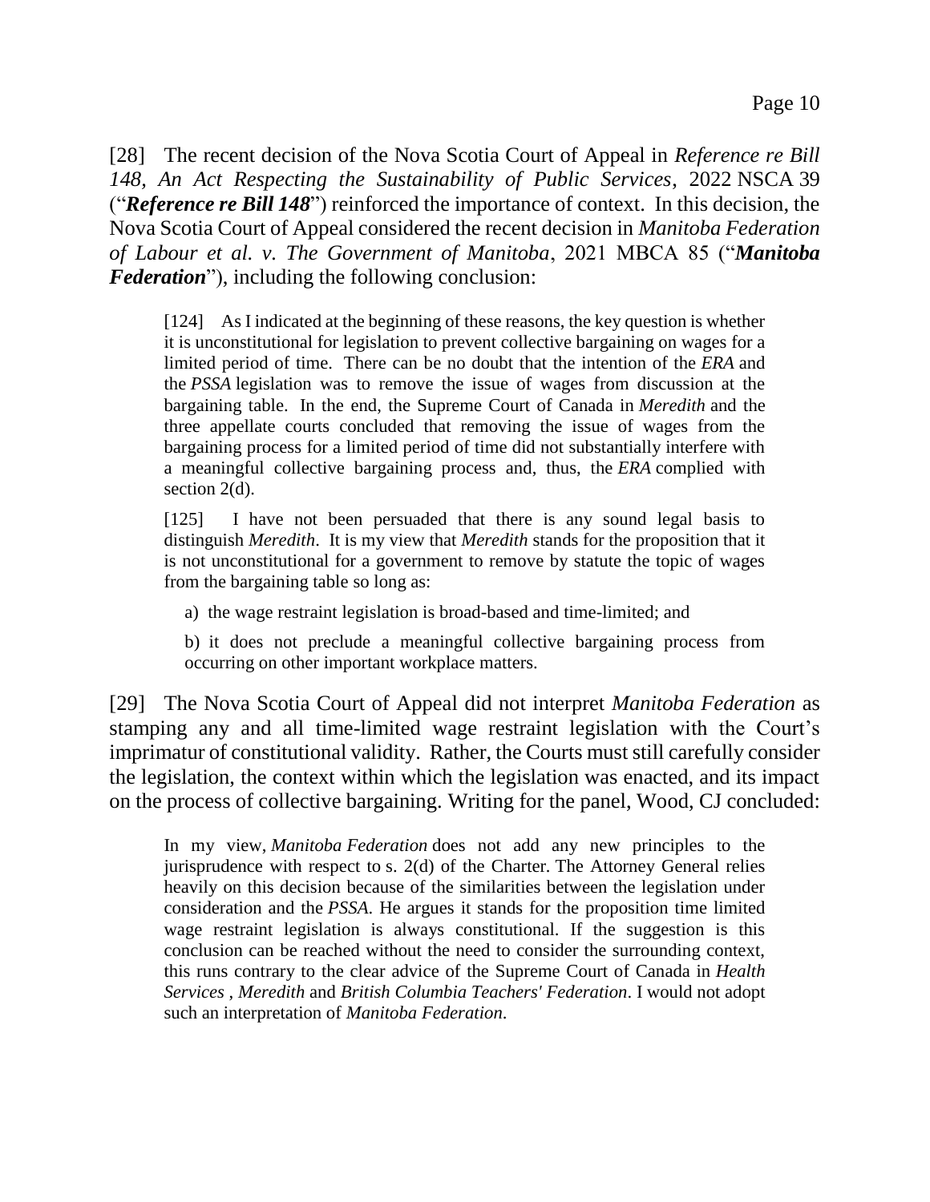[28] The recent decision of the Nova Scotia Court of Appeal in *Reference re Bill 148, An Act Respecting the Sustainability of Public Services*, 2022 NSCA 39 ("***Reference re Bill 148***") reinforced the importance of context. In this decision, the Nova Scotia Court of Appeal considered the recent decision in *Manitoba Federation of Labour et al. v. The Government of Manitoba*, 2021 MBCA 85 ("***Manitoba Federation***"), including the following conclusion:

> [124] As I indicated at the beginning of these reasons, the key question is whether it is unconstitutional for legislation to prevent collective bargaining on wages for a limited period of time. There can be no doubt that the intention of the *ERA* and the *PSSA* legislation was to remove the issue of wages from discussion at the bargaining table. In the end, the Supreme Court of Canada in *Meredith* and the three appellate courts concluded that removing the issue of wages from the bargaining process for a limited period of time did not substantially interfere with a meaningful collective bargaining process and, thus, the *ERA* complied with section 2(d).
>
> [125] I have not been persuaded that there is any sound legal basis to distinguish *Meredith*. It is my view that *Meredith* stands for the proposition that it is not unconstitutional for a government to remove by statute the topic of wages from the bargaining table so long as:
>
> a) the wage restraint legislation is broad-based and time-limited; and
>
> b) it does not preclude a meaningful collective bargaining process from occurring on other important workplace matters.

[29] The Nova Scotia Court of Appeal did not interpret *Manitoba Federation* as stamping any and all time-limited wage restraint legislation with the Court's imprimatur of constitutional validity. Rather, the Courts must still carefully consider the legislation, the context within which the legislation was enacted, and its impact on the process of collective bargaining. Writing for the panel, Wood, CJ concluded:

> In my view, *Manitoba Federation* does not add any new principles to the jurisprudence with respect to s. 2(d) of the Charter. The Attorney General relies heavily on this decision because of the similarities between the legislation under consideration and the *PSSA*. He argues it stands for the proposition time limited wage restraint legislation is always constitutional. If the suggestion is this conclusion can be reached without the need to consider the surrounding context, this runs contrary to the clear advice of the Supreme Court of Canada in *Health Services* , *Meredith* and *British Columbia Teachers' Federation*. I would not adopt such an interpretation of *Manitoba Federation*.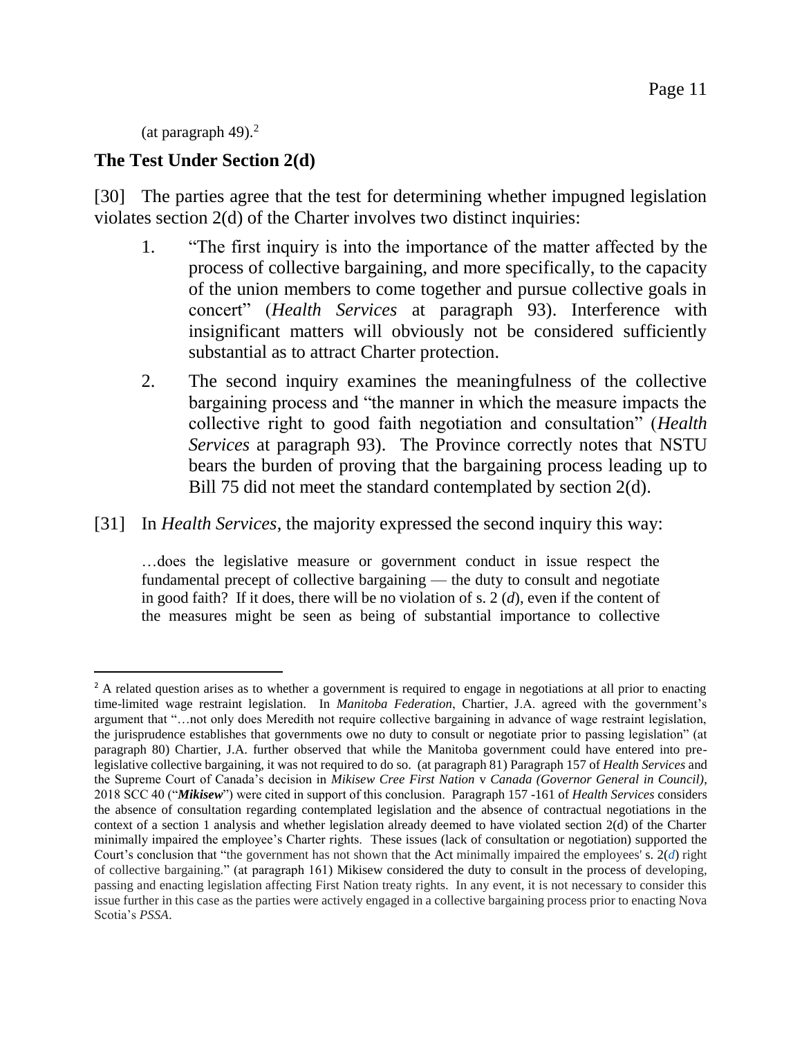(at paragraph 49).[2]

## The Test Under Section 2(d)

[30] The parties agree that the test for determining whether impugned legislation violates section 2(d) of the Charter involves two distinct inquiries:

1. "The first inquiry is into the importance of the matter affected by the process of collective bargaining, and more specifically, to the capacity of the union members to come together and pursue collective goals in concert" (*Health Services* at paragraph 93). Interference with insignificant matters will obviously not be considered sufficiently substantial as to attract Charter protection.

2. The second inquiry examines the meaningfulness of the collective bargaining process and "the manner in which the measure impacts the collective right to good faith negotiation and consultation" (*Health Services* at paragraph 93). The Province correctly notes that NSTU bears the burden of proving that the bargaining process leading up to Bill 75 did not meet the standard contemplated by section 2(d).

[31] In *Health Services*, the majority expressed the second inquiry this way:

> …does the legislative measure or government conduct in issue respect the fundamental precept of collective bargaining — the duty to consult and negotiate in good faith? If it does, there will be no violation of s. 2 (*d*), even if the content of the measures might be seen as being of substantial importance to collective

---

[2] A related question arises as to whether a government is required to engage in negotiations at all prior to enacting time-limited wage restraint legislation. In *Manitoba Federation*, Chartier, J.A. agreed with the government's argument that "…not only does Meredith not require collective bargaining in advance of wage restraint legislation, the jurisprudence establishes that governments owe no duty to consult or negotiate prior to passing legislation" (at paragraph 80) Chartier, J.A. further observed that while the Manitoba government could have entered into pre-legislative collective bargaining, it was not required to do so. (at paragraph 81) Paragraph 157 of *Health Services* and the Supreme Court of Canada's decision in *Mikisew Cree First Nation* v *Canada (Governor General in Council)*, 2018 SCC 40 ("***Mikisew***") were cited in support of this conclusion. Paragraph 157 -161 of *Health Services* considers the absence of consultation regarding contemplated legislation and the absence of contractual negotiations in the context of a section 1 analysis and whether legislation already deemed to have violated section 2(d) of the Charter minimally impaired the employee's Charter rights. These issues (lack of consultation or negotiation) supported the Court's conclusion that "the government has not shown that the Act minimally impaired the employees' s. 2(*d*) right of collective bargaining." (at paragraph 161) Mikisew considered the duty to consult in the process of developing, passing and enacting legislation affecting First Nation treaty rights. In any event, it is not necessary to consider this issue further in this case as the parties were actively engaged in a collective bargaining process prior to enacting Nova Scotia's *PSSA*.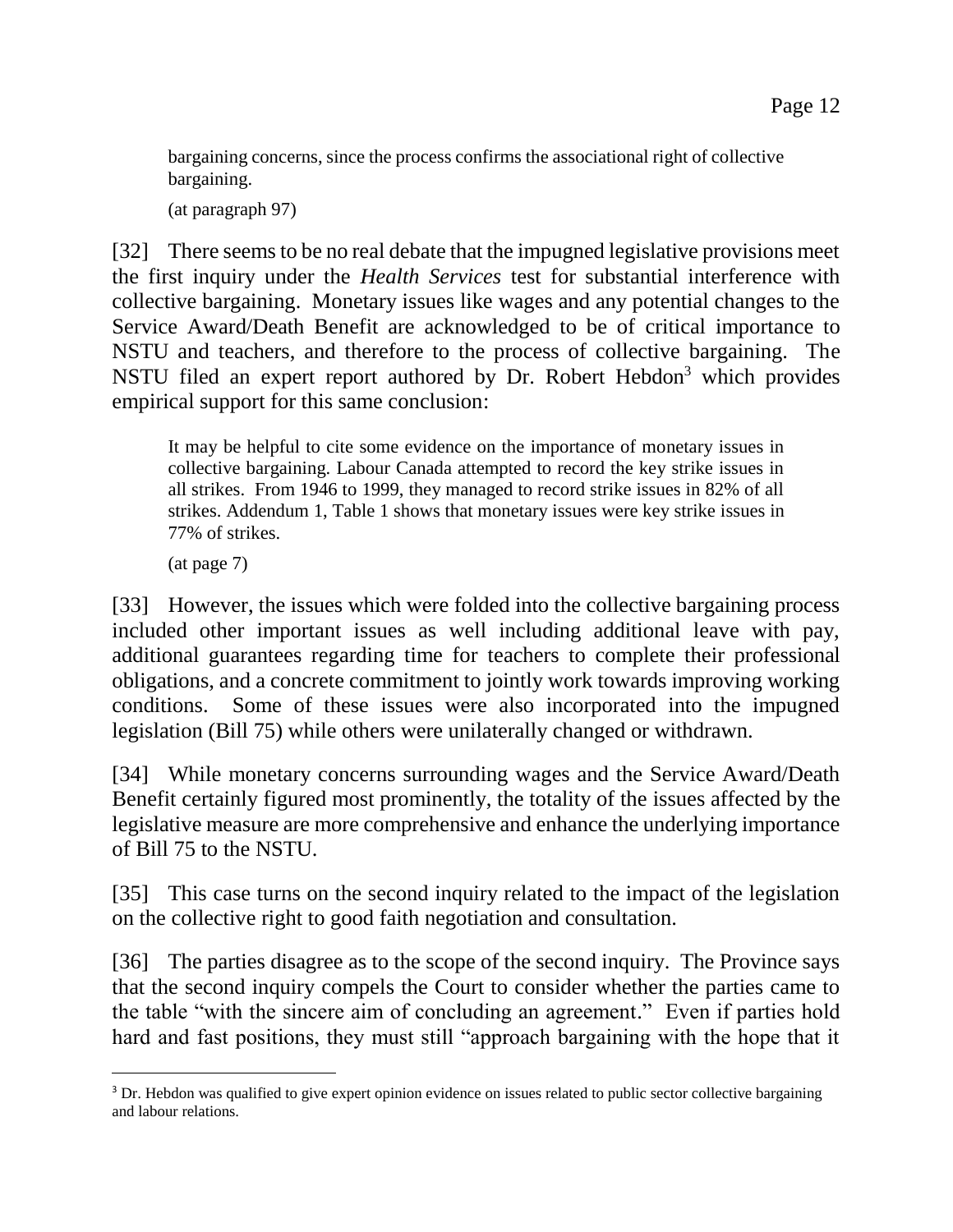> bargaining concerns, since the process confirms the associational right of collective bargaining.
>
> (at paragraph 97)

[32] There seems to be no real debate that the impugned legislative provisions meet the first inquiry under the *Health Services* test for substantial interference with collective bargaining. Monetary issues like wages and any potential changes to the Service Award/Death Benefit are acknowledged to be of critical importance to NSTU and teachers, and therefore to the process of collective bargaining. The NSTU filed an expert report authored by Dr. Robert Hebdon[3] which provides empirical support for this same conclusion:

> It may be helpful to cite some evidence on the importance of monetary issues in collective bargaining. Labour Canada attempted to record the key strike issues in all strikes. From 1946 to 1999, they managed to record strike issues in 82% of all strikes. Addendum 1, Table 1 shows that monetary issues were key strike issues in 77% of strikes.
>
> (at page 7)

[33] However, the issues which were folded into the collective bargaining process included other important issues as well including additional leave with pay, additional guarantees regarding time for teachers to complete their professional obligations, and a concrete commitment to jointly work towards improving working conditions. Some of these issues were also incorporated into the impugned legislation (Bill 75) while others were unilaterally changed or withdrawn.

[34] While monetary concerns surrounding wages and the Service Award/Death Benefit certainly figured most prominently, the totality of the issues affected by the legislative measure are more comprehensive and enhance the underlying importance of Bill 75 to the NSTU.

[35] This case turns on the second inquiry related to the impact of the legislation on the collective right to good faith negotiation and consultation.

[36] The parties disagree as to the scope of the second inquiry. The Province says that the second inquiry compels the Court to consider whether the parties came to the table "with the sincere aim of concluding an agreement." Even if parties hold hard and fast positions, they must still "approach bargaining with the hope that it

---

[3] Dr. Hebdon was qualified to give expert opinion evidence on issues related to public sector collective bargaining and labour relations.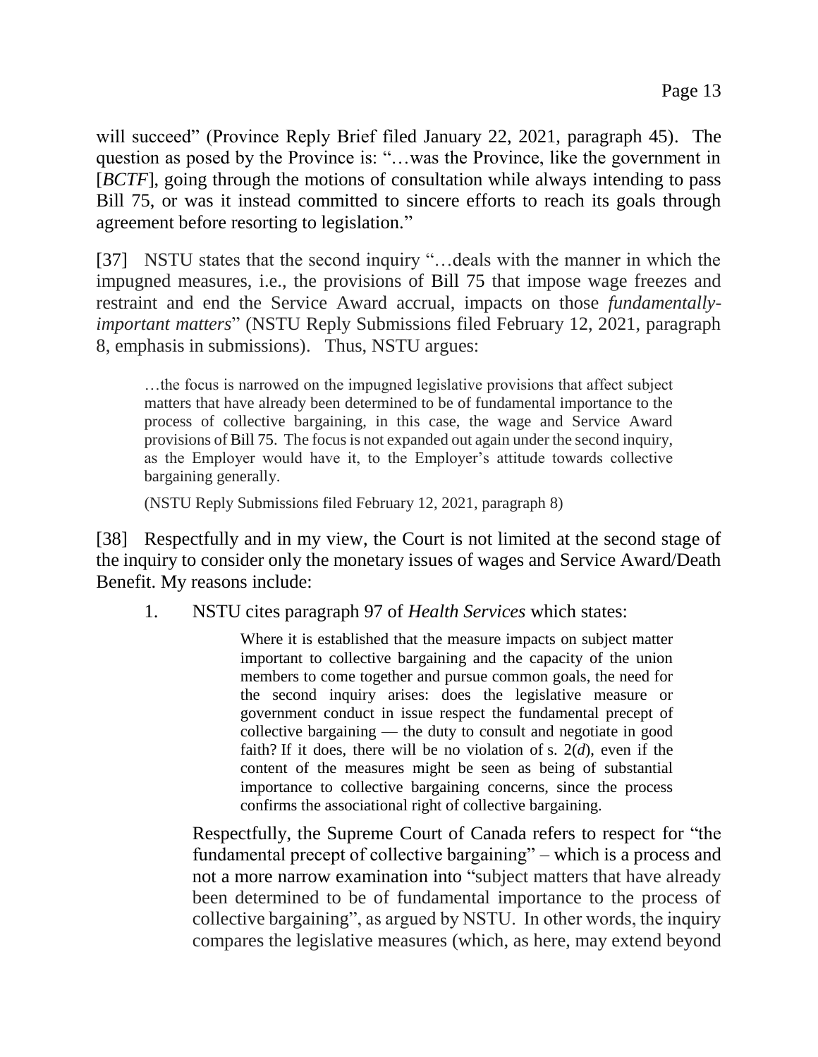will succeed" (Province Reply Brief filed January 22, 2021, paragraph 45). The question as posed by the Province is: "…was the Province, like the government in [*BCTF*], going through the motions of consultation while always intending to pass Bill 75, or was it instead committed to sincere efforts to reach its goals through agreement before resorting to legislation."

[37] NSTU states that the second inquiry "…deals with the manner in which the impugned measures, i.e., the provisions of Bill 75 that impose wage freezes and restraint and end the Service Award accrual, impacts on those *fundamentally-important matters*" (NSTU Reply Submissions filed February 12, 2021, paragraph 8, emphasis in submissions). Thus, NSTU argues:

> …the focus is narrowed on the impugned legislative provisions that affect subject matters that have already been determined to be of fundamental importance to the process of collective bargaining, in this case, the wage and Service Award provisions of Bill 75. The focus is not expanded out again under the second inquiry, as the Employer would have it, to the Employer's attitude towards collective bargaining generally.
>
> (NSTU Reply Submissions filed February 12, 2021, paragraph 8)

[38] Respectfully and in my view, the Court is not limited at the second stage of the inquiry to consider only the monetary issues of wages and Service Award/Death Benefit. My reasons include:

1. NSTU cites paragraph 97 of *Health Services* which states:

   > Where it is established that the measure impacts on subject matter important to collective bargaining and the capacity of the union members to come together and pursue common goals, the need for the second inquiry arises: does the legislative measure or government conduct in issue respect the fundamental precept of collective bargaining — the duty to consult and negotiate in good faith? If it does, there will be no violation of s. 2(*d*), even if the content of the measures might be seen as being of substantial importance to collective bargaining concerns, since the process confirms the associational right of collective bargaining.

   Respectfully, the Supreme Court of Canada refers to respect for "the fundamental precept of collective bargaining" – which is a process and not a more narrow examination into "subject matters that have already been determined to be of fundamental importance to the process of collective bargaining", as argued by NSTU. In other words, the inquiry compares the legislative measures (which, as here, may extend beyond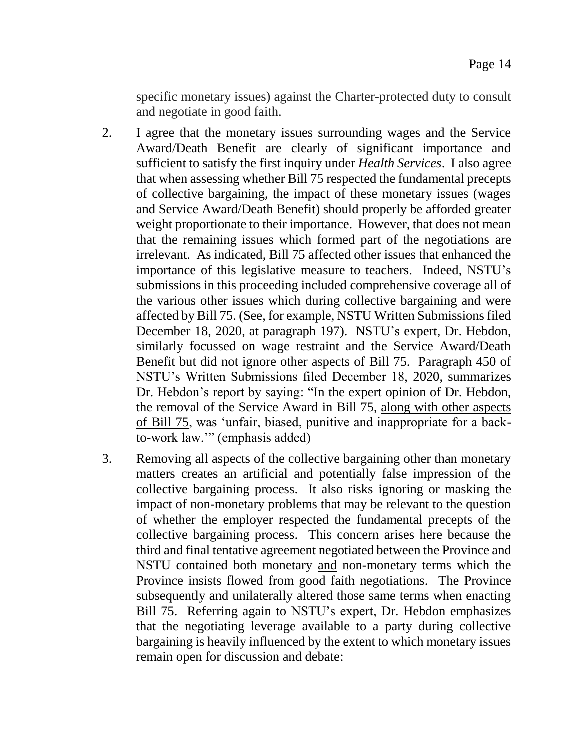specific monetary issues) against the Charter-protected duty to consult and negotiate in good faith.

2. I agree that the monetary issues surrounding wages and the Service Award/Death Benefit are clearly of significant importance and sufficient to satisfy the first inquiry under *Health Services*. I also agree that when assessing whether Bill 75 respected the fundamental precepts of collective bargaining, the impact of these monetary issues (wages and Service Award/Death Benefit) should properly be afforded greater weight proportionate to their importance. However, that does not mean that the remaining issues which formed part of the negotiations are irrelevant. As indicated, Bill 75 affected other issues that enhanced the importance of this legislative measure to teachers. Indeed, NSTU's submissions in this proceeding included comprehensive coverage all of the various other issues which during collective bargaining and were affected by Bill 75. (See, for example, NSTU Written Submissions filed December 18, 2020, at paragraph 197). NSTU's expert, Dr. Hebdon, similarly focussed on wage restraint and the Service Award/Death Benefit but did not ignore other aspects of Bill 75. Paragraph 450 of NSTU's Written Submissions filed December 18, 2020, summarizes Dr. Hebdon's report by saying: "In the expert opinion of Dr. Hebdon, the removal of the Service Award in Bill 75, <u>along with other aspects of Bill 75</u>, was 'unfair, biased, punitive and inappropriate for a back-to-work law.'" (emphasis added)

3. Removing all aspects of the collective bargaining other than monetary matters creates an artificial and potentially false impression of the collective bargaining process. It also risks ignoring or masking the impact of non-monetary problems that may be relevant to the question of whether the employer respected the fundamental precepts of the collective bargaining process. This concern arises here because the third and final tentative agreement negotiated between the Province and NSTU contained both monetary <u>and</u> non-monetary terms which the Province insists flowed from good faith negotiations. The Province subsequently and unilaterally altered those same terms when enacting Bill 75. Referring again to NSTU's expert, Dr. Hebdon emphasizes that the negotiating leverage available to a party during collective bargaining is heavily influenced by the extent to which monetary issues remain open for discussion and debate: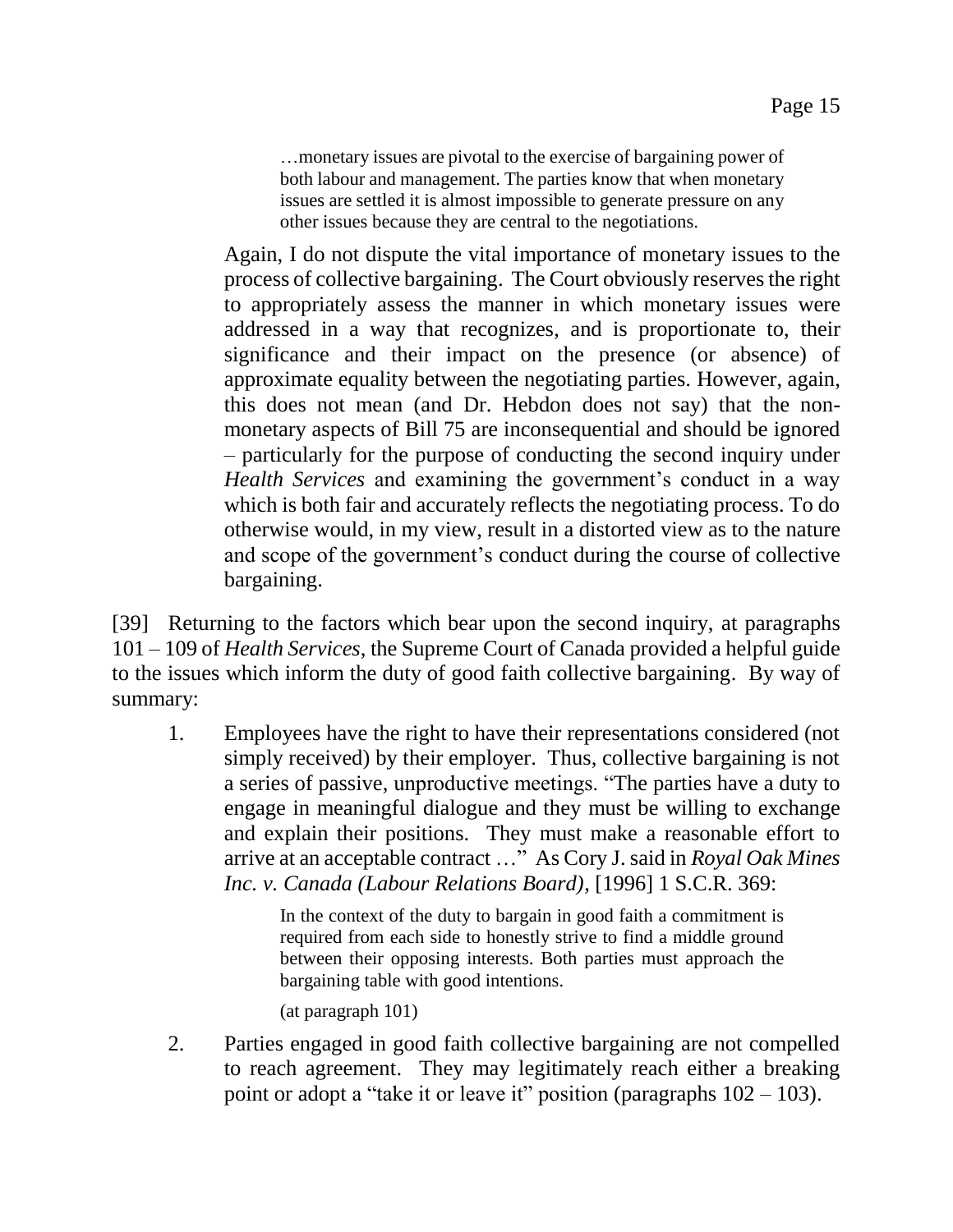> …monetary issues are pivotal to the exercise of bargaining power of both labour and management. The parties know that when monetary issues are settled it is almost impossible to generate pressure on any other issues because they are central to the negotiations.

> Again, I do not dispute the vital importance of monetary issues to the process of collective bargaining. The Court obviously reserves the right to appropriately assess the manner in which monetary issues were addressed in a way that recognizes, and is proportionate to, their significance and their impact on the presence (or absence) of approximate equality between the negotiating parties. However, again, this does not mean (and Dr. Hebdon does not say) that the non-monetary aspects of Bill 75 are inconsequential and should be ignored – particularly for the purpose of conducting the second inquiry under *Health Services* and examining the government's conduct in a way which is both fair and accurately reflects the negotiating process. To do otherwise would, in my view, result in a distorted view as to the nature and scope of the government's conduct during the course of collective bargaining.

[39] Returning to the factors which bear upon the second inquiry, at paragraphs 101 – 109 of *Health Services*, the Supreme Court of Canada provided a helpful guide to the issues which inform the duty of good faith collective bargaining. By way of summary:

1. Employees have the right to have their representations considered (not simply received) by their employer. Thus, collective bargaining is not a series of passive, unproductive meetings. "The parties have a duty to engage in meaningful dialogue and they must be willing to exchange and explain their positions. They must make a reasonable effort to arrive at an acceptable contract …" As Cory J. said in *Royal Oak Mines Inc. v. Canada (Labour Relations Board)*, [1996] 1 S.C.R. 369:

   > In the context of the duty to bargain in good faith a commitment is required from each side to honestly strive to find a middle ground between their opposing interests. Both parties must approach the bargaining table with good intentions.
   >
   > (at paragraph 101)

2. Parties engaged in good faith collective bargaining are not compelled to reach agreement. They may legitimately reach either a breaking point or adopt a "take it or leave it" position (paragraphs 102 – 103).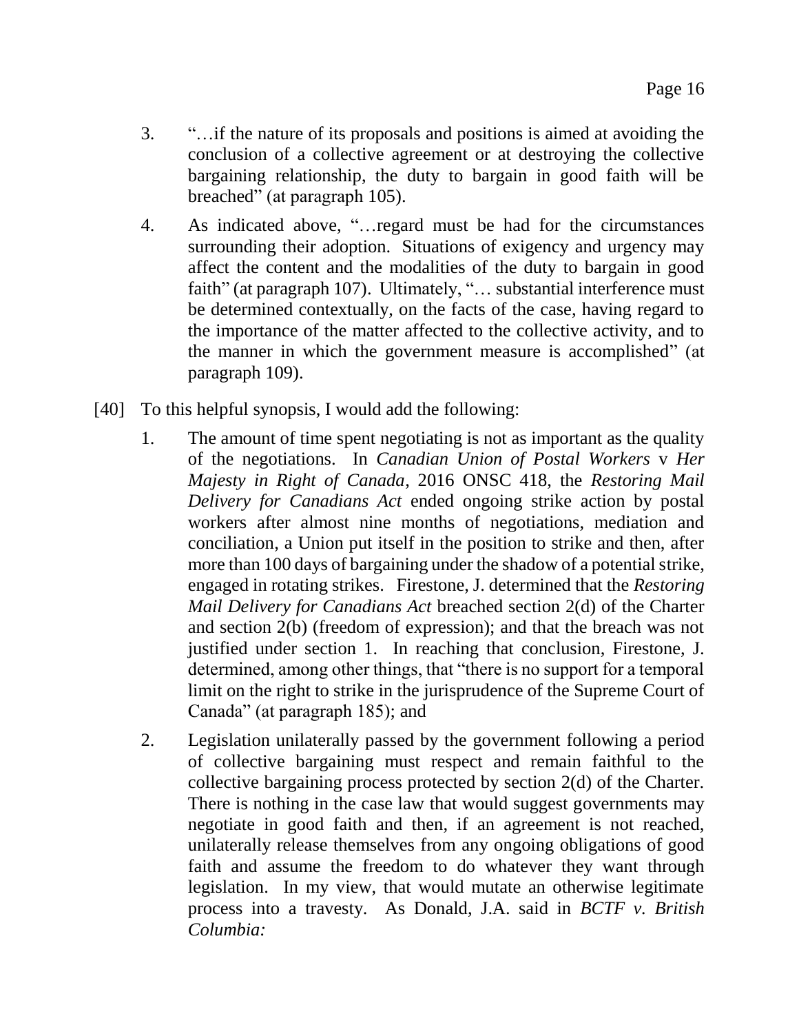3. "…if the nature of its proposals and positions is aimed at avoiding the conclusion of a collective agreement or at destroying the collective bargaining relationship, the duty to bargain in good faith will be breached" (at paragraph 105).

4. As indicated above, "…regard must be had for the circumstances surrounding their adoption. Situations of exigency and urgency may affect the content and the modalities of the duty to bargain in good faith" (at paragraph 107). Ultimately, "… substantial interference must be determined contextually, on the facts of the case, having regard to the importance of the matter affected to the collective activity, and to the manner in which the government measure is accomplished" (at paragraph 109).

[40] To this helpful synopsis, I would add the following:

1. The amount of time spent negotiating is not as important as the quality of the negotiations. In *Canadian Union of Postal Workers* v *Her Majesty in Right of Canada*, 2016 ONSC 418, the *Restoring Mail Delivery for Canadians Act* ended ongoing strike action by postal workers after almost nine months of negotiations, mediation and conciliation, a Union put itself in the position to strike and then, after more than 100 days of bargaining under the shadow of a potential strike, engaged in rotating strikes. Firestone, J. determined that the *Restoring Mail Delivery for Canadians Act* breached section 2(d) of the Charter and section 2(b) (freedom of expression); and that the breach was not justified under section 1. In reaching that conclusion, Firestone, J. determined, among other things, that "there is no support for a temporal limit on the right to strike in the jurisprudence of the Supreme Court of Canada" (at paragraph 185); and

2. Legislation unilaterally passed by the government following a period of collective bargaining must respect and remain faithful to the collective bargaining process protected by section 2(d) of the Charter. There is nothing in the case law that would suggest governments may negotiate in good faith and then, if an agreement is not reached, unilaterally release themselves from any ongoing obligations of good faith and assume the freedom to do whatever they want through legislation. In my view, that would mutate an otherwise legitimate process into a travesty. As Donald, J.A. said in *BCTF v. British Columbia:*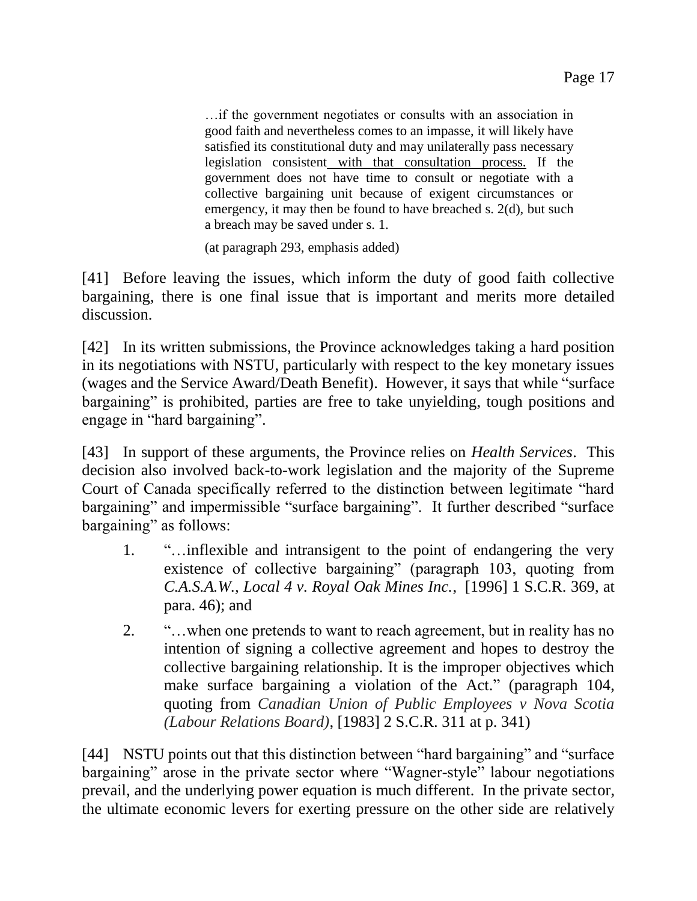> …if the government negotiates or consults with an association in good faith and nevertheless comes to an impasse, it will likely have satisfied its constitutional duty and may unilaterally pass necessary legislation consistent with that consultation process. If the government does not have time to consult or negotiate with a collective bargaining unit because of exigent circumstances or emergency, it may then be found to have breached s. 2(d), but such a breach may be saved under s. 1.
>
> (at paragraph 293, emphasis added)

[41] Before leaving the issues, which inform the duty of good faith collective bargaining, there is one final issue that is important and merits more detailed discussion.

[42] In its written submissions, the Province acknowledges taking a hard position in its negotiations with NSTU, particularly with respect to the key monetary issues (wages and the Service Award/Death Benefit). However, it says that while "surface bargaining" is prohibited, parties are free to take unyielding, tough positions and engage in "hard bargaining".

[43] In support of these arguments, the Province relies on *Health Services*. This decision also involved back-to-work legislation and the majority of the Supreme Court of Canada specifically referred to the distinction between legitimate "hard bargaining" and impermissible "surface bargaining". It further described "surface bargaining" as follows:

1. "…inflexible and intransigent to the point of endangering the very existence of collective bargaining" (paragraph 103, quoting from *C.A.S.A.W., Local 4 v. Royal Oak Mines Inc.*, [1996] 1 S.C.R. 369, at para. 46); and
2. "…when one pretends to want to reach agreement, but in reality has no intention of signing a collective agreement and hopes to destroy the collective bargaining relationship. It is the improper objectives which make surface bargaining a violation of the Act." (paragraph 104, quoting from *Canadian Union of Public Employees v Nova Scotia (Labour Relations Board)*, [1983] 2 S.C.R. 311 at p. 341)

[44] NSTU points out that this distinction between "hard bargaining" and "surface bargaining" arose in the private sector where "Wagner-style" labour negotiations prevail, and the underlying power equation is much different. In the private sector, the ultimate economic levers for exerting pressure on the other side are relatively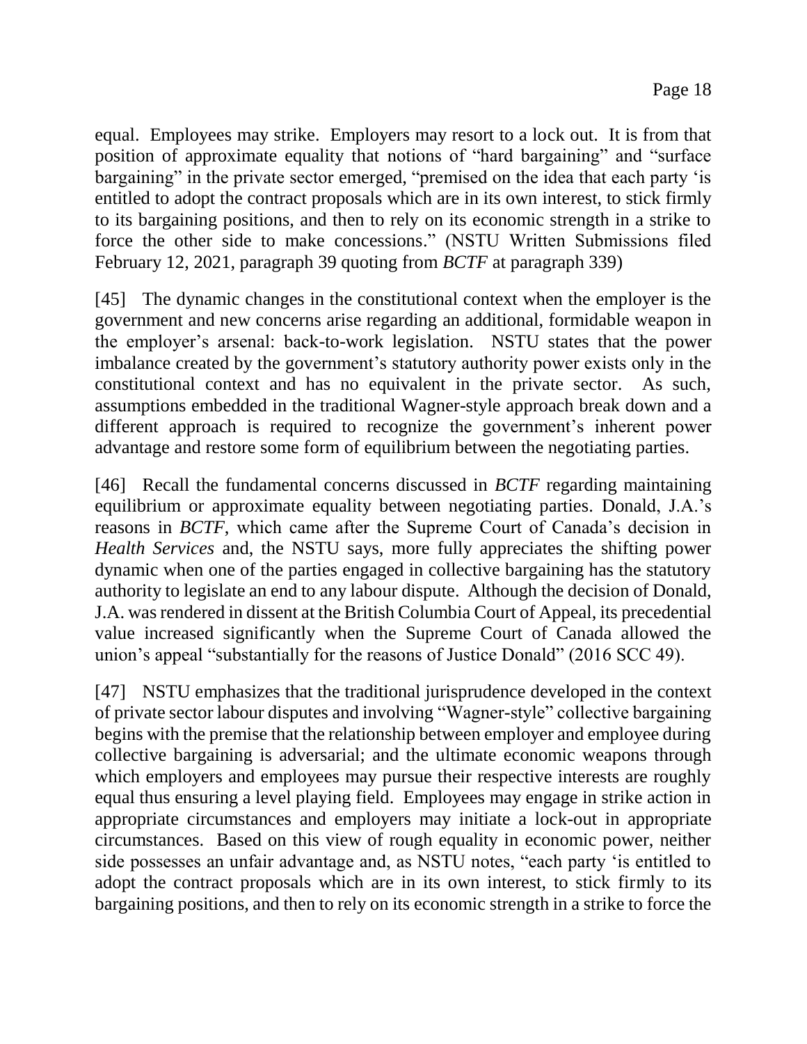equal. Employees may strike. Employers may resort to a lock out. It is from that position of approximate equality that notions of "hard bargaining" and "surface bargaining" in the private sector emerged, "premised on the idea that each party 'is entitled to adopt the contract proposals which are in its own interest, to stick firmly to its bargaining positions, and then to rely on its economic strength in a strike to force the other side to make concessions." (NSTU Written Submissions filed February 12, 2021, paragraph 39 quoting from *BCTF* at paragraph 339)

[45] The dynamic changes in the constitutional context when the employer is the government and new concerns arise regarding an additional, formidable weapon in the employer's arsenal: back-to-work legislation. NSTU states that the power imbalance created by the government's statutory authority power exists only in the constitutional context and has no equivalent in the private sector. As such, assumptions embedded in the traditional Wagner-style approach break down and a different approach is required to recognize the government's inherent power advantage and restore some form of equilibrium between the negotiating parties.

[46] Recall the fundamental concerns discussed in *BCTF* regarding maintaining equilibrium or approximate equality between negotiating parties. Donald, J.A.'s reasons in *BCTF*, which came after the Supreme Court of Canada's decision in *Health Services* and, the NSTU says, more fully appreciates the shifting power dynamic when one of the parties engaged in collective bargaining has the statutory authority to legislate an end to any labour dispute. Although the decision of Donald, J.A. was rendered in dissent at the British Columbia Court of Appeal, its precedential value increased significantly when the Supreme Court of Canada allowed the union's appeal "substantially for the reasons of Justice Donald" (2016 SCC 49).

[47] NSTU emphasizes that the traditional jurisprudence developed in the context of private sector labour disputes and involving "Wagner-style" collective bargaining begins with the premise that the relationship between employer and employee during collective bargaining is adversarial; and the ultimate economic weapons through which employers and employees may pursue their respective interests are roughly equal thus ensuring a level playing field. Employees may engage in strike action in appropriate circumstances and employers may initiate a lock-out in appropriate circumstances. Based on this view of rough equality in economic power, neither side possesses an unfair advantage and, as NSTU notes, "each party 'is entitled to adopt the contract proposals which are in its own interest, to stick firmly to its bargaining positions, and then to rely on its economic strength in a strike to force the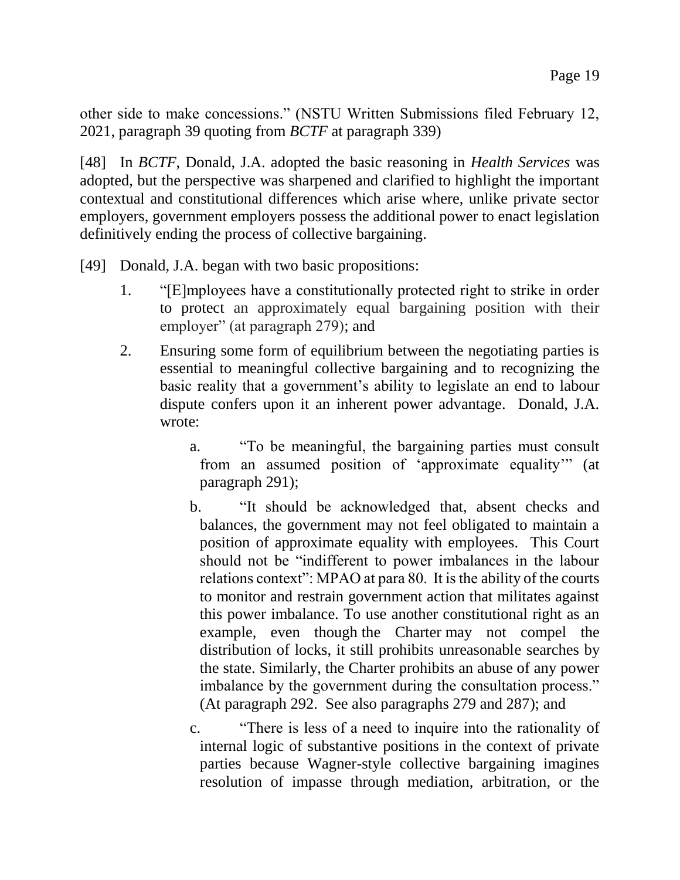other side to make concessions." (NSTU Written Submissions filed February 12, 2021, paragraph 39 quoting from *BCTF* at paragraph 339)

[48] In *BCTF*, Donald, J.A. adopted the basic reasoning in *Health Services* was adopted, but the perspective was sharpened and clarified to highlight the important contextual and constitutional differences which arise where, unlike private sector employers, government employers possess the additional power to enact legislation definitively ending the process of collective bargaining.

[49] Donald, J.A. began with two basic propositions:

1. "[E]mployees have a constitutionally protected right to strike in order to protect an approximately equal bargaining position with their employer" (at paragraph 279); and

2. Ensuring some form of equilibrium between the negotiating parties is essential to meaningful collective bargaining and to recognizing the basic reality that a government's ability to legislate an end to labour dispute confers upon it an inherent power advantage. Donald, J.A. wrote:

    a. "To be meaningful, the bargaining parties must consult from an assumed position of 'approximate equality'" (at paragraph 291);

    b. "It should be acknowledged that, absent checks and balances, the government may not feel obligated to maintain a position of approximate equality with employees. This Court should not be "indifferent to power imbalances in the labour relations context": MPAO at para 80. It is the ability of the courts to monitor and restrain government action that militates against this power imbalance. To use another constitutional right as an example, even though the Charter may not compel the distribution of locks, it still prohibits unreasonable searches by the state. Similarly, the Charter prohibits an abuse of any power imbalance by the government during the consultation process." (At paragraph 292. See also paragraphs 279 and 287); and

    c. "There is less of a need to inquire into the rationality of internal logic of substantive positions in the context of private parties because Wagner-style collective bargaining imagines resolution of impasse through mediation, arbitration, or the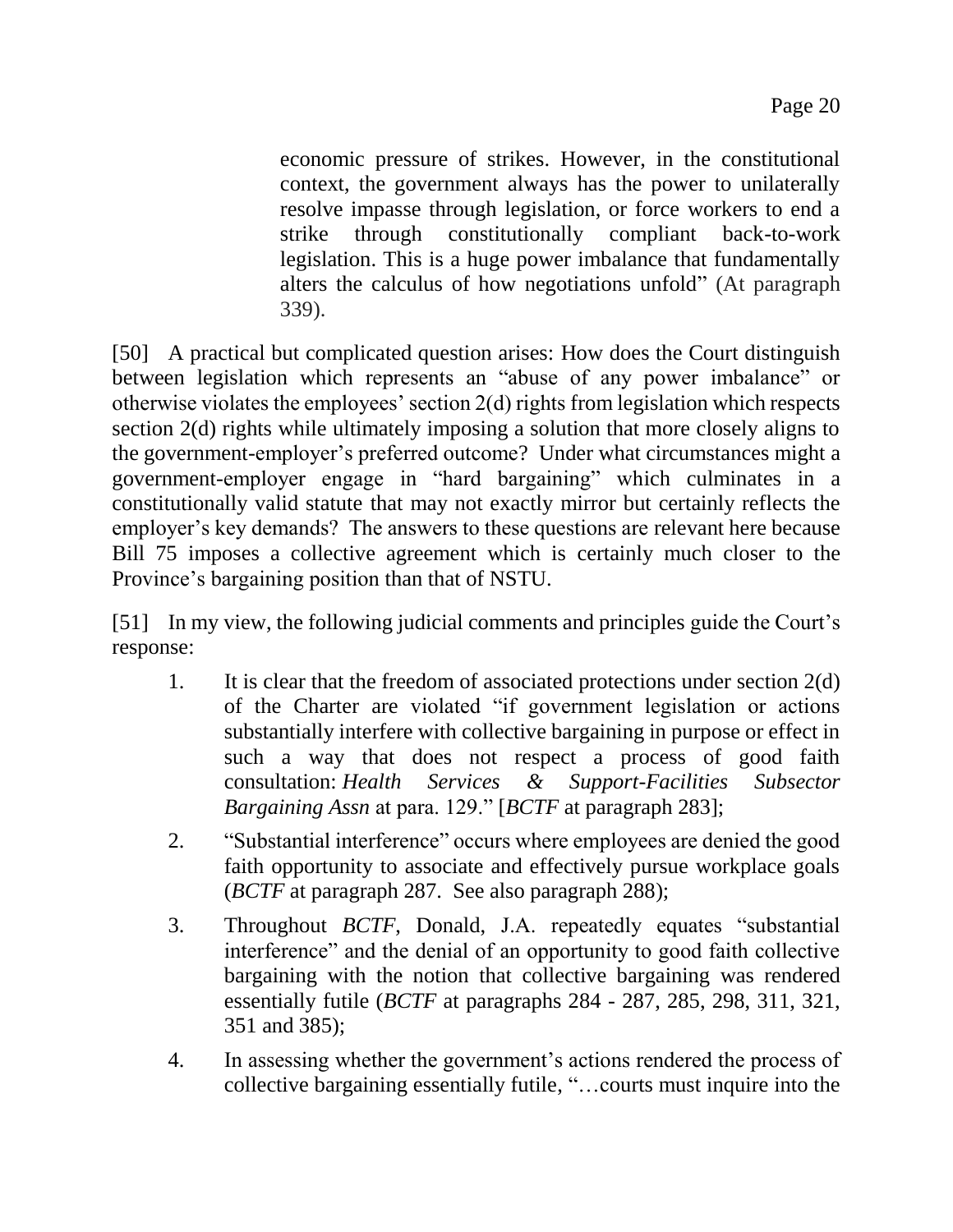> economic pressure of strikes. However, in the constitutional context, the government always has the power to unilaterally resolve impasse through legislation, or force workers to end a strike through constitutionally compliant back-to-work legislation. This is a huge power imbalance that fundamentally alters the calculus of how negotiations unfold" (At paragraph 339).

[50] A practical but complicated question arises: How does the Court distinguish between legislation which represents an "abuse of any power imbalance" or otherwise violates the employees' section 2(d) rights from legislation which respects section 2(d) rights while ultimately imposing a solution that more closely aligns to the government-employer's preferred outcome? Under what circumstances might a government-employer engage in "hard bargaining" which culminates in a constitutionally valid statute that may not exactly mirror but certainly reflects the employer's key demands? The answers to these questions are relevant here because Bill 75 imposes a collective agreement which is certainly much closer to the Province's bargaining position than that of NSTU.

[51] In my view, the following judicial comments and principles guide the Court's response:

1. It is clear that the freedom of associated protections under section 2(d) of the Charter are violated "if government legislation or actions substantially interfere with collective bargaining in purpose or effect in such a way that does not respect a process of good faith consultation: *Health Services & Support-Facilities Subsector Bargaining Assn* at para. 129." [*BCTF* at paragraph 283];
2. "Substantial interference" occurs where employees are denied the good faith opportunity to associate and effectively pursue workplace goals (*BCTF* at paragraph 287. See also paragraph 288);
3. Throughout *BCTF*, Donald, J.A. repeatedly equates "substantial interference" and the denial of an opportunity to good faith collective bargaining with the notion that collective bargaining was rendered essentially futile (*BCTF* at paragraphs 284 - 287, 285, 298, 311, 321, 351 and 385);
4. In assessing whether the government's actions rendered the process of collective bargaining essentially futile, "…courts must inquire into the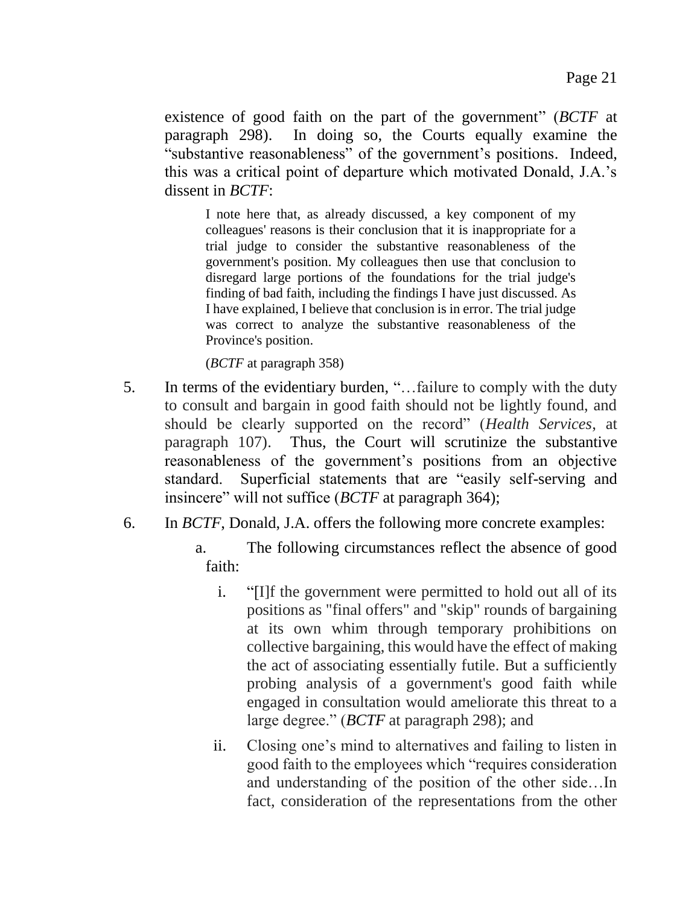existence of good faith on the part of the government" (*BCTF* at paragraph 298). In doing so, the Courts equally examine the "substantive reasonableness" of the government's positions. Indeed, this was a critical point of departure which motivated Donald, J.A.'s dissent in *BCTF*:

> I note here that, as already discussed, a key component of my colleagues' reasons is their conclusion that it is inappropriate for a trial judge to consider the substantive reasonableness of the government's position. My colleagues then use that conclusion to disregard large portions of the foundations for the trial judge's finding of bad faith, including the findings I have just discussed. As I have explained, I believe that conclusion is in error. The trial judge was correct to analyze the substantive reasonableness of the Province's position.
>
> (*BCTF* at paragraph 358)

5. In terms of the evidentiary burden, "…failure to comply with the duty to consult and bargain in good faith should not be lightly found, and should be clearly supported on the record" (*Health Services*, at paragraph 107). Thus, the Court will scrutinize the substantive reasonableness of the government's positions from an objective standard. Superficial statements that are "easily self-serving and insincere" will not suffice (*BCTF* at paragraph 364);

6. In *BCTF*, Donald, J.A. offers the following more concrete examples:

   a. The following circumstances reflect the absence of good faith:

      i. "[I]f the government were permitted to hold out all of its positions as "final offers" and "skip" rounds of bargaining at its own whim through temporary prohibitions on collective bargaining, this would have the effect of making the act of associating essentially futile. But a sufficiently probing analysis of a government's good faith while engaged in consultation would ameliorate this threat to a large degree." (*BCTF* at paragraph 298); and

      ii. Closing one's mind to alternatives and failing to listen in good faith to the employees which "requires consideration and understanding of the position of the other side…In fact, consideration of the representations from the other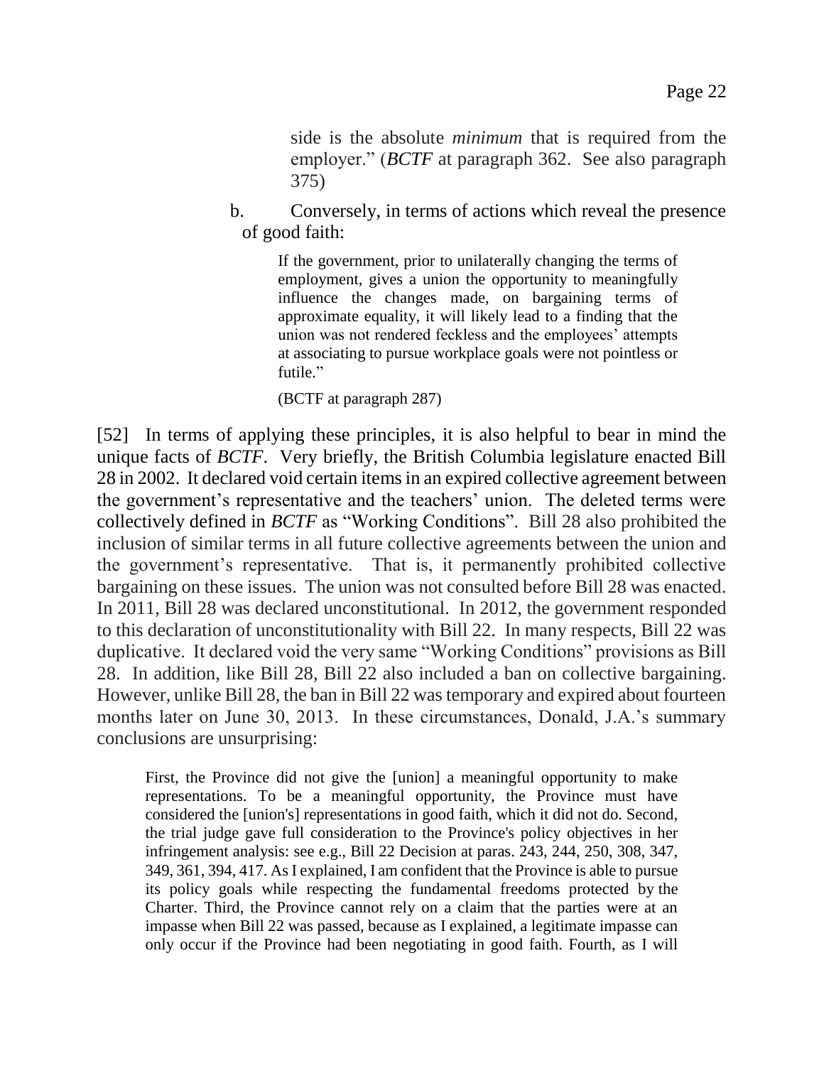> side is the absolute *minimum* that is required from the employer." (*BCTF* at paragraph 362. See also paragraph 375)

b. Conversely, in terms of actions which reveal the presence of good faith:

> If the government, prior to unilaterally changing the terms of employment, gives a union the opportunity to meaningfully influence the changes made, on bargaining terms of approximate equality, it will likely lead to a finding that the union was not rendered feckless and the employees' attempts at associating to pursue workplace goals were not pointless or futile."
>
> (BCTF at paragraph 287)

[52] In terms of applying these principles, it is also helpful to bear in mind the unique facts of *BCTF*. Very briefly, the British Columbia legislature enacted Bill 28 in 2002. It declared void certain items in an expired collective agreement between the government's representative and the teachers' union. The deleted terms were collectively defined in *BCTF* as "Working Conditions". Bill 28 also prohibited the inclusion of similar terms in all future collective agreements between the union and the government's representative. That is, it permanently prohibited collective bargaining on these issues. The union was not consulted before Bill 28 was enacted. In 2011, Bill 28 was declared unconstitutional. In 2012, the government responded to this declaration of unconstitutionality with Bill 22. In many respects, Bill 22 was duplicative. It declared void the very same "Working Conditions" provisions as Bill 28. In addition, like Bill 28, Bill 22 also included a ban on collective bargaining. However, unlike Bill 28, the ban in Bill 22 was temporary and expired about fourteen months later on June 30, 2013. In these circumstances, Donald, J.A.'s summary conclusions are unsurprising:

> First, the Province did not give the [union] a meaningful opportunity to make representations. To be a meaningful opportunity, the Province must have considered the [union's] representations in good faith, which it did not do. Second, the trial judge gave full consideration to the Province's policy objectives in her infringement analysis: see e.g., Bill 22 Decision at paras. 243, 244, 250, 308, 347, 349, 361, 394, 417. As I explained, I am confident that the Province is able to pursue its policy goals while respecting the fundamental freedoms protected by the Charter. Third, the Province cannot rely on a claim that the parties were at an impasse when Bill 22 was passed, because as I explained, a legitimate impasse can only occur if the Province had been negotiating in good faith. Fourth, as I will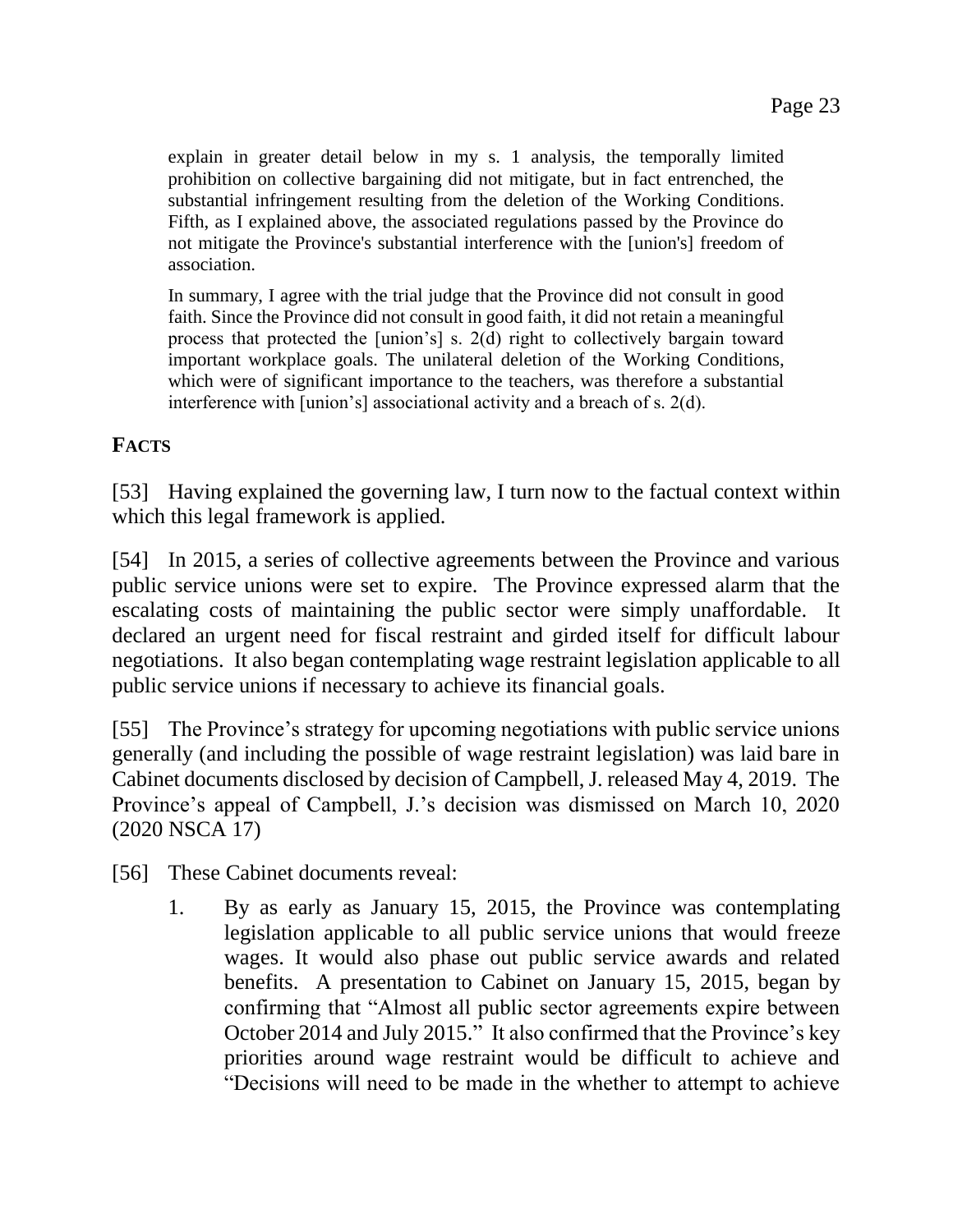> explain in greater detail below in my s. 1 analysis, the temporally limited prohibition on collective bargaining did not mitigate, but in fact entrenched, the substantial infringement resulting from the deletion of the Working Conditions. Fifth, as I explained above, the associated regulations passed by the Province do not mitigate the Province's substantial interference with the [union's] freedom of association.
>
> In summary, I agree with the trial judge that the Province did not consult in good faith. Since the Province did not consult in good faith, it did not retain a meaningful process that protected the [union's] s. 2(d) right to collectively bargain toward important workplace goals. The unilateral deletion of the Working Conditions, which were of significant importance to the teachers, was therefore a substantial interference with [union's] associational activity and a breach of s. 2(d).

## FACTS

[53] Having explained the governing law, I turn now to the factual context within which this legal framework is applied.

[54] In 2015, a series of collective agreements between the Province and various public service unions were set to expire. The Province expressed alarm that the escalating costs of maintaining the public sector were simply unaffordable. It declared an urgent need for fiscal restraint and girded itself for difficult labour negotiations. It also began contemplating wage restraint legislation applicable to all public service unions if necessary to achieve its financial goals.

[55] The Province's strategy for upcoming negotiations with public service unions generally (and including the possible of wage restraint legislation) was laid bare in Cabinet documents disclosed by decision of Campbell, J. released May 4, 2019. The Province's appeal of Campbell, J.'s decision was dismissed on March 10, 2020 (2020 NSCA 17)

[56] These Cabinet documents reveal:

1. By as early as January 15, 2015, the Province was contemplating legislation applicable to all public service unions that would freeze wages. It would also phase out public service awards and related benefits. A presentation to Cabinet on January 15, 2015, began by confirming that "Almost all public sector agreements expire between October 2014 and July 2015." It also confirmed that the Province's key priorities around wage restraint would be difficult to achieve and "Decisions will need to be made in the whether to attempt to achieve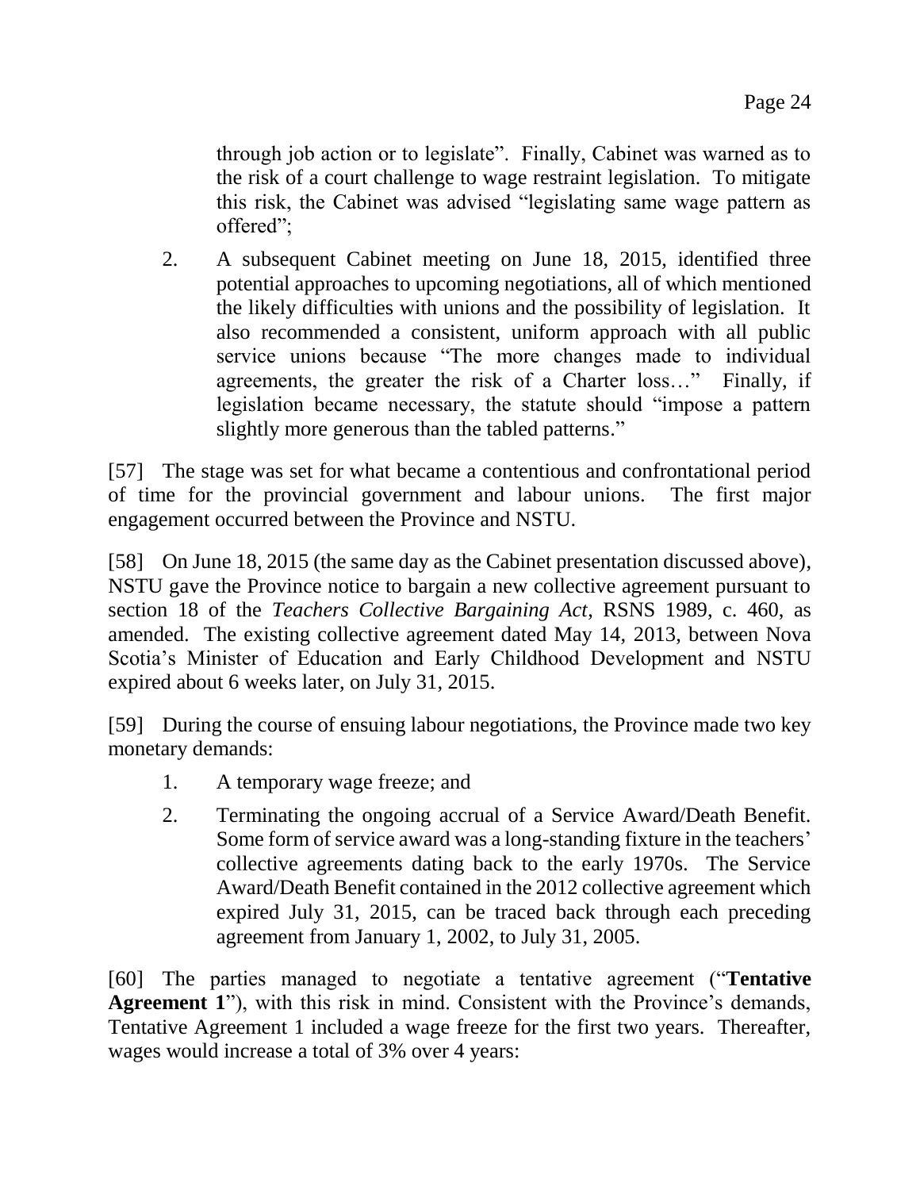through job action or to legislate". Finally, Cabinet was warned as to the risk of a court challenge to wage restraint legislation. To mitigate this risk, the Cabinet was advised "legislating same wage pattern as offered";

2. A subsequent Cabinet meeting on June 18, 2015, identified three potential approaches to upcoming negotiations, all of which mentioned the likely difficulties with unions and the possibility of legislation. It also recommended a consistent, uniform approach with all public service unions because "The more changes made to individual agreements, the greater the risk of a Charter loss…" Finally, if legislation became necessary, the statute should "impose a pattern slightly more generous than the tabled patterns."

[57] The stage was set for what became a contentious and confrontational period of time for the provincial government and labour unions. The first major engagement occurred between the Province and NSTU.

[58] On June 18, 2015 (the same day as the Cabinet presentation discussed above), NSTU gave the Province notice to bargain a new collective agreement pursuant to section 18 of the *Teachers Collective Bargaining Act*, RSNS 1989, c. 460, as amended. The existing collective agreement dated May 14, 2013, between Nova Scotia's Minister of Education and Early Childhood Development and NSTU expired about 6 weeks later, on July 31, 2015.

[59] During the course of ensuing labour negotiations, the Province made two key monetary demands:

1. A temporary wage freeze; and
2. Terminating the ongoing accrual of a Service Award/Death Benefit. Some form of service award was a long-standing fixture in the teachers' collective agreements dating back to the early 1970s. The Service Award/Death Benefit contained in the 2012 collective agreement which expired July 31, 2015, can be traced back through each preceding agreement from January 1, 2002, to July 31, 2005.

[60] The parties managed to negotiate a tentative agreement ("**Tentative Agreement 1**"), with this risk in mind. Consistent with the Province's demands, Tentative Agreement 1 included a wage freeze for the first two years. Thereafter, wages would increase a total of 3% over 4 years: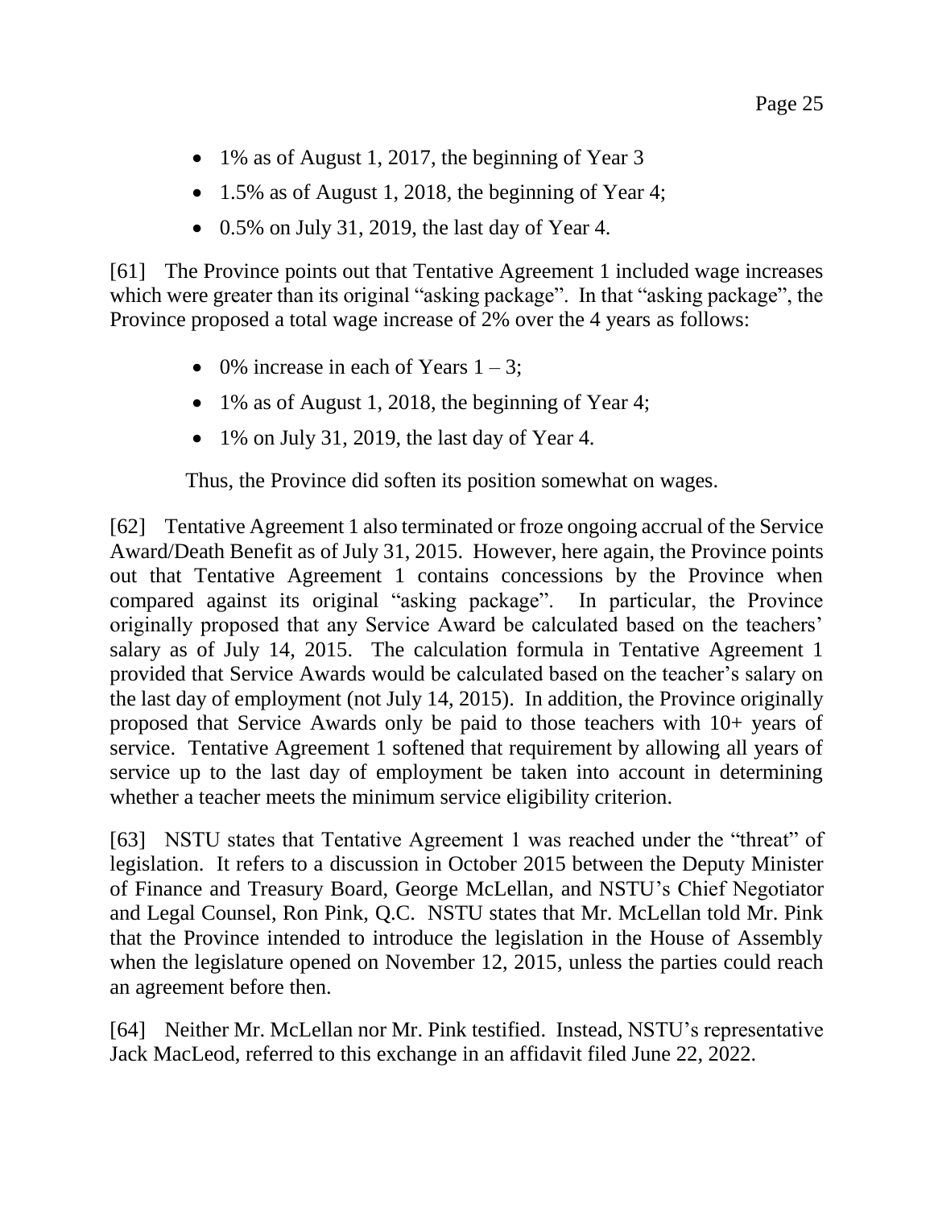- 1% as of August 1, 2017, the beginning of Year 3
- 1.5% as of August 1, 2018, the beginning of Year 4;
- 0.5% on July 31, 2019, the last day of Year 4.

[61] The Province points out that Tentative Agreement 1 included wage increases which were greater than its original "asking package". In that "asking package", the Province proposed a total wage increase of 2% over the 4 years as follows:

- 0% increase in each of Years 1 – 3;
- 1% as of August 1, 2018, the beginning of Year 4;
- 1% on July 31, 2019, the last day of Year 4.

Thus, the Province did soften its position somewhat on wages.

[62] Tentative Agreement 1 also terminated or froze ongoing accrual of the Service Award/Death Benefit as of July 31, 2015. However, here again, the Province points out that Tentative Agreement 1 contains concessions by the Province when compared against its original "asking package". In particular, the Province originally proposed that any Service Award be calculated based on the teachers' salary as of July 14, 2015. The calculation formula in Tentative Agreement 1 provided that Service Awards would be calculated based on the teacher's salary on the last day of employment (not July 14, 2015). In addition, the Province originally proposed that Service Awards only be paid to those teachers with 10+ years of service. Tentative Agreement 1 softened that requirement by allowing all years of service up to the last day of employment be taken into account in determining whether a teacher meets the minimum service eligibility criterion.

[63] NSTU states that Tentative Agreement 1 was reached under the "threat" of legislation. It refers to a discussion in October 2015 between the Deputy Minister of Finance and Treasury Board, George McLellan, and NSTU's Chief Negotiator and Legal Counsel, Ron Pink, Q.C. NSTU states that Mr. McLellan told Mr. Pink that the Province intended to introduce the legislation in the House of Assembly when the legislature opened on November 12, 2015, unless the parties could reach an agreement before then.

[64] Neither Mr. McLellan nor Mr. Pink testified. Instead, NSTU's representative Jack MacLeod, referred to this exchange in an affidavit filed June 22, 2022.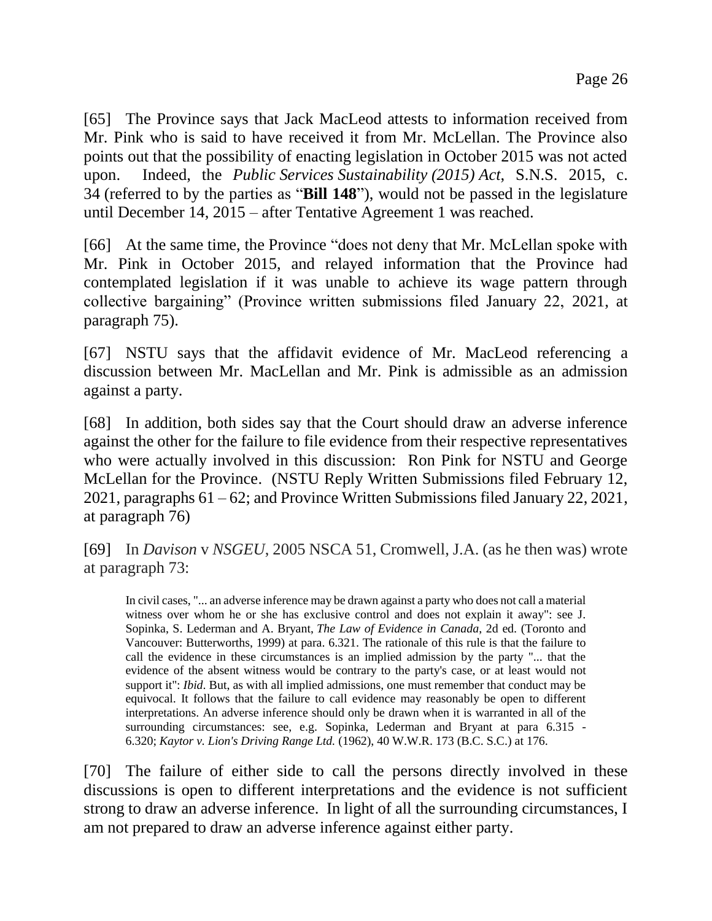[65] The Province says that Jack MacLeod attests to information received from Mr. Pink who is said to have received it from Mr. McLellan. The Province also points out that the possibility of enacting legislation in October 2015 was not acted upon. Indeed, the *Public Services Sustainability (2015) Act*, S.N.S. 2015, c. 34 (referred to by the parties as "**Bill 148**"), would not be passed in the legislature until December 14, 2015 – after Tentative Agreement 1 was reached.

[66] At the same time, the Province "does not deny that Mr. McLellan spoke with Mr. Pink in October 2015, and relayed information that the Province had contemplated legislation if it was unable to achieve its wage pattern through collective bargaining" (Province written submissions filed January 22, 2021, at paragraph 75).

[67] NSTU says that the affidavit evidence of Mr. MacLeod referencing a discussion between Mr. MacLellan and Mr. Pink is admissible as an admission against a party.

[68] In addition, both sides say that the Court should draw an adverse inference against the other for the failure to file evidence from their respective representatives who were actually involved in this discussion: Ron Pink for NSTU and George McLellan for the Province. (NSTU Reply Written Submissions filed February 12, 2021, paragraphs 61 – 62; and Province Written Submissions filed January 22, 2021, at paragraph 76)

[69] In *Davison* v *NSGEU*, 2005 NSCA 51, Cromwell, J.A. (as he then was) wrote at paragraph 73:

> In civil cases, "... an adverse inference may be drawn against a party who does not call a material witness over whom he or she has exclusive control and does not explain it away": see J. Sopinka, S. Lederman and A. Bryant, *The Law of Evidence in Canada*, 2d ed. (Toronto and Vancouver: Butterworths, 1999) at para. 6.321. The rationale of this rule is that the failure to call the evidence in these circumstances is an implied admission by the party "... that the evidence of the absent witness would be contrary to the party's case, or at least would not support it": *Ibid*. But, as with all implied admissions, one must remember that conduct may be equivocal. It follows that the failure to call evidence may reasonably be open to different interpretations. An adverse inference should only be drawn when it is warranted in all of the surrounding circumstances: see, e.g. Sopinka, Lederman and Bryant at para 6.315 - 6.320; *Kaytor v. Lion's Driving Range Ltd.* (1962), 40 W.W.R. 173 (B.C. S.C.) at 176.

[70] The failure of either side to call the persons directly involved in these discussions is open to different interpretations and the evidence is not sufficient strong to draw an adverse inference. In light of all the surrounding circumstances, I am not prepared to draw an adverse inference against either party.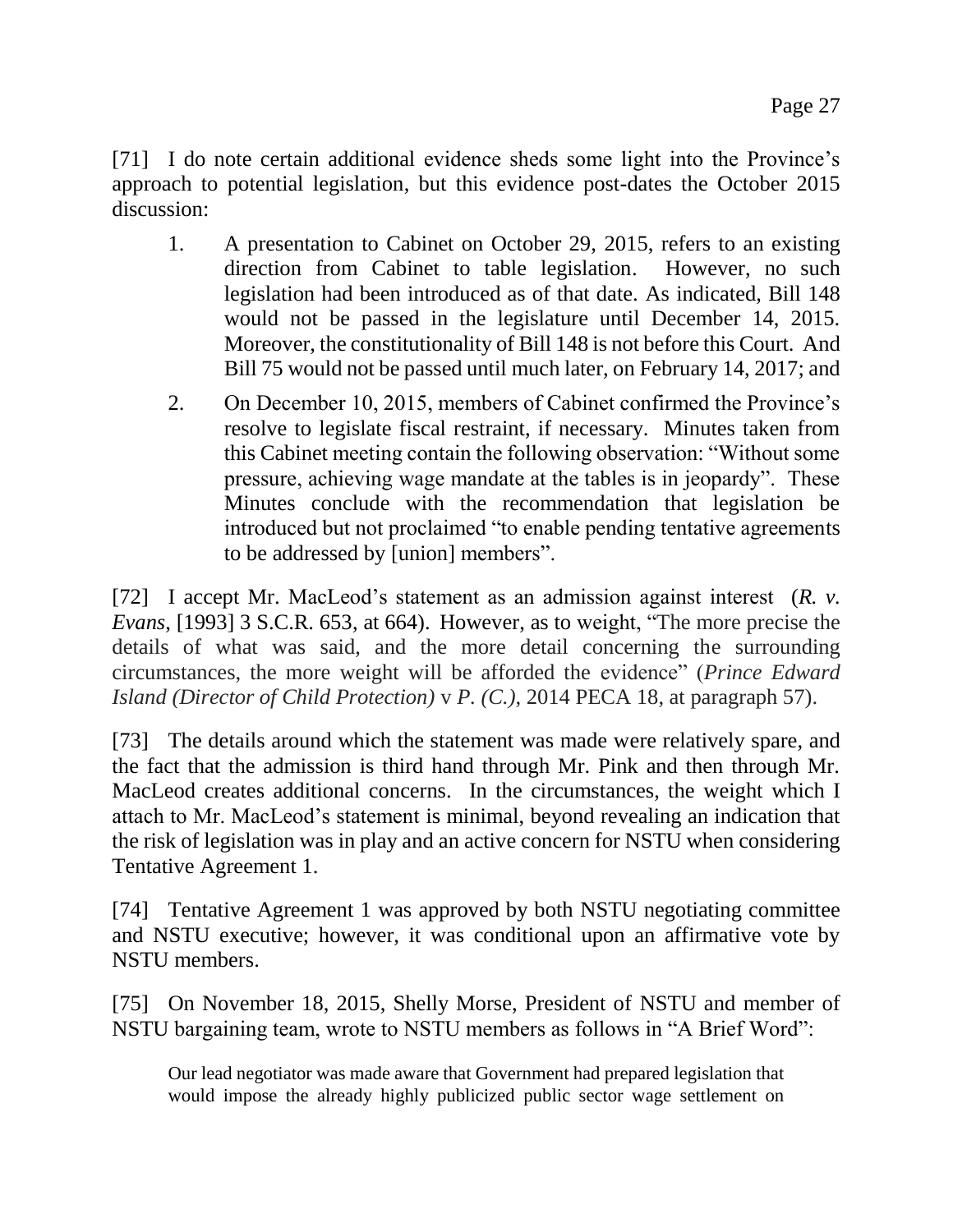[71] I do note certain additional evidence sheds some light into the Province's approach to potential legislation, but this evidence post-dates the October 2015 discussion:

1. A presentation to Cabinet on October 29, 2015, refers to an existing direction from Cabinet to table legislation. However, no such legislation had been introduced as of that date. As indicated, Bill 148 would not be passed in the legislature until December 14, 2015. Moreover, the constitutionality of Bill 148 is not before this Court. And Bill 75 would not be passed until much later, on February 14, 2017; and

2. On December 10, 2015, members of Cabinet confirmed the Province's resolve to legislate fiscal restraint, if necessary. Minutes taken from this Cabinet meeting contain the following observation: "Without some pressure, achieving wage mandate at the tables is in jeopardy". These Minutes conclude with the recommendation that legislation be introduced but not proclaimed "to enable pending tentative agreements to be addressed by [union] members".

[72] I accept Mr. MacLeod's statement as an admission against interest (*R. v. Evans*, [1993] 3 S.C.R. 653, at 664). However, as to weight, "The more precise the details of what was said, and the more detail concerning the surrounding circumstances, the more weight will be afforded the evidence" (*Prince Edward Island (Director of Child Protection)* v *P. (C.)*, 2014 PECA 18, at paragraph 57).

[73] The details around which the statement was made were relatively spare, and the fact that the admission is third hand through Mr. Pink and then through Mr. MacLeod creates additional concerns. In the circumstances, the weight which I attach to Mr. MacLeod's statement is minimal, beyond revealing an indication that the risk of legislation was in play and an active concern for NSTU when considering Tentative Agreement 1.

[74] Tentative Agreement 1 was approved by both NSTU negotiating committee and NSTU executive; however, it was conditional upon an affirmative vote by NSTU members.

[75] On November 18, 2015, Shelly Morse, President of NSTU and member of NSTU bargaining team, wrote to NSTU members as follows in "A Brief Word":

> Our lead negotiator was made aware that Government had prepared legislation that would impose the already highly publicized public sector wage settlement on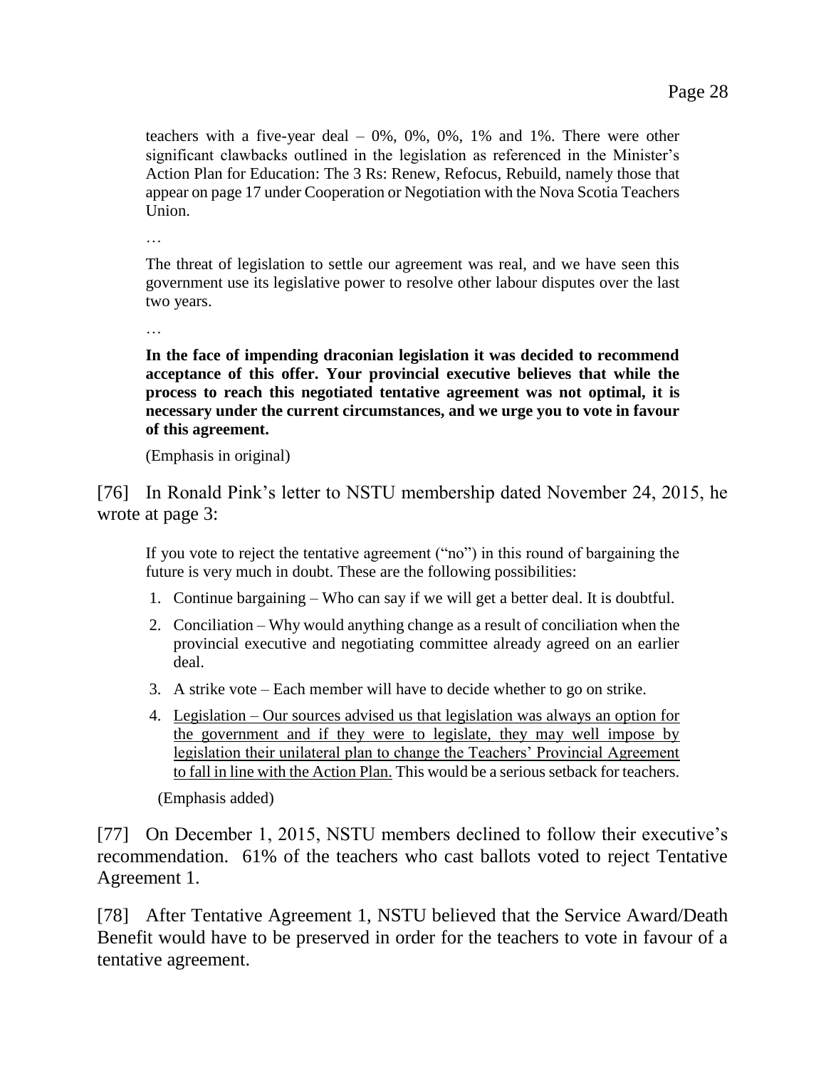> teachers with a five-year deal – 0%, 0%, 0%, 1% and 1%. There were other significant clawbacks outlined in the legislation as referenced in the Minister's Action Plan for Education: The 3 Rs: Renew, Refocus, Rebuild, namely those that appear on page 17 under Cooperation or Negotiation with the Nova Scotia Teachers Union.
>
> …
>
> The threat of legislation to settle our agreement was real, and we have seen this government use its legislative power to resolve other labour disputes over the last two years.
>
> …
>
> **In the face of impending draconian legislation it was decided to recommend acceptance of this offer. Your provincial executive believes that while the process to reach this negotiated tentative agreement was not optimal, it is necessary under the current circumstances, and we urge you to vote in favour of this agreement.**
>
> (Emphasis in original)

[76] In Ronald Pink's letter to NSTU membership dated November 24, 2015, he wrote at page 3:

> If you vote to reject the tentative agreement ("no") in this round of bargaining the future is very much in doubt. These are the following possibilities:
>
> 1. Continue bargaining – Who can say if we will get a better deal. It is doubtful.
> 2. Conciliation – Why would anything change as a result of conciliation when the provincial executive and negotiating committee already agreed on an earlier deal.
> 3. A strike vote – Each member will have to decide whether to go on strike.
> 4. <u>Legislation – Our sources advised us that legislation was always an option for the government and if they were to legislate, they may well impose by legislation their unilateral plan to change the Teachers' Provincial Agreement to fall in line with the Action Plan.</u> This would be a serious setback for teachers.
>
> (Emphasis added)

[77] On December 1, 2015, NSTU members declined to follow their executive's recommendation. 61% of the teachers who cast ballots voted to reject Tentative Agreement 1.

[78] After Tentative Agreement 1, NSTU believed that the Service Award/Death Benefit would have to be preserved in order for the teachers to vote in favour of a tentative agreement.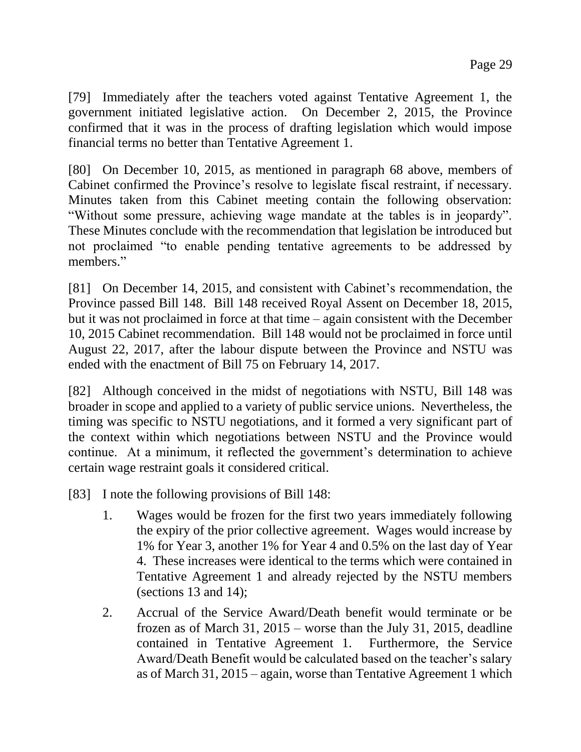[79] Immediately after the teachers voted against Tentative Agreement 1, the government initiated legislative action. On December 2, 2015, the Province confirmed that it was in the process of drafting legislation which would impose financial terms no better than Tentative Agreement 1.

[80] On December 10, 2015, as mentioned in paragraph 68 above, members of Cabinet confirmed the Province's resolve to legislate fiscal restraint, if necessary. Minutes taken from this Cabinet meeting contain the following observation: "Without some pressure, achieving wage mandate at the tables is in jeopardy". These Minutes conclude with the recommendation that legislation be introduced but not proclaimed "to enable pending tentative agreements to be addressed by members."

[81] On December 14, 2015, and consistent with Cabinet's recommendation, the Province passed Bill 148. Bill 148 received Royal Assent on December 18, 2015, but it was not proclaimed in force at that time – again consistent with the December 10, 2015 Cabinet recommendation. Bill 148 would not be proclaimed in force until August 22, 2017, after the labour dispute between the Province and NSTU was ended with the enactment of Bill 75 on February 14, 2017.

[82] Although conceived in the midst of negotiations with NSTU, Bill 148 was broader in scope and applied to a variety of public service unions. Nevertheless, the timing was specific to NSTU negotiations, and it formed a very significant part of the context within which negotiations between NSTU and the Province would continue. At a minimum, it reflected the government's determination to achieve certain wage restraint goals it considered critical.

[83] I note the following provisions of Bill 148:

1. Wages would be frozen for the first two years immediately following the expiry of the prior collective agreement. Wages would increase by 1% for Year 3, another 1% for Year 4 and 0.5% on the last day of Year 4. These increases were identical to the terms which were contained in Tentative Agreement 1 and already rejected by the NSTU members (sections 13 and 14);
2. Accrual of the Service Award/Death benefit would terminate or be frozen as of March 31, 2015 – worse than the July 31, 2015, deadline contained in Tentative Agreement 1. Furthermore, the Service Award/Death Benefit would be calculated based on the teacher's salary as of March 31, 2015 – again, worse than Tentative Agreement 1 which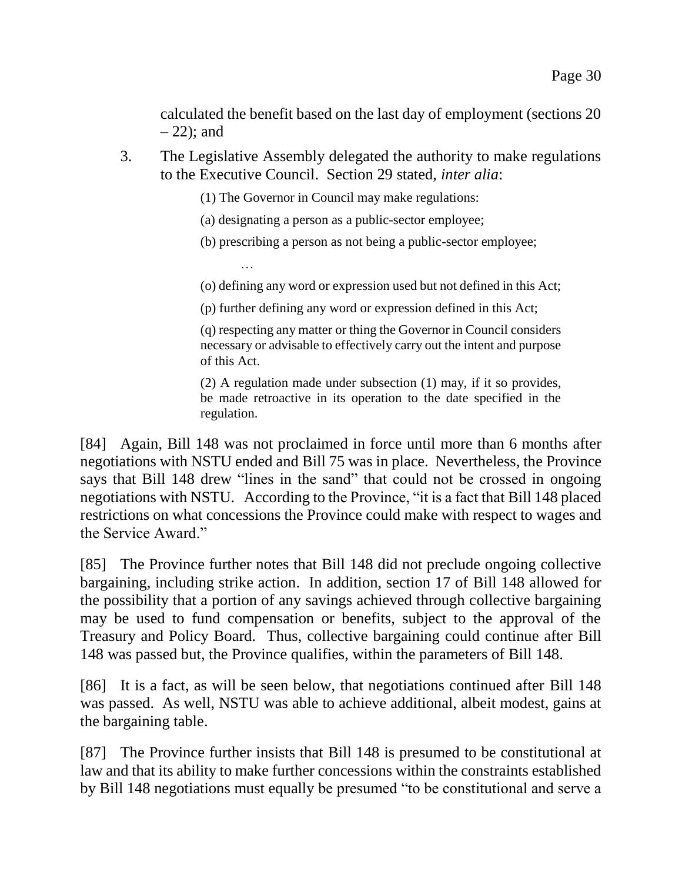calculated the benefit based on the last day of employment (sections 20 – 22); and

3. The Legislative Assembly delegated the authority to make regulations to the Executive Council. Section 29 stated, *inter alia*:

> (1) The Governor in Council may make regulations:
>
> (a) designating a person as a public-sector employee;
>
> (b) prescribing a person as not being a public-sector employee;
>
> …
>
> (o) defining any word or expression used but not defined in this Act;
>
> (p) further defining any word or expression defined in this Act;
>
> (q) respecting any matter or thing the Governor in Council considers necessary or advisable to effectively carry out the intent and purpose of this Act.
>
> (2) A regulation made under subsection (1) may, if it so provides, be made retroactive in its operation to the date specified in the regulation.

[84] Again, Bill 148 was not proclaimed in force until more than 6 months after negotiations with NSTU ended and Bill 75 was in place. Nevertheless, the Province says that Bill 148 drew "lines in the sand" that could not be crossed in ongoing negotiations with NSTU. According to the Province, "it is a fact that Bill 148 placed restrictions on what concessions the Province could make with respect to wages and the Service Award."

[85] The Province further notes that Bill 148 did not preclude ongoing collective bargaining, including strike action. In addition, section 17 of Bill 148 allowed for the possibility that a portion of any savings achieved through collective bargaining may be used to fund compensation or benefits, subject to the approval of the Treasury and Policy Board. Thus, collective bargaining could continue after Bill 148 was passed but, the Province qualifies, within the parameters of Bill 148.

[86] It is a fact, as will be seen below, that negotiations continued after Bill 148 was passed. As well, NSTU was able to achieve additional, albeit modest, gains at the bargaining table.

[87] The Province further insists that Bill 148 is presumed to be constitutional at law and that its ability to make further concessions within the constraints established by Bill 148 negotiations must equally be presumed "to be constitutional and serve a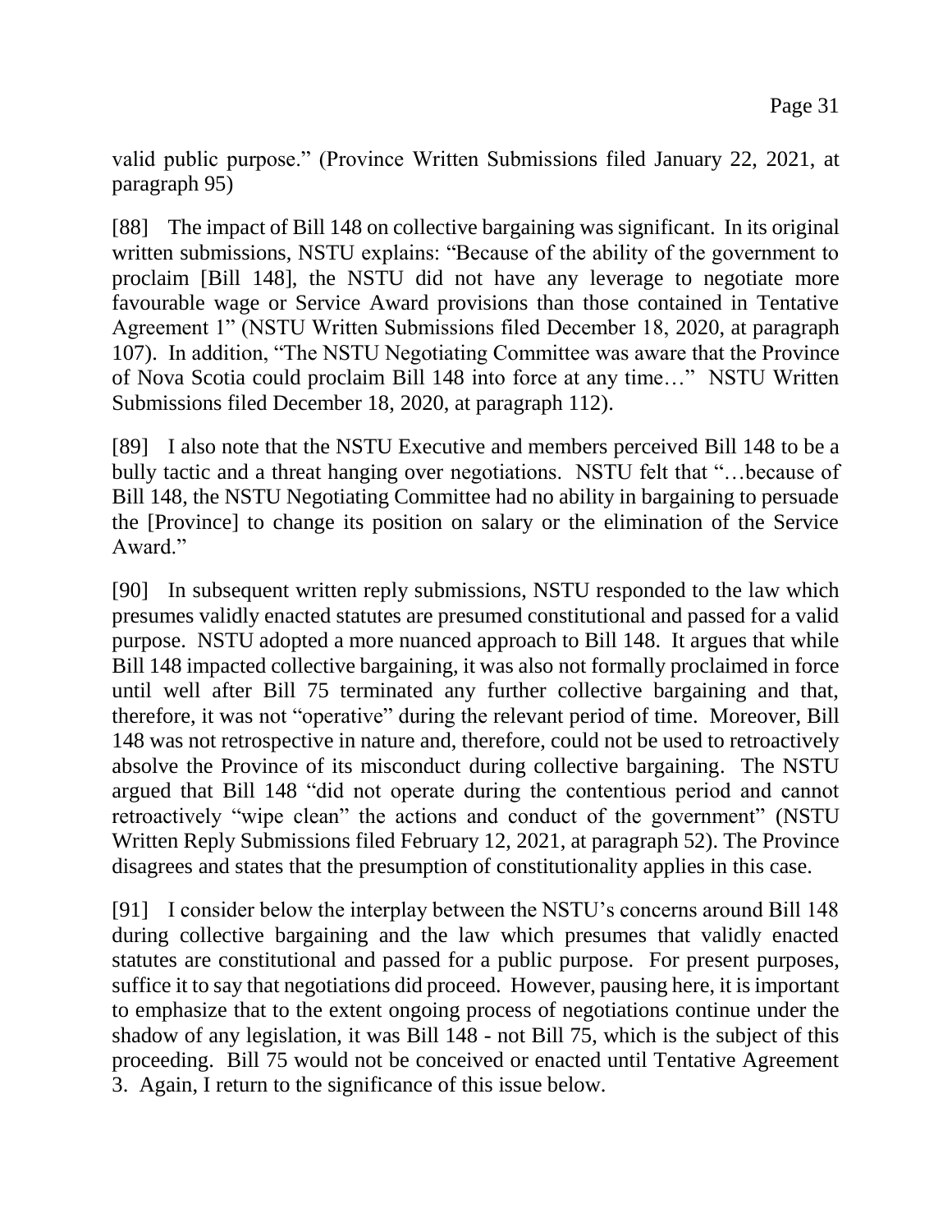valid public purpose." (Province Written Submissions filed January 22, 2021, at paragraph 95)

[88] The impact of Bill 148 on collective bargaining was significant. In its original written submissions, NSTU explains: "Because of the ability of the government to proclaim [Bill 148], the NSTU did not have any leverage to negotiate more favourable wage or Service Award provisions than those contained in Tentative Agreement 1" (NSTU Written Submissions filed December 18, 2020, at paragraph 107). In addition, "The NSTU Negotiating Committee was aware that the Province of Nova Scotia could proclaim Bill 148 into force at any time…" NSTU Written Submissions filed December 18, 2020, at paragraph 112).

[89] I also note that the NSTU Executive and members perceived Bill 148 to be a bully tactic and a threat hanging over negotiations. NSTU felt that "…because of Bill 148, the NSTU Negotiating Committee had no ability in bargaining to persuade the [Province] to change its position on salary or the elimination of the Service Award."

[90] In subsequent written reply submissions, NSTU responded to the law which presumes validly enacted statutes are presumed constitutional and passed for a valid purpose. NSTU adopted a more nuanced approach to Bill 148. It argues that while Bill 148 impacted collective bargaining, it was also not formally proclaimed in force until well after Bill 75 terminated any further collective bargaining and that, therefore, it was not "operative" during the relevant period of time. Moreover, Bill 148 was not retrospective in nature and, therefore, could not be used to retroactively absolve the Province of its misconduct during collective bargaining. The NSTU argued that Bill 148 "did not operate during the contentious period and cannot retroactively "wipe clean" the actions and conduct of the government" (NSTU Written Reply Submissions filed February 12, 2021, at paragraph 52). The Province disagrees and states that the presumption of constitutionality applies in this case.

[91] I consider below the interplay between the NSTU's concerns around Bill 148 during collective bargaining and the law which presumes that validly enacted statutes are constitutional and passed for a public purpose. For present purposes, suffice it to say that negotiations did proceed. However, pausing here, it is important to emphasize that to the extent ongoing process of negotiations continue under the shadow of any legislation, it was Bill 148 - not Bill 75, which is the subject of this proceeding. Bill 75 would not be conceived or enacted until Tentative Agreement 3. Again, I return to the significance of this issue below.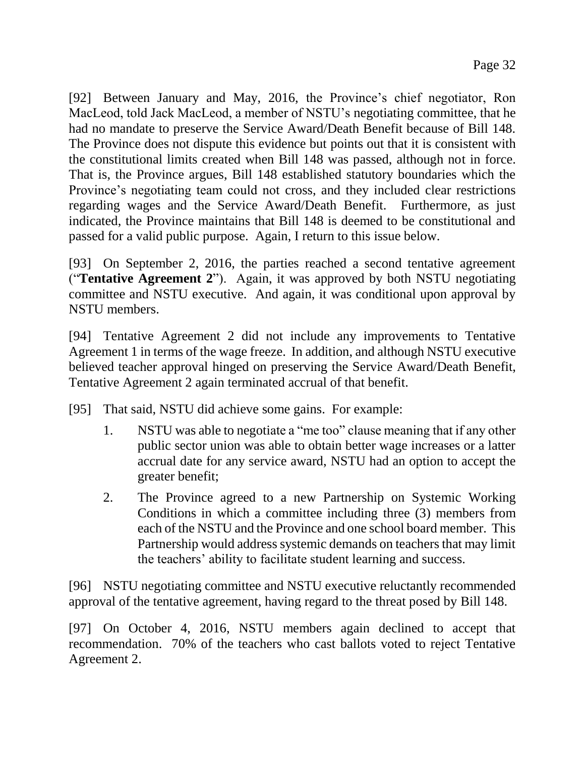[92] Between January and May, 2016, the Province's chief negotiator, Ron MacLeod, told Jack MacLeod, a member of NSTU's negotiating committee, that he had no mandate to preserve the Service Award/Death Benefit because of Bill 148. The Province does not dispute this evidence but points out that it is consistent with the constitutional limits created when Bill 148 was passed, although not in force. That is, the Province argues, Bill 148 established statutory boundaries which the Province's negotiating team could not cross, and they included clear restrictions regarding wages and the Service Award/Death Benefit. Furthermore, as just indicated, the Province maintains that Bill 148 is deemed to be constitutional and passed for a valid public purpose. Again, I return to this issue below.

[93] On September 2, 2016, the parties reached a second tentative agreement ("**Tentative Agreement 2**"). Again, it was approved by both NSTU negotiating committee and NSTU executive. And again, it was conditional upon approval by NSTU members.

[94] Tentative Agreement 2 did not include any improvements to Tentative Agreement 1 in terms of the wage freeze. In addition, and although NSTU executive believed teacher approval hinged on preserving the Service Award/Death Benefit, Tentative Agreement 2 again terminated accrual of that benefit.

[95] That said, NSTU did achieve some gains. For example:

1. NSTU was able to negotiate a "me too" clause meaning that if any other public sector union was able to obtain better wage increases or a latter accrual date for any service award, NSTU had an option to accept the greater benefit;
2. The Province agreed to a new Partnership on Systemic Working Conditions in which a committee including three (3) members from each of the NSTU and the Province and one school board member. This Partnership would address systemic demands on teachers that may limit the teachers' ability to facilitate student learning and success.

[96] NSTU negotiating committee and NSTU executive reluctantly recommended approval of the tentative agreement, having regard to the threat posed by Bill 148.

[97] On October 4, 2016, NSTU members again declined to accept that recommendation. 70% of the teachers who cast ballots voted to reject Tentative Agreement 2.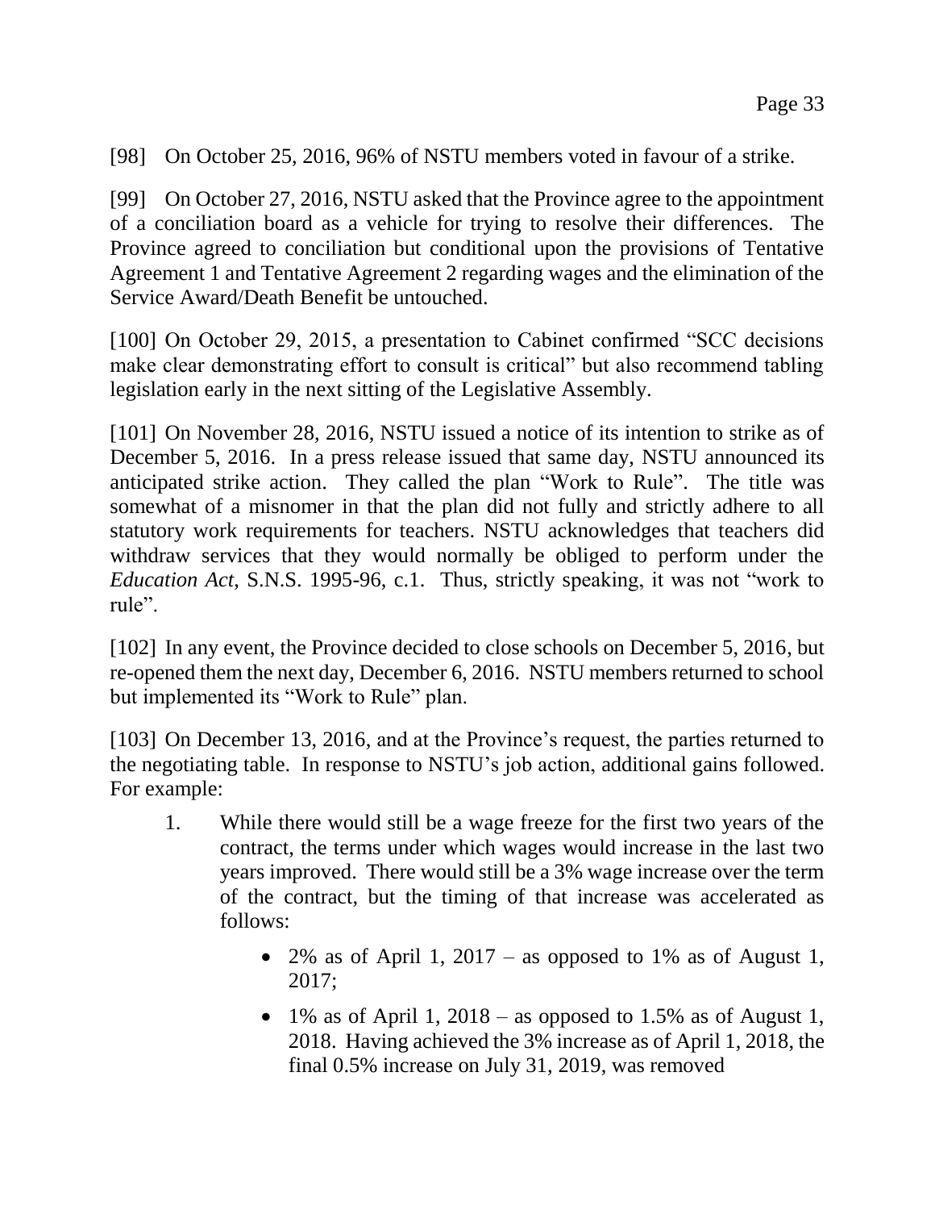[98] On October 25, 2016, 96% of NSTU members voted in favour of a strike.

[99] On October 27, 2016, NSTU asked that the Province agree to the appointment of a conciliation board as a vehicle for trying to resolve their differences. The Province agreed to conciliation but conditional upon the provisions of Tentative Agreement 1 and Tentative Agreement 2 regarding wages and the elimination of the Service Award/Death Benefit be untouched.

[100] On October 29, 2015, a presentation to Cabinet confirmed "SCC decisions make clear demonstrating effort to consult is critical" but also recommend tabling legislation early in the next sitting of the Legislative Assembly.

[101] On November 28, 2016, NSTU issued a notice of its intention to strike as of December 5, 2016. In a press release issued that same day, NSTU announced its anticipated strike action. They called the plan "Work to Rule". The title was somewhat of a misnomer in that the plan did not fully and strictly adhere to all statutory work requirements for teachers. NSTU acknowledges that teachers did withdraw services that they would normally be obliged to perform under the *Education Act*, S.N.S. 1995-96, c.1. Thus, strictly speaking, it was not "work to rule".

[102] In any event, the Province decided to close schools on December 5, 2016, but re-opened them the next day, December 6, 2016. NSTU members returned to school but implemented its "Work to Rule" plan.

[103] On December 13, 2016, and at the Province's request, the parties returned to the negotiating table. In response to NSTU's job action, additional gains followed. For example:

1. While there would still be a wage freeze for the first two years of the contract, the terms under which wages would increase in the last two years improved. There would still be a 3% wage increase over the term of the contract, but the timing of that increase was accelerated as follows:
   - 2% as of April 1, 2017 – as opposed to 1% as of August 1, 2017;
   - 1% as of April 1, 2018 – as opposed to 1.5% as of August 1, 2018. Having achieved the 3% increase as of April 1, 2018, the final 0.5% increase on July 31, 2019, was removed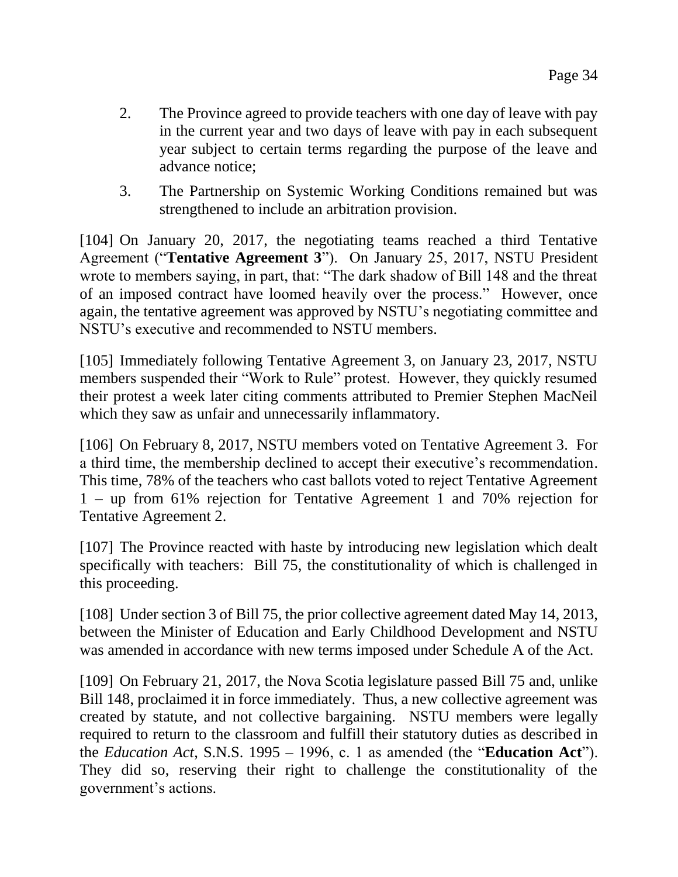2. The Province agreed to provide teachers with one day of leave with pay in the current year and two days of leave with pay in each subsequent year subject to certain terms regarding the purpose of the leave and advance notice;

3. The Partnership on Systemic Working Conditions remained but was strengthened to include an arbitration provision.

[104] On January 20, 2017, the negotiating teams reached a third Tentative Agreement ("**Tentative Agreement 3**"). On January 25, 2017, NSTU President wrote to members saying, in part, that: "The dark shadow of Bill 148 and the threat of an imposed contract have loomed heavily over the process." However, once again, the tentative agreement was approved by NSTU's negotiating committee and NSTU's executive and recommended to NSTU members.

[105] Immediately following Tentative Agreement 3, on January 23, 2017, NSTU members suspended their "Work to Rule" protest. However, they quickly resumed their protest a week later citing comments attributed to Premier Stephen MacNeil which they saw as unfair and unnecessarily inflammatory.

[106] On February 8, 2017, NSTU members voted on Tentative Agreement 3. For a third time, the membership declined to accept their executive's recommendation. This time, 78% of the teachers who cast ballots voted to reject Tentative Agreement 1 – up from 61% rejection for Tentative Agreement 1 and 70% rejection for Tentative Agreement 2.

[107] The Province reacted with haste by introducing new legislation which dealt specifically with teachers: Bill 75, the constitutionality of which is challenged in this proceeding.

[108] Under section 3 of Bill 75, the prior collective agreement dated May 14, 2013, between the Minister of Education and Early Childhood Development and NSTU was amended in accordance with new terms imposed under Schedule A of the Act.

[109] On February 21, 2017, the Nova Scotia legislature passed Bill 75 and, unlike Bill 148, proclaimed it in force immediately. Thus, a new collective agreement was created by statute, and not collective bargaining. NSTU members were legally required to return to the classroom and fulfill their statutory duties as described in the *Education Act*, S.N.S. 1995 – 1996, c. 1 as amended (the "**Education Act**"). They did so, reserving their right to challenge the constitutionality of the government's actions.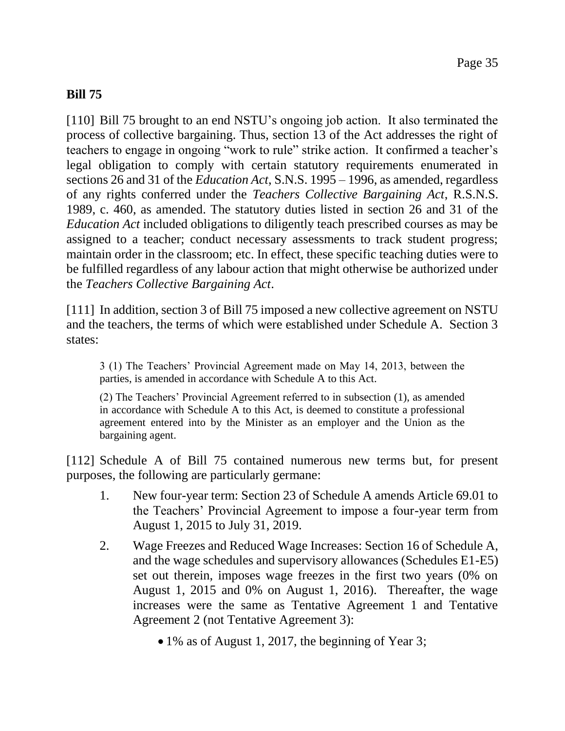**Bill 75**

[110] Bill 75 brought to an end NSTU's ongoing job action. It also terminated the process of collective bargaining. Thus, section 13 of the Act addresses the right of teachers to engage in ongoing "work to rule" strike action. It confirmed a teacher's legal obligation to comply with certain statutory requirements enumerated in sections 26 and 31 of the *Education Act*, S.N.S. 1995 – 1996, as amended, regardless of any rights conferred under the *Teachers Collective Bargaining Act*, R.S.N.S. 1989, c. 460, as amended. The statutory duties listed in section 26 and 31 of the *Education Act* included obligations to diligently teach prescribed courses as may be assigned to a teacher; conduct necessary assessments to track student progress; maintain order in the classroom; etc. In effect, these specific teaching duties were to be fulfilled regardless of any labour action that might otherwise be authorized under the *Teachers Collective Bargaining Act*.

[111] In addition, section 3 of Bill 75 imposed a new collective agreement on NSTU and the teachers, the terms of which were established under Schedule A. Section 3 states:

> 3 (1) The Teachers' Provincial Agreement made on May 14, 2013, between the parties, is amended in accordance with Schedule A to this Act.
>
> (2) The Teachers' Provincial Agreement referred to in subsection (1), as amended in accordance with Schedule A to this Act, is deemed to constitute a professional agreement entered into by the Minister as an employer and the Union as the bargaining agent.

[112] Schedule A of Bill 75 contained numerous new terms but, for present purposes, the following are particularly germane:

1. New four-year term: Section 23 of Schedule A amends Article 69.01 to the Teachers' Provincial Agreement to impose a four-year term from August 1, 2015 to July 31, 2019.
2. Wage Freezes and Reduced Wage Increases: Section 16 of Schedule A, and the wage schedules and supervisory allowances (Schedules E1-E5) set out therein, imposes wage freezes in the first two years (0% on August 1, 2015 and 0% on August 1, 2016). Thereafter, the wage increases were the same as Tentative Agreement 1 and Tentative Agreement 2 (not Tentative Agreement 3):
   - 1% as of August 1, 2017, the beginning of Year 3;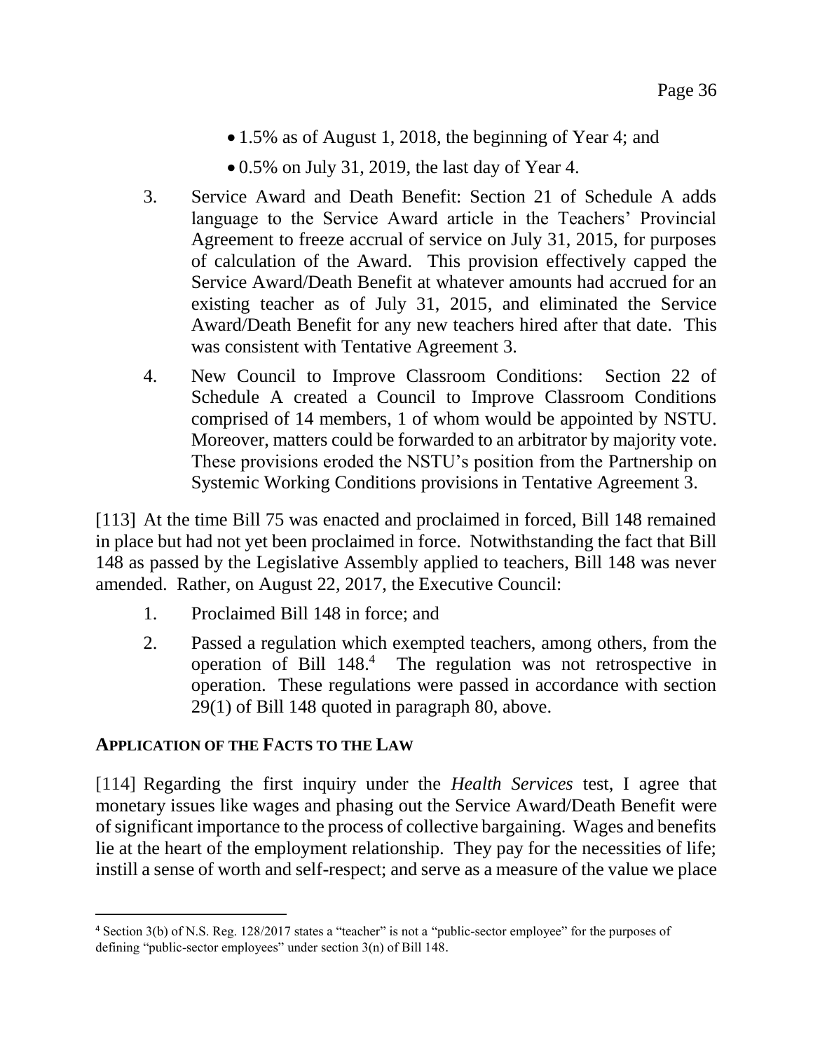- 1.5% as of August 1, 2018, the beginning of Year 4; and
- 0.5% on July 31, 2019, the last day of Year 4.

3. Service Award and Death Benefit: Section 21 of Schedule A adds language to the Service Award article in the Teachers' Provincial Agreement to freeze accrual of service on July 31, 2015, for purposes of calculation of the Award. This provision effectively capped the Service Award/Death Benefit at whatever amounts had accrued for an existing teacher as of July 31, 2015, and eliminated the Service Award/Death Benefit for any new teachers hired after that date. This was consistent with Tentative Agreement 3.

4. New Council to Improve Classroom Conditions: Section 22 of Schedule A created a Council to Improve Classroom Conditions comprised of 14 members, 1 of whom would be appointed by NSTU. Moreover, matters could be forwarded to an arbitrator by majority vote. These provisions eroded the NSTU's position from the Partnership on Systemic Working Conditions provisions in Tentative Agreement 3.

[113] At the time Bill 75 was enacted and proclaimed in forced, Bill 148 remained in place but had not yet been proclaimed in force. Notwithstanding the fact that Bill 148 as passed by the Legislative Assembly applied to teachers, Bill 148 was never amended. Rather, on August 22, 2017, the Executive Council:

1. Proclaimed Bill 148 in force; and
2. Passed a regulation which exempted teachers, among others, from the operation of Bill 148.[4] The regulation was not retrospective in operation. These regulations were passed in accordance with section 29(1) of Bill 148 quoted in paragraph 80, above.

**APPLICATION OF THE FACTS TO THE LAW**

[114] Regarding the first inquiry under the *Health Services* test, I agree that monetary issues like wages and phasing out the Service Award/Death Benefit were of significant importance to the process of collective bargaining. Wages and benefits lie at the heart of the employment relationship. They pay for the necessities of life; instill a sense of worth and self-respect; and serve as a measure of the value we place

---

[4] Section 3(b) of N.S. Reg. 128/2017 states a "teacher" is not a "public-sector employee" for the purposes of defining "public-sector employees" under section 3(n) of Bill 148.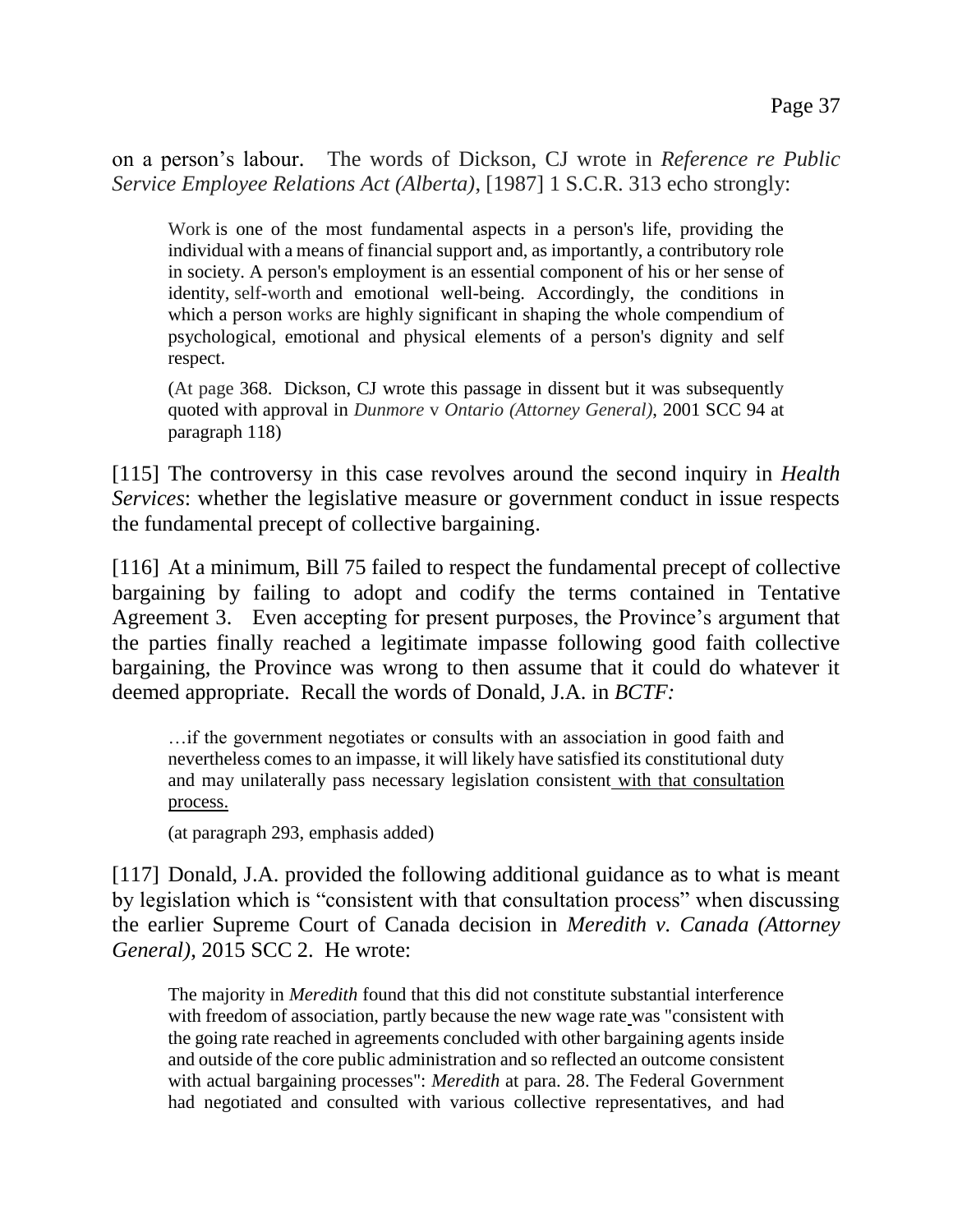on a person's labour. The words of Dickson, CJ wrote in *Reference re Public Service Employee Relations Act (Alberta)*, [1987] 1 S.C.R. 313 echo strongly:

> Work is one of the most fundamental aspects in a person's life, providing the individual with a means of financial support and, as importantly, a contributory role in society. A person's employment is an essential component of his or her sense of identity, self-worth and emotional well-being. Accordingly, the conditions in which a person works are highly significant in shaping the whole compendium of psychological, emotional and physical elements of a person's dignity and self respect.
>
> (At page 368. Dickson, CJ wrote this passage in dissent but it was subsequently quoted with approval in *Dunmore* v *Ontario (Attorney General)*, 2001 SCC 94 at paragraph 118)

[115] The controversy in this case revolves around the second inquiry in *Health Services*: whether the legislative measure or government conduct in issue respects the fundamental precept of collective bargaining.

[116] At a minimum, Bill 75 failed to respect the fundamental precept of collective bargaining by failing to adopt and codify the terms contained in Tentative Agreement 3. Even accepting for present purposes, the Province's argument that the parties finally reached a legitimate impasse following good faith collective bargaining, the Province was wrong to then assume that it could do whatever it deemed appropriate. Recall the words of Donald, J.A. in *BCTF:*

> …if the government negotiates or consults with an association in good faith and nevertheless comes to an impasse, it will likely have satisfied its constitutional duty and may unilaterally pass necessary legislation consistent with that consultation process.
>
> (at paragraph 293, emphasis added)

[117] Donald, J.A. provided the following additional guidance as to what is meant by legislation which is "consistent with that consultation process" when discussing the earlier Supreme Court of Canada decision in *Meredith v. Canada (Attorney General)*, 2015 SCC 2. He wrote:

> The majority in *Meredith* found that this did not constitute substantial interference with freedom of association, partly because the new wage rate was "consistent with the going rate reached in agreements concluded with other bargaining agents inside and outside of the core public administration and so reflected an outcome consistent with actual bargaining processes": *Meredith* at para. 28. The Federal Government had negotiated and consulted with various collective representatives, and had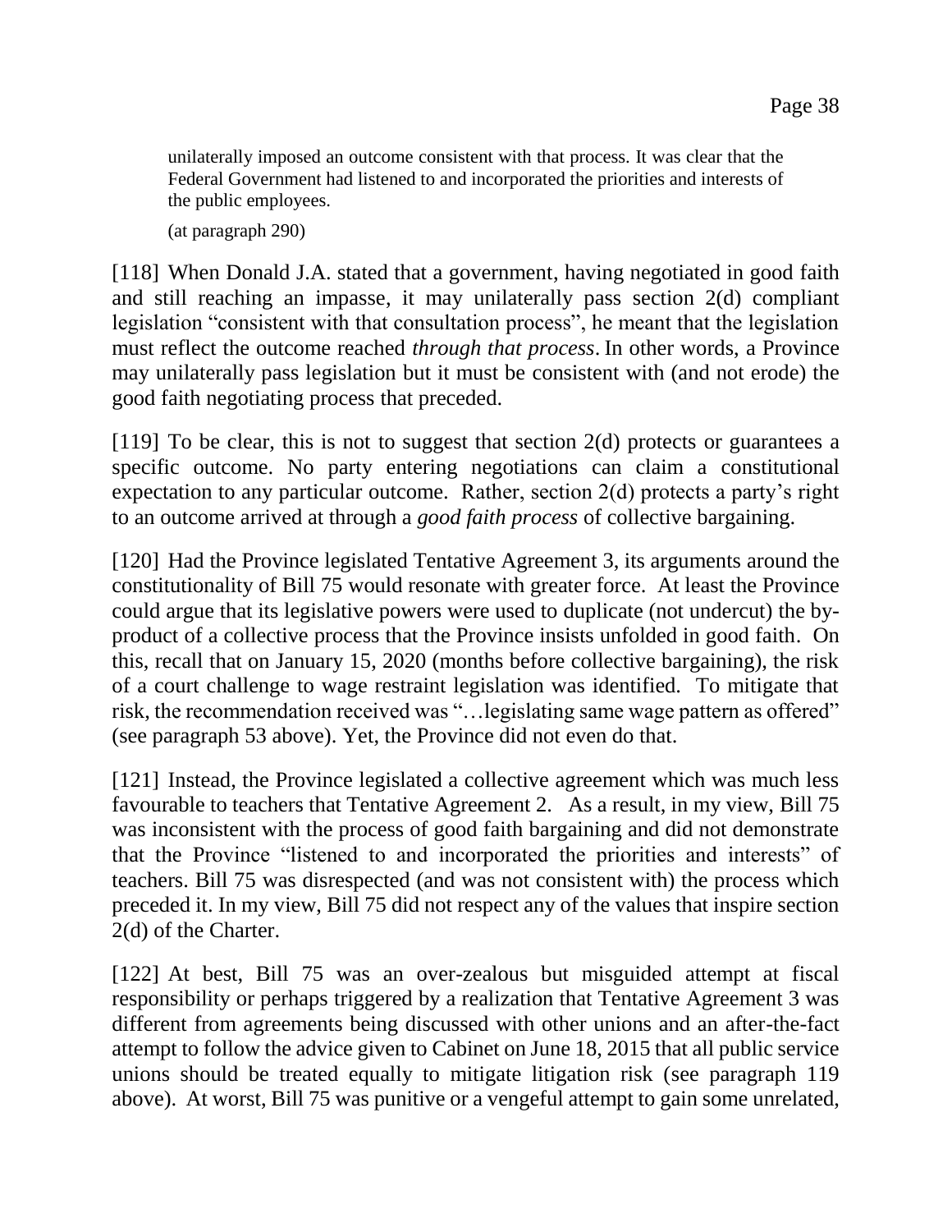> unilaterally imposed an outcome consistent with that process. It was clear that the Federal Government had listened to and incorporated the priorities and interests of the public employees.
>
> (at paragraph 290)

[118] When Donald J.A. stated that a government, having negotiated in good faith and still reaching an impasse, it may unilaterally pass section 2(d) compliant legislation "consistent with that consultation process", he meant that the legislation must reflect the outcome reached *through that process*. In other words, a Province may unilaterally pass legislation but it must be consistent with (and not erode) the good faith negotiating process that preceded.

[119] To be clear, this is not to suggest that section 2(d) protects or guarantees a specific outcome. No party entering negotiations can claim a constitutional expectation to any particular outcome. Rather, section 2(d) protects a party's right to an outcome arrived at through a *good faith process* of collective bargaining.

[120] Had the Province legislated Tentative Agreement 3, its arguments around the constitutionality of Bill 75 would resonate with greater force. At least the Province could argue that its legislative powers were used to duplicate (not undercut) the by-product of a collective process that the Province insists unfolded in good faith. On this, recall that on January 15, 2020 (months before collective bargaining), the risk of a court challenge to wage restraint legislation was identified. To mitigate that risk, the recommendation received was "…legislating same wage pattern as offered" (see paragraph 53 above). Yet, the Province did not even do that.

[121] Instead, the Province legislated a collective agreement which was much less favourable to teachers that Tentative Agreement 2. As a result, in my view, Bill 75 was inconsistent with the process of good faith bargaining and did not demonstrate that the Province "listened to and incorporated the priorities and interests" of teachers. Bill 75 was disrespected (and was not consistent with) the process which preceded it. In my view, Bill 75 did not respect any of the values that inspire section 2(d) of the Charter.

[122] At best, Bill 75 was an over-zealous but misguided attempt at fiscal responsibility or perhaps triggered by a realization that Tentative Agreement 3 was different from agreements being discussed with other unions and an after-the-fact attempt to follow the advice given to Cabinet on June 18, 2015 that all public service unions should be treated equally to mitigate litigation risk (see paragraph 119 above). At worst, Bill 75 was punitive or a vengeful attempt to gain some unrelated,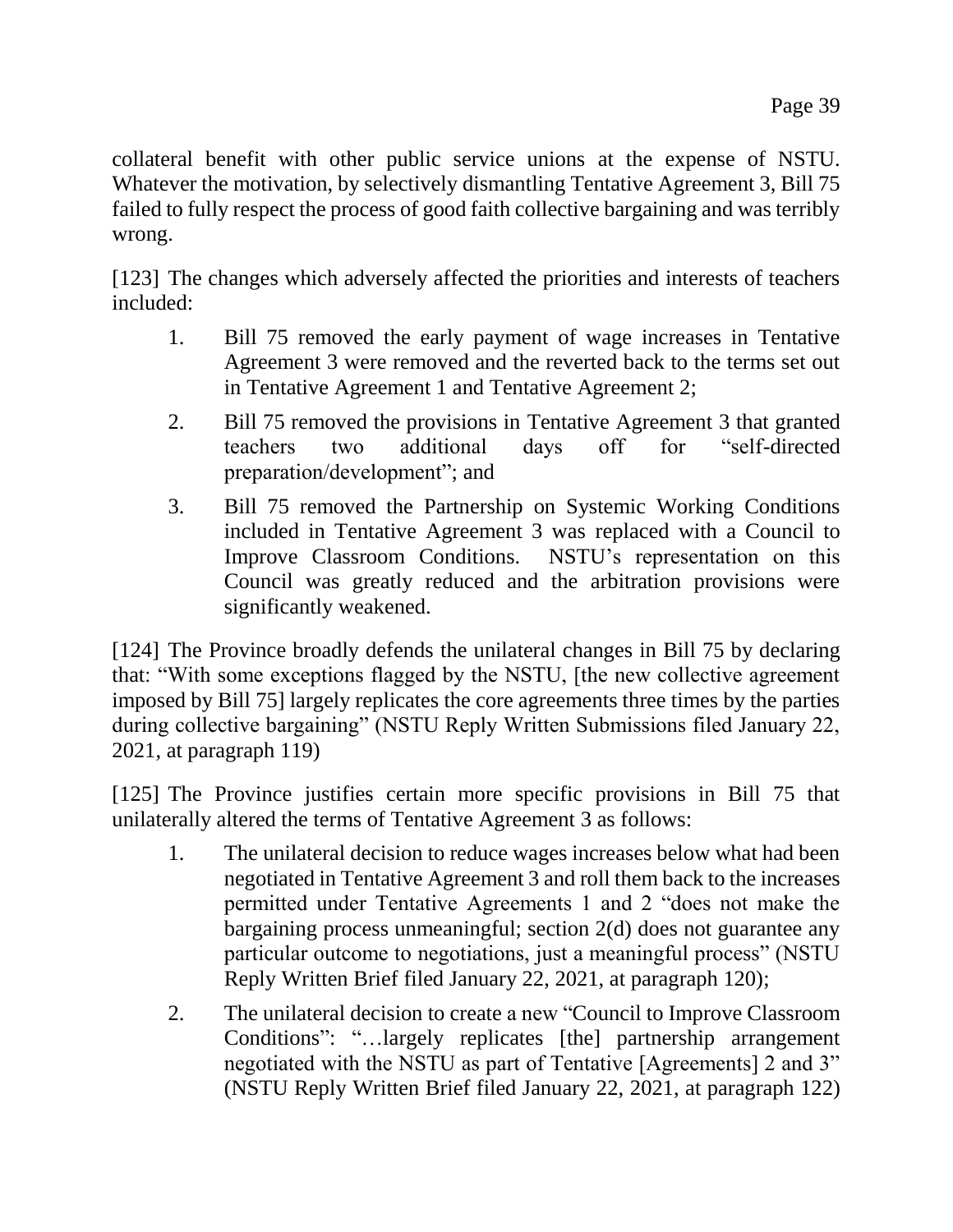collateral benefit with other public service unions at the expense of NSTU. Whatever the motivation, by selectively dismantling Tentative Agreement 3, Bill 75 failed to fully respect the process of good faith collective bargaining and was terribly wrong.

[123] The changes which adversely affected the priorities and interests of teachers included:

1. Bill 75 removed the early payment of wage increases in Tentative Agreement 3 were removed and the reverted back to the terms set out in Tentative Agreement 1 and Tentative Agreement 2;

2. Bill 75 removed the provisions in Tentative Agreement 3 that granted teachers two additional days off for "self-directed preparation/development"; and

3. Bill 75 removed the Partnership on Systemic Working Conditions included in Tentative Agreement 3 was replaced with a Council to Improve Classroom Conditions. NSTU's representation on this Council was greatly reduced and the arbitration provisions were significantly weakened.

[124] The Province broadly defends the unilateral changes in Bill 75 by declaring that: "With some exceptions flagged by the NSTU, [the new collective agreement imposed by Bill 75] largely replicates the core agreements three times by the parties during collective bargaining" (NSTU Reply Written Submissions filed January 22, 2021, at paragraph 119)

[125] The Province justifies certain more specific provisions in Bill 75 that unilaterally altered the terms of Tentative Agreement 3 as follows:

1. The unilateral decision to reduce wages increases below what had been negotiated in Tentative Agreement 3 and roll them back to the increases permitted under Tentative Agreements 1 and 2 "does not make the bargaining process unmeaningful; section 2(d) does not guarantee any particular outcome to negotiations, just a meaningful process" (NSTU Reply Written Brief filed January 22, 2021, at paragraph 120);

2. The unilateral decision to create a new "Council to Improve Classroom Conditions": "…largely replicates [the] partnership arrangement negotiated with the NSTU as part of Tentative [Agreements] 2 and 3" (NSTU Reply Written Brief filed January 22, 2021, at paragraph 122)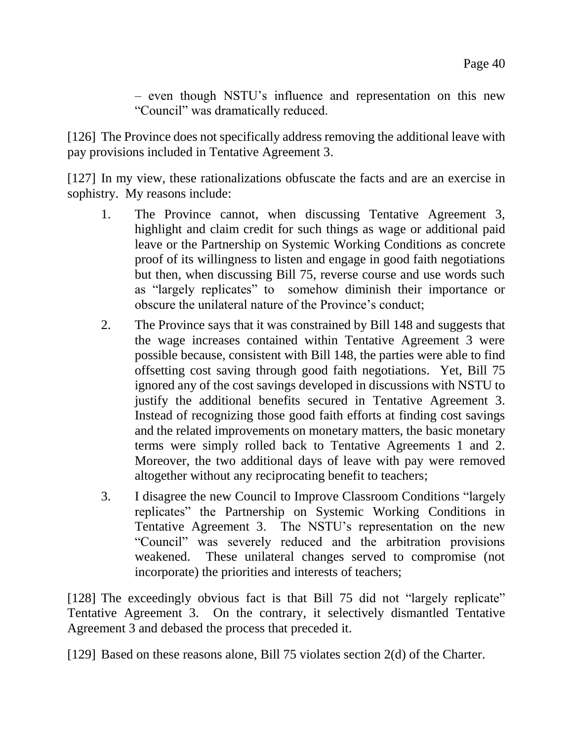– even though NSTU's influence and representation on this new "Council" was dramatically reduced.

[126] The Province does not specifically address removing the additional leave with pay provisions included in Tentative Agreement 3.

[127] In my view, these rationalizations obfuscate the facts and are an exercise in sophistry. My reasons include:

1. The Province cannot, when discussing Tentative Agreement 3, highlight and claim credit for such things as wage or additional paid leave or the Partnership on Systemic Working Conditions as concrete proof of its willingness to listen and engage in good faith negotiations but then, when discussing Bill 75, reverse course and use words such as "largely replicates" to somehow diminish their importance or obscure the unilateral nature of the Province's conduct;

2. The Province says that it was constrained by Bill 148 and suggests that the wage increases contained within Tentative Agreement 3 were possible because, consistent with Bill 148, the parties were able to find offsetting cost saving through good faith negotiations. Yet, Bill 75 ignored any of the cost savings developed in discussions with NSTU to justify the additional benefits secured in Tentative Agreement 3. Instead of recognizing those good faith efforts at finding cost savings and the related improvements on monetary matters, the basic monetary terms were simply rolled back to Tentative Agreements 1 and 2. Moreover, the two additional days of leave with pay were removed altogether without any reciprocating benefit to teachers;

3. I disagree the new Council to Improve Classroom Conditions "largely replicates" the Partnership on Systemic Working Conditions in Tentative Agreement 3. The NSTU's representation on the new "Council" was severely reduced and the arbitration provisions weakened. These unilateral changes served to compromise (not incorporate) the priorities and interests of teachers;

[128] The exceedingly obvious fact is that Bill 75 did not "largely replicate" Tentative Agreement 3. On the contrary, it selectively dismantled Tentative Agreement 3 and debased the process that preceded it.

[129] Based on these reasons alone, Bill 75 violates section 2(d) of the Charter.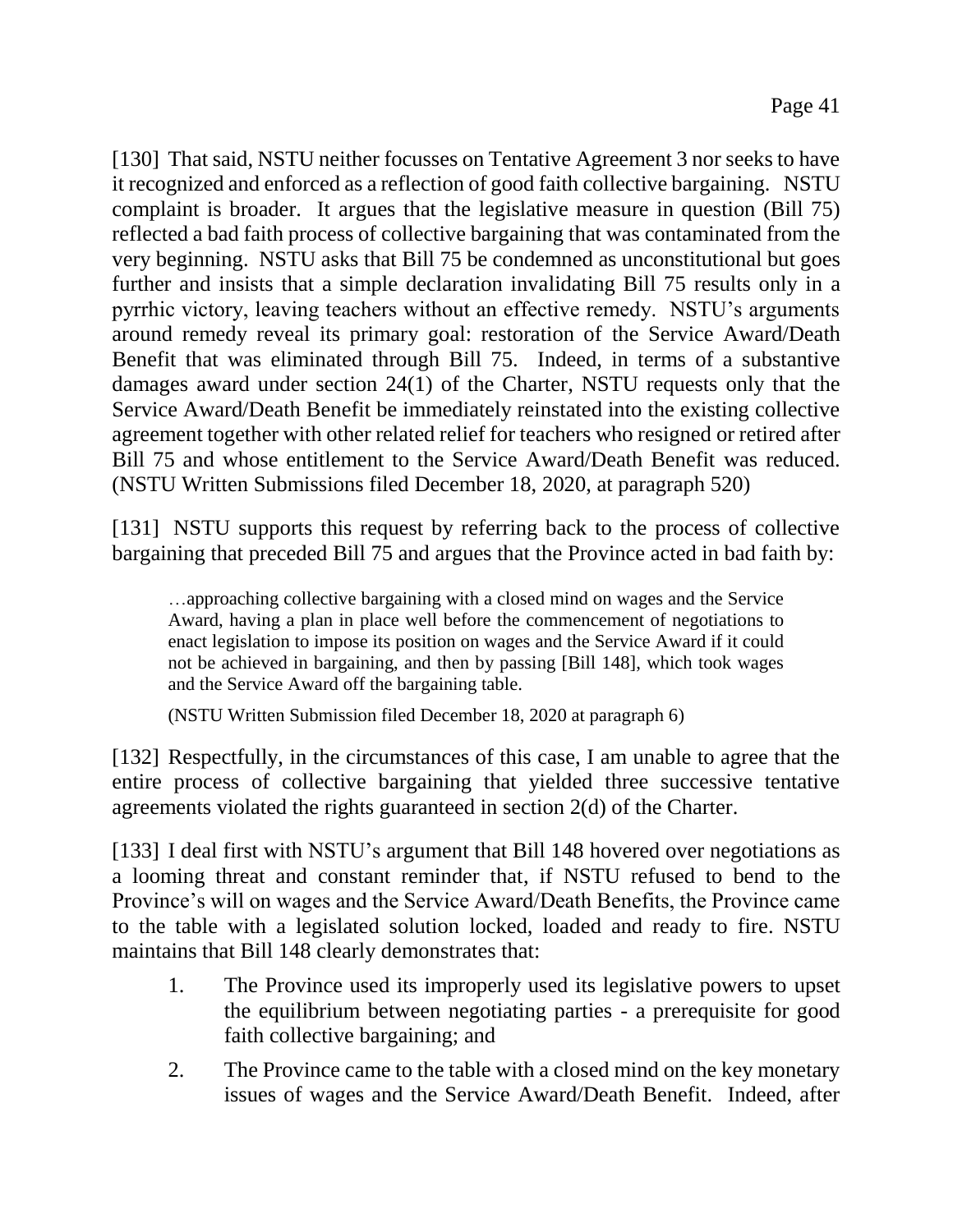[130] That said, NSTU neither focusses on Tentative Agreement 3 nor seeks to have it recognized and enforced as a reflection of good faith collective bargaining. NSTU complaint is broader. It argues that the legislative measure in question (Bill 75) reflected a bad faith process of collective bargaining that was contaminated from the very beginning. NSTU asks that Bill 75 be condemned as unconstitutional but goes further and insists that a simple declaration invalidating Bill 75 results only in a pyrrhic victory, leaving teachers without an effective remedy. NSTU's arguments around remedy reveal its primary goal: restoration of the Service Award/Death Benefit that was eliminated through Bill 75. Indeed, in terms of a substantive damages award under section 24(1) of the Charter, NSTU requests only that the Service Award/Death Benefit be immediately reinstated into the existing collective agreement together with other related relief for teachers who resigned or retired after Bill 75 and whose entitlement to the Service Award/Death Benefit was reduced. (NSTU Written Submissions filed December 18, 2020, at paragraph 520)

[131] NSTU supports this request by referring back to the process of collective bargaining that preceded Bill 75 and argues that the Province acted in bad faith by:

> …approaching collective bargaining with a closed mind on wages and the Service Award, having a plan in place well before the commencement of negotiations to enact legislation to impose its position on wages and the Service Award if it could not be achieved in bargaining, and then by passing [Bill 148], which took wages and the Service Award off the bargaining table.
>
> (NSTU Written Submission filed December 18, 2020 at paragraph 6)

[132] Respectfully, in the circumstances of this case, I am unable to agree that the entire process of collective bargaining that yielded three successive tentative agreements violated the rights guaranteed in section 2(d) of the Charter.

[133] I deal first with NSTU's argument that Bill 148 hovered over negotiations as a looming threat and constant reminder that, if NSTU refused to bend to the Province's will on wages and the Service Award/Death Benefits, the Province came to the table with a legislated solution locked, loaded and ready to fire. NSTU maintains that Bill 148 clearly demonstrates that:

1. The Province used its improperly used its legislative powers to upset the equilibrium between negotiating parties - a prerequisite for good faith collective bargaining; and
2. The Province came to the table with a closed mind on the key monetary issues of wages and the Service Award/Death Benefit. Indeed, after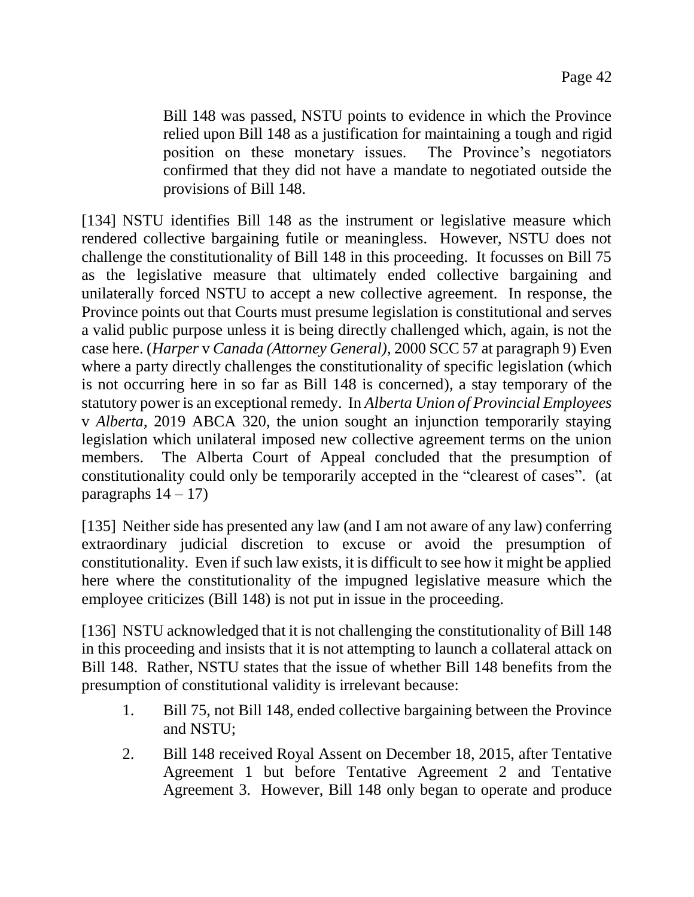> Bill 148 was passed, NSTU points to evidence in which the Province relied upon Bill 148 as a justification for maintaining a tough and rigid position on these monetary issues. The Province's negotiators confirmed that they did not have a mandate to negotiated outside the provisions of Bill 148.

[134] NSTU identifies Bill 148 as the instrument or legislative measure which rendered collective bargaining futile or meaningless. However, NSTU does not challenge the constitutionality of Bill 148 in this proceeding. It focusses on Bill 75 as the legislative measure that ultimately ended collective bargaining and unilaterally forced NSTU to accept a new collective agreement. In response, the Province points out that Courts must presume legislation is constitutional and serves a valid public purpose unless it is being directly challenged which, again, is not the case here. (*Harper* v *Canada (Attorney General)*, 2000 SCC 57 at paragraph 9) Even where a party directly challenges the constitutionality of specific legislation (which is not occurring here in so far as Bill 148 is concerned), a stay temporary of the statutory power is an exceptional remedy. In *Alberta Union of Provincial Employees* v *Alberta*, 2019 ABCA 320, the union sought an injunction temporarily staying legislation which unilateral imposed new collective agreement terms on the union members. The Alberta Court of Appeal concluded that the presumption of constitutionality could only be temporarily accepted in the "clearest of cases". (at paragraphs 14 – 17)

[135] Neither side has presented any law (and I am not aware of any law) conferring extraordinary judicial discretion to excuse or avoid the presumption of constitutionality. Even if such law exists, it is difficult to see how it might be applied here where the constitutionality of the impugned legislative measure which the employee criticizes (Bill 148) is not put in issue in the proceeding.

[136] NSTU acknowledged that it is not challenging the constitutionality of Bill 148 in this proceeding and insists that it is not attempting to launch a collateral attack on Bill 148. Rather, NSTU states that the issue of whether Bill 148 benefits from the presumption of constitutional validity is irrelevant because:

1. Bill 75, not Bill 148, ended collective bargaining between the Province and NSTU;
2. Bill 148 received Royal Assent on December 18, 2015, after Tentative Agreement 1 but before Tentative Agreement 2 and Tentative Agreement 3. However, Bill 148 only began to operate and produce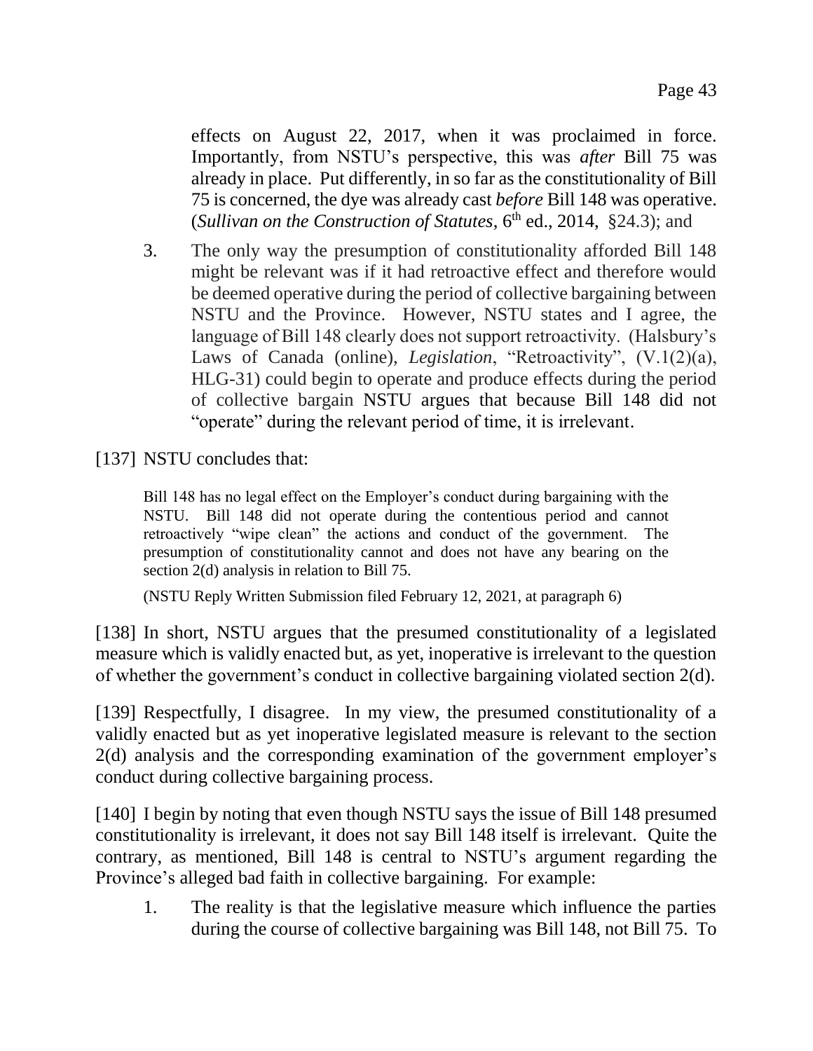effects on August 22, 2017, when it was proclaimed in force. Importantly, from NSTU's perspective, this was *after* Bill 75 was already in place. Put differently, in so far as the constitutionality of Bill 75 is concerned, the dye was already cast *before* Bill 148 was operative. (*Sullivan on the Construction of Statutes*, 6th ed., 2014, §24.3); and

3. The only way the presumption of constitutionality afforded Bill 148 might be relevant was if it had retroactive effect and therefore would be deemed operative during the period of collective bargaining between NSTU and the Province. However, NSTU states and I agree, the language of Bill 148 clearly does not support retroactivity. (Halsbury's Laws of Canada (online), *Legislation*, "Retroactivity", (V.1(2)(a), HLG-31) could begin to operate and produce effects during the period of collective bargain NSTU argues that because Bill 148 did not "operate" during the relevant period of time, it is irrelevant.

[137] NSTU concludes that:

> Bill 148 has no legal effect on the Employer's conduct during bargaining with the NSTU. Bill 148 did not operate during the contentious period and cannot retroactively "wipe clean" the actions and conduct of the government. The presumption of constitutionality cannot and does not have any bearing on the section 2(d) analysis in relation to Bill 75.
>
> (NSTU Reply Written Submission filed February 12, 2021, at paragraph 6)

[138] In short, NSTU argues that the presumed constitutionality of a legislated measure which is validly enacted but, as yet, inoperative is irrelevant to the question of whether the government's conduct in collective bargaining violated section 2(d).

[139] Respectfully, I disagree. In my view, the presumed constitutionality of a validly enacted but as yet inoperative legislated measure is relevant to the section 2(d) analysis and the corresponding examination of the government employer's conduct during collective bargaining process.

[140] I begin by noting that even though NSTU says the issue of Bill 148 presumed constitutionality is irrelevant, it does not say Bill 148 itself is irrelevant. Quite the contrary, as mentioned, Bill 148 is central to NSTU's argument regarding the Province's alleged bad faith in collective bargaining. For example:

1. The reality is that the legislative measure which influence the parties during the course of collective bargaining was Bill 148, not Bill 75. To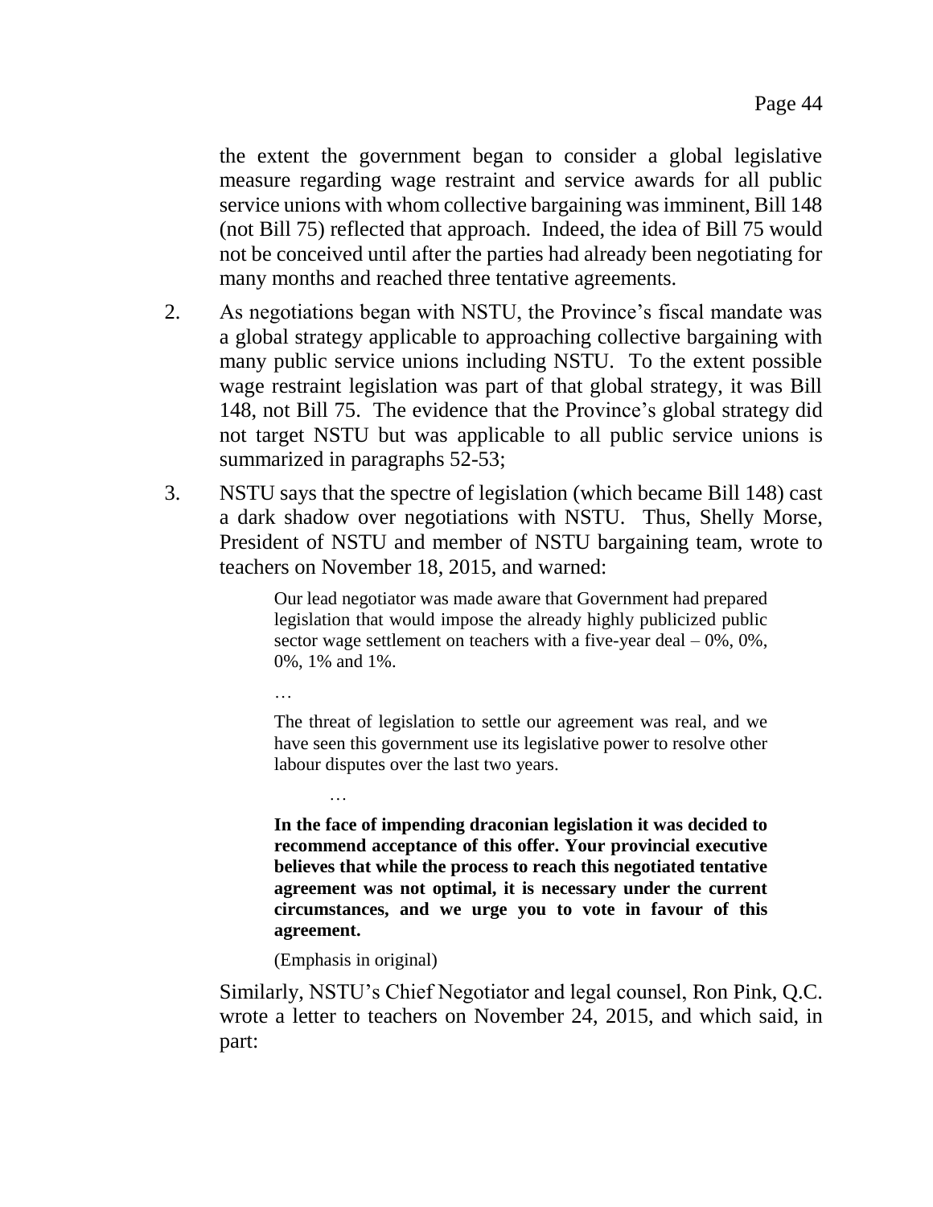the extent the government began to consider a global legislative measure regarding wage restraint and service awards for all public service unions with whom collective bargaining was imminent, Bill 148 (not Bill 75) reflected that approach. Indeed, the idea of Bill 75 would not be conceived until after the parties had already been negotiating for many months and reached three tentative agreements.

2. As negotiations began with NSTU, the Province's fiscal mandate was a global strategy applicable to approaching collective bargaining with many public service unions including NSTU. To the extent possible wage restraint legislation was part of that global strategy, it was Bill 148, not Bill 75. The evidence that the Province's global strategy did not target NSTU but was applicable to all public service unions is summarized in paragraphs 52-53;

3. NSTU says that the spectre of legislation (which became Bill 148) cast a dark shadow over negotiations with NSTU. Thus, Shelly Morse, President of NSTU and member of NSTU bargaining team, wrote to teachers on November 18, 2015, and warned:

> Our lead negotiator was made aware that Government had prepared legislation that would impose the already highly publicized public sector wage settlement on teachers with a five-year deal – 0%, 0%, 0%, 1% and 1%.
>
> …
>
> The threat of legislation to settle our agreement was real, and we have seen this government use its legislative power to resolve other labour disputes over the last two years.
>
> …
>
> **In the face of impending draconian legislation it was decided to recommend acceptance of this offer. Your provincial executive believes that while the process to reach this negotiated tentative agreement was not optimal, it is necessary under the current circumstances, and we urge you to vote in favour of this agreement.**
>
> (Emphasis in original)

Similarly, NSTU's Chief Negotiator and legal counsel, Ron Pink, Q.C. wrote a letter to teachers on November 24, 2015, and which said, in part: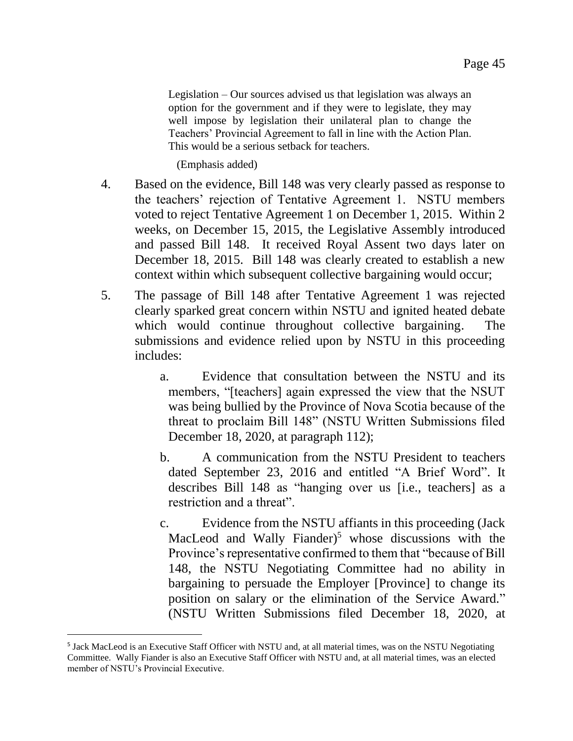> Legislation – Our sources advised us that legislation was always an option for the government and if they were to legislate, they may well impose by legislation their unilateral plan to change the Teachers' Provincial Agreement to fall in line with the Action Plan. This would be a serious setback for teachers.
>
> (Emphasis added)

4. Based on the evidence, Bill 148 was very clearly passed as response to the teachers' rejection of Tentative Agreement 1. NSTU members voted to reject Tentative Agreement 1 on December 1, 2015. Within 2 weeks, on December 15, 2015, the Legislative Assembly introduced and passed Bill 148. It received Royal Assent two days later on December 18, 2015. Bill 148 was clearly created to establish a new context within which subsequent collective bargaining would occur;

5. The passage of Bill 148 after Tentative Agreement 1 was rejected clearly sparked great concern within NSTU and ignited heated debate which would continue throughout collective bargaining. The submissions and evidence relied upon by NSTU in this proceeding includes:

   a. Evidence that consultation between the NSTU and its members, "[teachers] again expressed the view that the NSUT was being bullied by the Province of Nova Scotia because of the threat to proclaim Bill 148" (NSTU Written Submissions filed December 18, 2020, at paragraph 112);

   b. A communication from the NSTU President to teachers dated September 23, 2016 and entitled "A Brief Word". It describes Bill 148 as "hanging over us [i.e., teachers] as a restriction and a threat".

   c. Evidence from the NSTU affiants in this proceeding (Jack MacLeod and Wally Fiander)[5] whose discussions with the Province's representative confirmed to them that "because of Bill 148, the NSTU Negotiating Committee had no ability in bargaining to persuade the Employer [Province] to change its position on salary or the elimination of the Service Award." (NSTU Written Submissions filed December 18, 2020, at

---

[5] Jack MacLeod is an Executive Staff Officer with NSTU and, at all material times, was on the NSTU Negotiating Committee. Wally Fiander is also an Executive Staff Officer with NSTU and, at all material times, was an elected member of NSTU's Provincial Executive.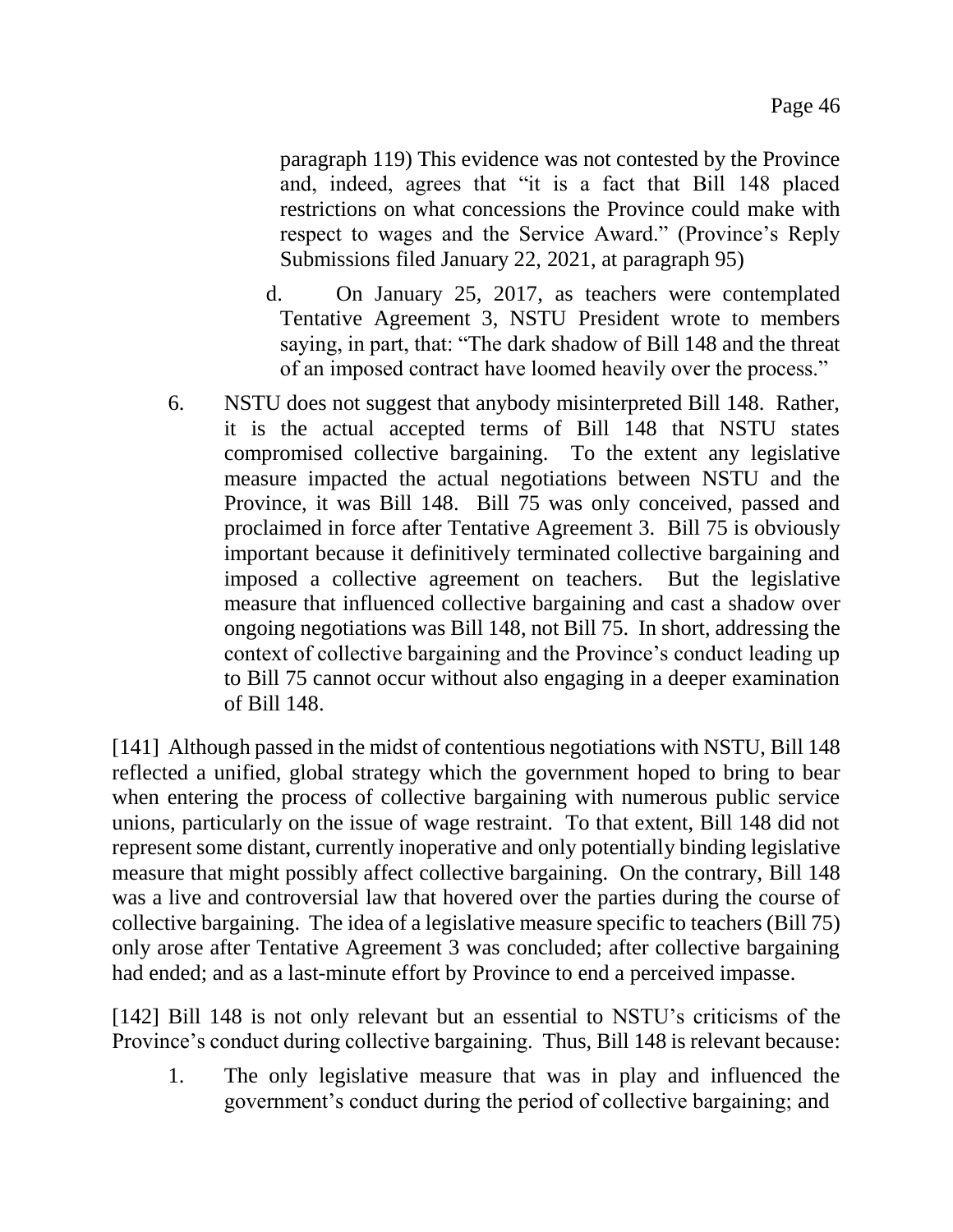paragraph 119) This evidence was not contested by the Province and, indeed, agrees that "it is a fact that Bill 148 placed restrictions on what concessions the Province could make with respect to wages and the Service Award." (Province's Reply Submissions filed January 22, 2021, at paragraph 95)

d. On January 25, 2017, as teachers were contemplated Tentative Agreement 3, NSTU President wrote to members saying, in part, that: "The dark shadow of Bill 148 and the threat of an imposed contract have loomed heavily over the process."

6. NSTU does not suggest that anybody misinterpreted Bill 148. Rather, it is the actual accepted terms of Bill 148 that NSTU states compromised collective bargaining. To the extent any legislative measure impacted the actual negotiations between NSTU and the Province, it was Bill 148. Bill 75 was only conceived, passed and proclaimed in force after Tentative Agreement 3. Bill 75 is obviously important because it definitively terminated collective bargaining and imposed a collective agreement on teachers. But the legislative measure that influenced collective bargaining and cast a shadow over ongoing negotiations was Bill 148, not Bill 75. In short, addressing the context of collective bargaining and the Province's conduct leading up to Bill 75 cannot occur without also engaging in a deeper examination of Bill 148.

[141] Although passed in the midst of contentious negotiations with NSTU, Bill 148 reflected a unified, global strategy which the government hoped to bring to bear when entering the process of collective bargaining with numerous public service unions, particularly on the issue of wage restraint. To that extent, Bill 148 did not represent some distant, currently inoperative and only potentially binding legislative measure that might possibly affect collective bargaining. On the contrary, Bill 148 was a live and controversial law that hovered over the parties during the course of collective bargaining. The idea of a legislative measure specific to teachers (Bill 75) only arose after Tentative Agreement 3 was concluded; after collective bargaining had ended; and as a last-minute effort by Province to end a perceived impasse.

[142] Bill 148 is not only relevant but an essential to NSTU's criticisms of the Province's conduct during collective bargaining. Thus, Bill 148 is relevant because:

1. The only legislative measure that was in play and influenced the government's conduct during the period of collective bargaining; and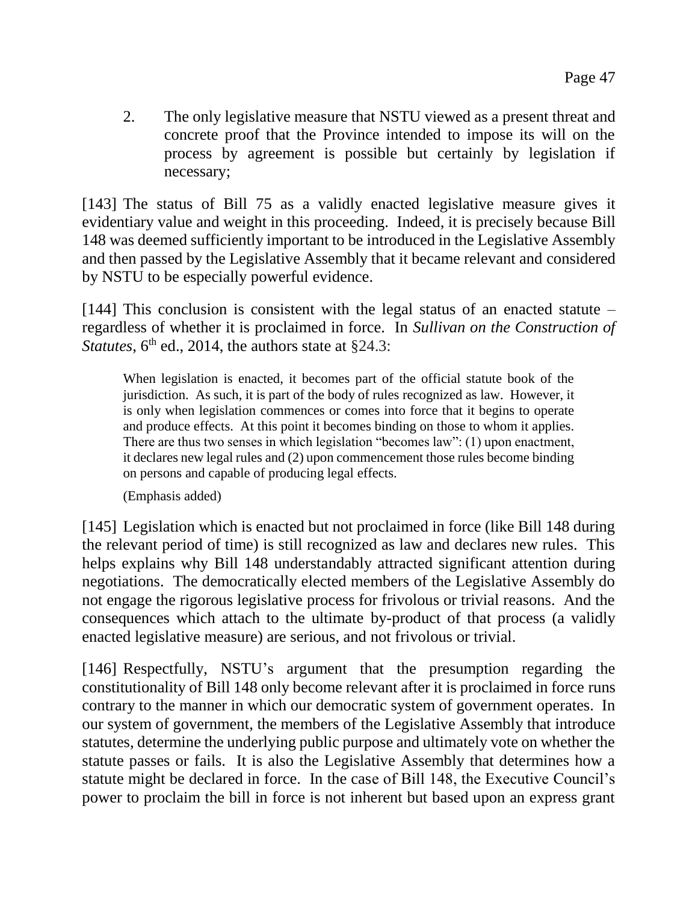2. The only legislative measure that NSTU viewed as a present threat and concrete proof that the Province intended to impose its will on the process by agreement is possible but certainly by legislation if necessary;

[143] The status of Bill 75 as a validly enacted legislative measure gives it evidentiary value and weight in this proceeding. Indeed, it is precisely because Bill 148 was deemed sufficiently important to be introduced in the Legislative Assembly and then passed by the Legislative Assembly that it became relevant and considered by NSTU to be especially powerful evidence.

[144] This conclusion is consistent with the legal status of an enacted statute – regardless of whether it is proclaimed in force. In *Sullivan on the Construction of Statutes*, 6th ed., 2014, the authors state at §24.3:

> When legislation is enacted, it becomes part of the official statute book of the jurisdiction. As such, it is part of the body of rules recognized as law. However, it is only when legislation commences or comes into force that it begins to operate and produce effects. At this point it becomes binding on those to whom it applies. There are thus two senses in which legislation "becomes law": (1) upon enactment, it declares new legal rules and (2) upon commencement those rules become binding on persons and capable of producing legal effects.
>
> (Emphasis added)

[145] Legislation which is enacted but not proclaimed in force (like Bill 148 during the relevant period of time) is still recognized as law and declares new rules. This helps explains why Bill 148 understandably attracted significant attention during negotiations. The democratically elected members of the Legislative Assembly do not engage the rigorous legislative process for frivolous or trivial reasons. And the consequences which attach to the ultimate by-product of that process (a validly enacted legislative measure) are serious, and not frivolous or trivial.

[146] Respectfully, NSTU's argument that the presumption regarding the constitutionality of Bill 148 only become relevant after it is proclaimed in force runs contrary to the manner in which our democratic system of government operates. In our system of government, the members of the Legislative Assembly that introduce statutes, determine the underlying public purpose and ultimately vote on whether the statute passes or fails. It is also the Legislative Assembly that determines how a statute might be declared in force. In the case of Bill 148, the Executive Council's power to proclaim the bill in force is not inherent but based upon an express grant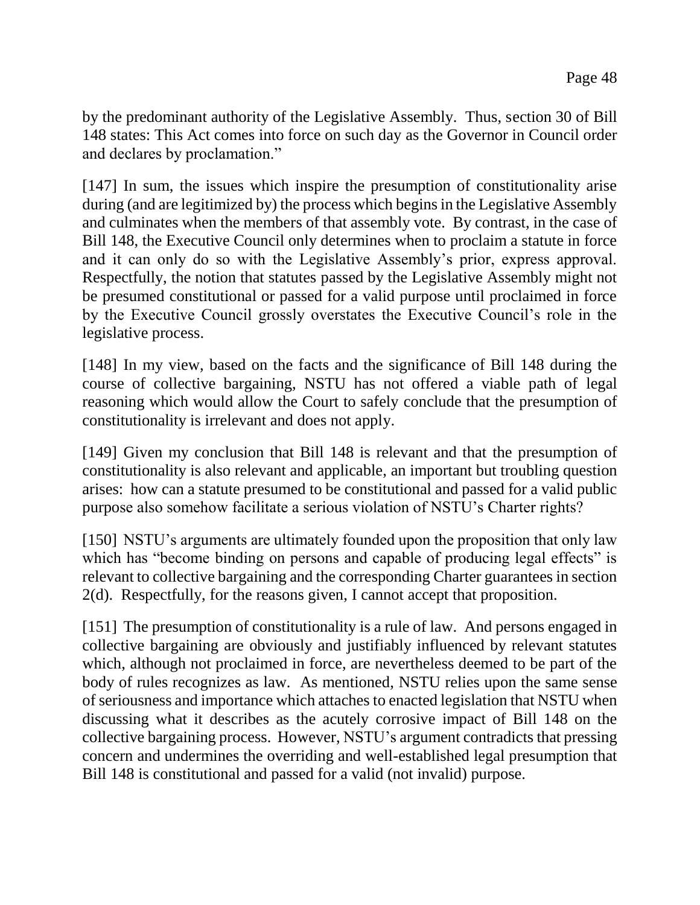by the predominant authority of the Legislative Assembly. Thus, section 30 of Bill 148 states: This Act comes into force on such day as the Governor in Council order and declares by proclamation."

[147] In sum, the issues which inspire the presumption of constitutionality arise during (and are legitimized by) the process which begins in the Legislative Assembly and culminates when the members of that assembly vote. By contrast, in the case of Bill 148, the Executive Council only determines when to proclaim a statute in force and it can only do so with the Legislative Assembly's prior, express approval. Respectfully, the notion that statutes passed by the Legislative Assembly might not be presumed constitutional or passed for a valid purpose until proclaimed in force by the Executive Council grossly overstates the Executive Council's role in the legislative process.

[148] In my view, based on the facts and the significance of Bill 148 during the course of collective bargaining, NSTU has not offered a viable path of legal reasoning which would allow the Court to safely conclude that the presumption of constitutionality is irrelevant and does not apply.

[149] Given my conclusion that Bill 148 is relevant and that the presumption of constitutionality is also relevant and applicable, an important but troubling question arises: how can a statute presumed to be constitutional and passed for a valid public purpose also somehow facilitate a serious violation of NSTU's Charter rights?

[150] NSTU's arguments are ultimately founded upon the proposition that only law which has "become binding on persons and capable of producing legal effects" is relevant to collective bargaining and the corresponding Charter guarantees in section 2(d). Respectfully, for the reasons given, I cannot accept that proposition.

[151] The presumption of constitutionality is a rule of law. And persons engaged in collective bargaining are obviously and justifiably influenced by relevant statutes which, although not proclaimed in force, are nevertheless deemed to be part of the body of rules recognizes as law. As mentioned, NSTU relies upon the same sense of seriousness and importance which attaches to enacted legislation that NSTU when discussing what it describes as the acutely corrosive impact of Bill 148 on the collective bargaining process. However, NSTU's argument contradicts that pressing concern and undermines the overriding and well-established legal presumption that Bill 148 is constitutional and passed for a valid (not invalid) purpose.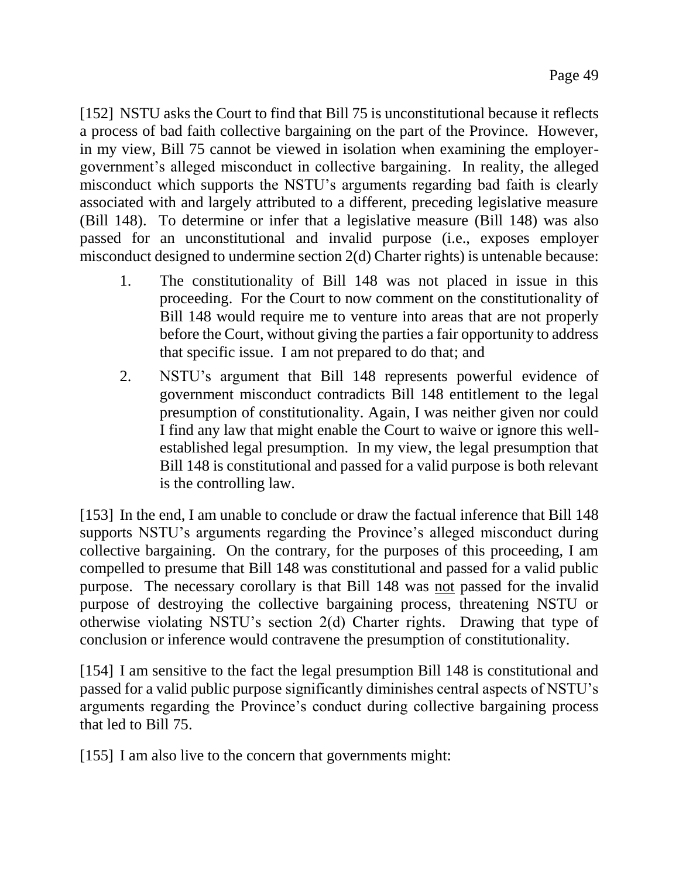[152] NSTU asks the Court to find that Bill 75 is unconstitutional because it reflects a process of bad faith collective bargaining on the part of the Province. However, in my view, Bill 75 cannot be viewed in isolation when examining the employer-government's alleged misconduct in collective bargaining. In reality, the alleged misconduct which supports the NSTU's arguments regarding bad faith is clearly associated with and largely attributed to a different, preceding legislative measure (Bill 148). To determine or infer that a legislative measure (Bill 148) was also passed for an unconstitutional and invalid purpose (i.e., exposes employer misconduct designed to undermine section 2(d) Charter rights) is untenable because:

1. The constitutionality of Bill 148 was not placed in issue in this proceeding. For the Court to now comment on the constitutionality of Bill 148 would require me to venture into areas that are not properly before the Court, without giving the parties a fair opportunity to address that specific issue. I am not prepared to do that; and
2. NSTU's argument that Bill 148 represents powerful evidence of government misconduct contradicts Bill 148 entitlement to the legal presumption of constitutionality. Again, I was neither given nor could I find any law that might enable the Court to waive or ignore this well-established legal presumption. In my view, the legal presumption that Bill 148 is constitutional and passed for a valid purpose is both relevant is the controlling law.

[153] In the end, I am unable to conclude or draw the factual inference that Bill 148 supports NSTU's arguments regarding the Province's alleged misconduct during collective bargaining. On the contrary, for the purposes of this proceeding, I am compelled to presume that Bill 148 was constitutional and passed for a valid public purpose. The necessary corollary is that Bill 148 was <u>not</u> passed for the invalid purpose of destroying the collective bargaining process, threatening NSTU or otherwise violating NSTU's section 2(d) Charter rights. Drawing that type of conclusion or inference would contravene the presumption of constitutionality.

[154] I am sensitive to the fact the legal presumption Bill 148 is constitutional and passed for a valid public purpose significantly diminishes central aspects of NSTU's arguments regarding the Province's conduct during collective bargaining process that led to Bill 75.

[155] I am also live to the concern that governments might: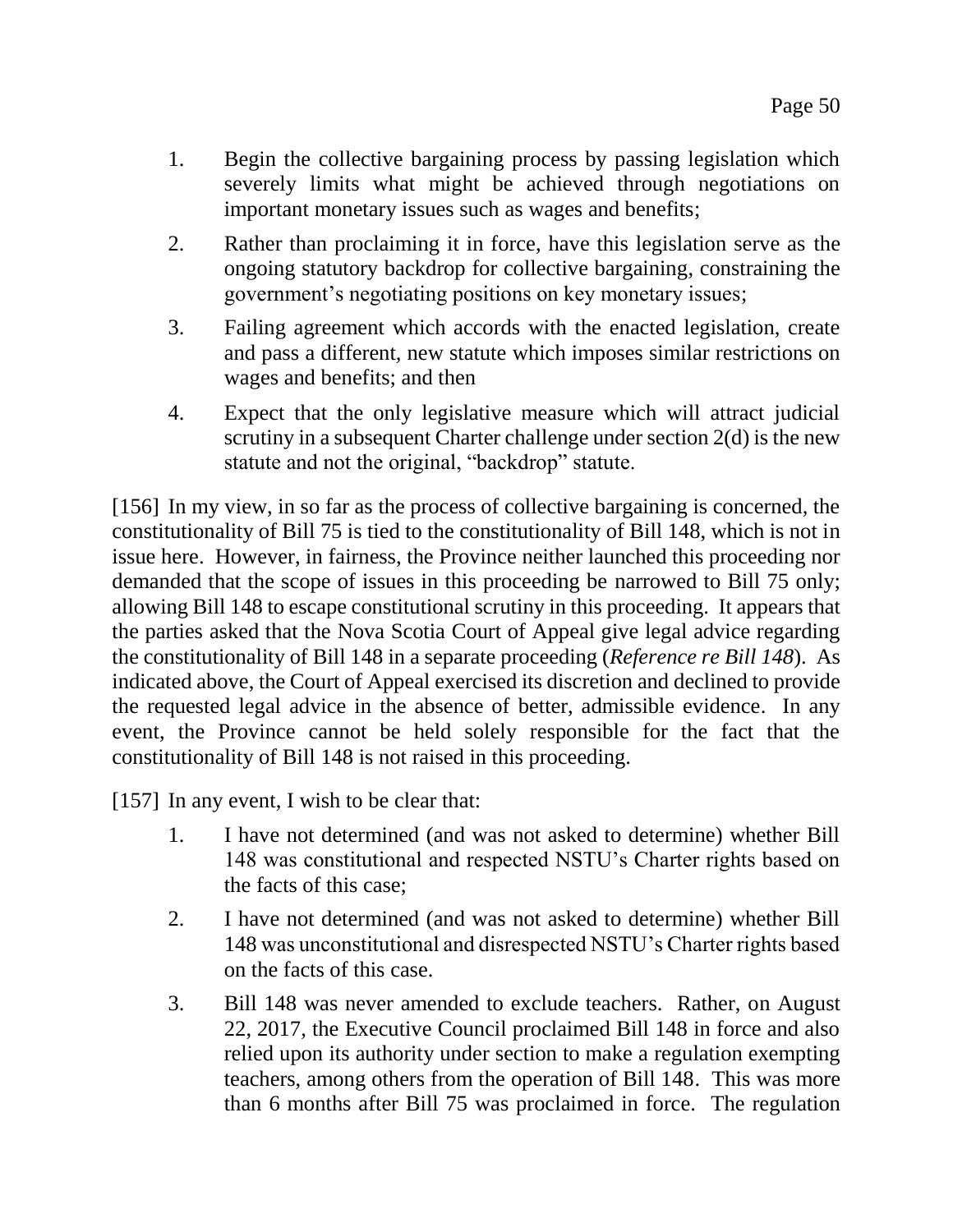1. Begin the collective bargaining process by passing legislation which severely limits what might be achieved through negotiations on important monetary issues such as wages and benefits;

2. Rather than proclaiming it in force, have this legislation serve as the ongoing statutory backdrop for collective bargaining, constraining the government's negotiating positions on key monetary issues;

3. Failing agreement which accords with the enacted legislation, create and pass a different, new statute which imposes similar restrictions on wages and benefits; and then

4. Expect that the only legislative measure which will attract judicial scrutiny in a subsequent Charter challenge under section 2(d) is the new statute and not the original, "backdrop" statute.

[156] In my view, in so far as the process of collective bargaining is concerned, the constitutionality of Bill 75 is tied to the constitutionality of Bill 148, which is not in issue here. However, in fairness, the Province neither launched this proceeding nor demanded that the scope of issues in this proceeding be narrowed to Bill 75 only; allowing Bill 148 to escape constitutional scrutiny in this proceeding. It appears that the parties asked that the Nova Scotia Court of Appeal give legal advice regarding the constitutionality of Bill 148 in a separate proceeding (*Reference re Bill 148*). As indicated above, the Court of Appeal exercised its discretion and declined to provide the requested legal advice in the absence of better, admissible evidence. In any event, the Province cannot be held solely responsible for the fact that the constitutionality of Bill 148 is not raised in this proceeding.

[157] In any event, I wish to be clear that:

1. I have not determined (and was not asked to determine) whether Bill 148 was constitutional and respected NSTU's Charter rights based on the facts of this case;

2. I have not determined (and was not asked to determine) whether Bill 148 was unconstitutional and disrespected NSTU's Charter rights based on the facts of this case.

3. Bill 148 was never amended to exclude teachers. Rather, on August 22, 2017, the Executive Council proclaimed Bill 148 in force and also relied upon its authority under section to make a regulation exempting teachers, among others from the operation of Bill 148. This was more than 6 months after Bill 75 was proclaimed in force. The regulation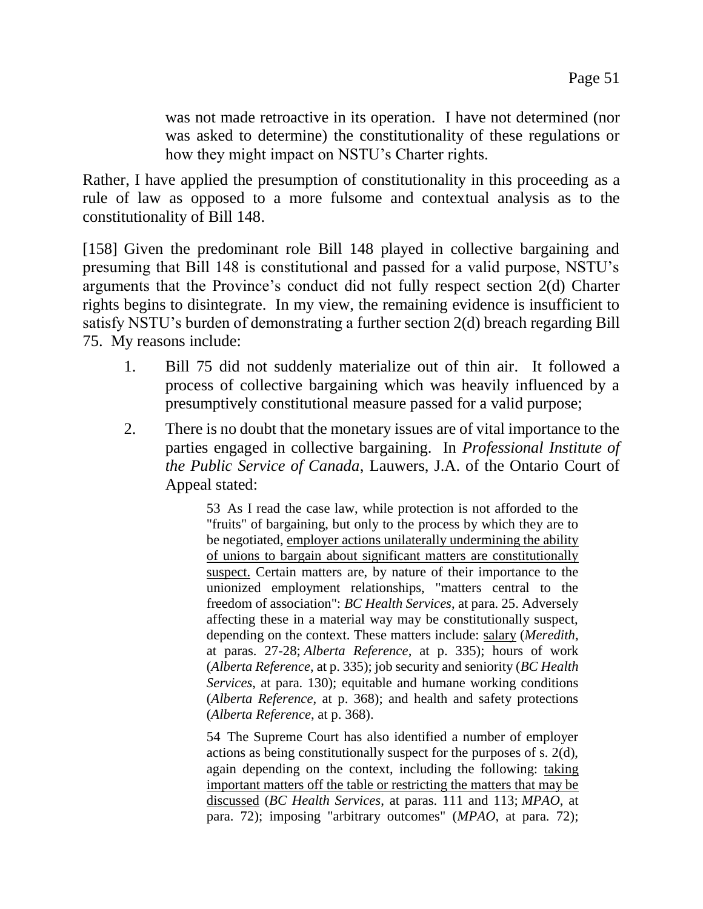> was not made retroactive in its operation. I have not determined (nor was asked to determine) the constitutionality of these regulations or how they might impact on NSTU's Charter rights.

Rather, I have applied the presumption of constitutionality in this proceeding as a rule of law as opposed to a more fulsome and contextual analysis as to the constitutionality of Bill 148.

[158] Given the predominant role Bill 148 played in collective bargaining and presuming that Bill 148 is constitutional and passed for a valid purpose, NSTU's arguments that the Province's conduct did not fully respect section 2(d) Charter rights begins to disintegrate. In my view, the remaining evidence is insufficient to satisfy NSTU's burden of demonstrating a further section 2(d) breach regarding Bill 75. My reasons include:

1. Bill 75 did not suddenly materialize out of thin air. It followed a process of collective bargaining which was heavily influenced by a presumptively constitutional measure passed for a valid purpose;

2. There is no doubt that the monetary issues are of vital importance to the parties engaged in collective bargaining. In *Professional Institute of the Public Service of Canada*, Lauwers, J.A. of the Ontario Court of Appeal stated:

   > 53 As I read the case law, while protection is not afforded to the "fruits" of bargaining, but only to the process by which they are to be negotiated, <u>employer actions unilaterally undermining the ability of unions to bargain about significant matters are constitutionally suspect.</u> Certain matters are, by nature of their importance to the unionized employment relationships, "matters central to the freedom of association": *BC Health Services*, at para. 25. Adversely affecting these in a material way may be constitutionally suspect, depending on the context. These matters include: <u>salary</u> (*Meredith*, at paras. 27-28; *Alberta Reference*, at p. 335); hours of work (*Alberta Reference*, at p. 335); job security and seniority (*BC Health Services*, at para. 130); equitable and humane working conditions (*Alberta Reference*, at p. 368); and health and safety protections (*Alberta Reference*, at p. 368).
   >
   > 54 The Supreme Court has also identified a number of employer actions as being constitutionally suspect for the purposes of s. 2(d), again depending on the context, including the following: <u>taking important matters off the table or restricting the matters that may be discussed</u> (*BC Health Services*, at paras. 111 and 113; *MPAO*, at para. 72); imposing "arbitrary outcomes" (*MPAO*, at para. 72);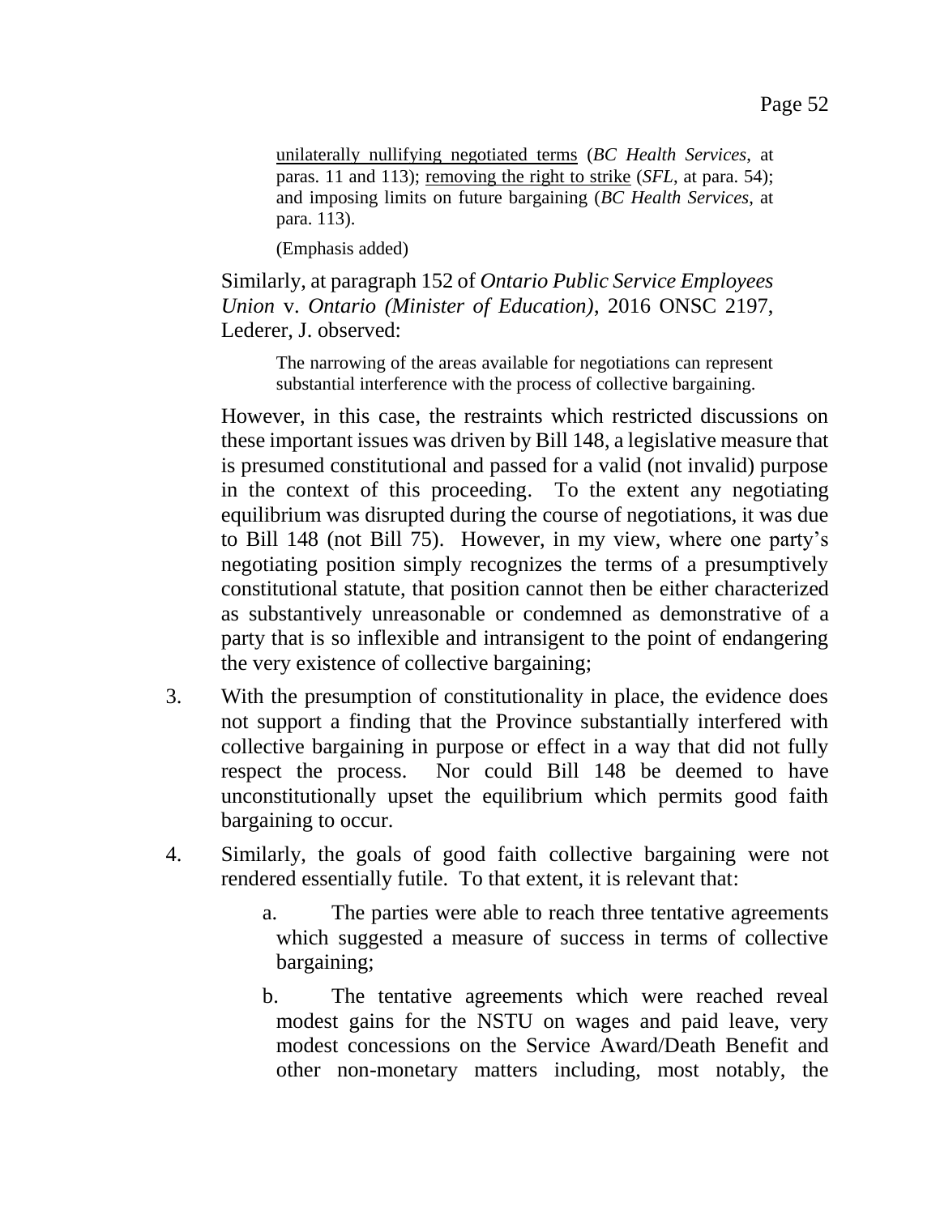> unilaterally nullifying negotiated terms (*BC Health Services*, at paras. 11 and 113); removing the right to strike (*SFL*, at para. 54); and imposing limits on future bargaining (*BC Health Services*, at para. 113).
>
> (Emphasis added)

Similarly, at paragraph 152 of *Ontario Public Service Employees Union* v. *Ontario (Minister of Education)*, 2016 ONSC 2197, Lederer, J. observed:

> The narrowing of the areas available for negotiations can represent substantial interference with the process of collective bargaining.

However, in this case, the restraints which restricted discussions on these important issues was driven by Bill 148, a legislative measure that is presumed constitutional and passed for a valid (not invalid) purpose in the context of this proceeding. To the extent any negotiating equilibrium was disrupted during the course of negotiations, it was due to Bill 148 (not Bill 75). However, in my view, where one party's negotiating position simply recognizes the terms of a presumptively constitutional statute, that position cannot then be either characterized as substantively unreasonable or condemned as demonstrative of a party that is so inflexible and intransigent to the point of endangering the very existence of collective bargaining;

3. With the presumption of constitutionality in place, the evidence does not support a finding that the Province substantially interfered with collective bargaining in purpose or effect in a way that did not fully respect the process. Nor could Bill 148 be deemed to have unconstitutionally upset the equilibrium which permits good faith bargaining to occur.

4. Similarly, the goals of good faith collective bargaining were not rendered essentially futile. To that extent, it is relevant that:

   a. The parties were able to reach three tentative agreements which suggested a measure of success in terms of collective bargaining;

   b. The tentative agreements which were reached reveal modest gains for the NSTU on wages and paid leave, very modest concessions on the Service Award/Death Benefit and other non-monetary matters including, most notably, the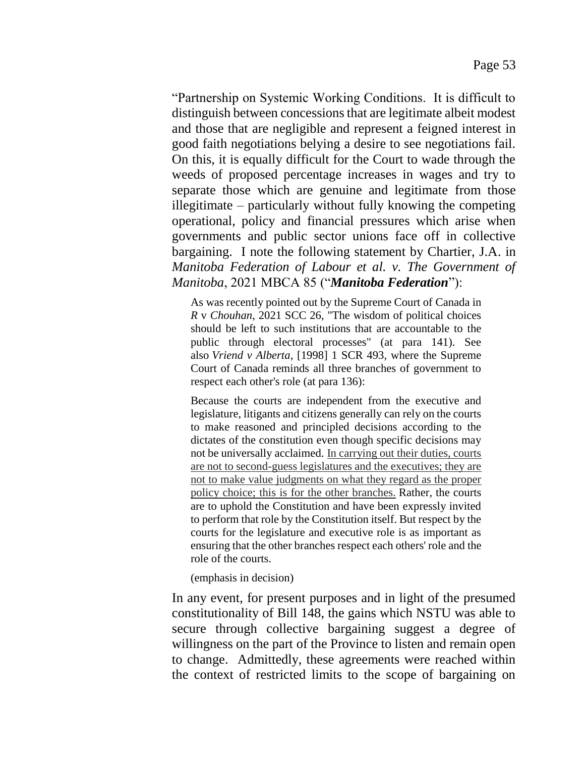"Partnership on Systemic Working Conditions. It is difficult to distinguish between concessions that are legitimate albeit modest and those that are negligible and represent a feigned interest in good faith negotiations belying a desire to see negotiations fail. On this, it is equally difficult for the Court to wade through the weeds of proposed percentage increases in wages and try to separate those which are genuine and legitimate from those illegitimate – particularly without fully knowing the competing operational, policy and financial pressures which arise when governments and public sector unions face off in collective bargaining. I note the following statement by Chartier, J.A. in *Manitoba Federation of Labour et al. v. The Government of Manitoba*, 2021 MBCA 85 ("***Manitoba Federation***"):

> As was recently pointed out by the Supreme Court of Canada in *R* v *Chouhan*, 2021 SCC 26, "The wisdom of political choices should be left to such institutions that are accountable to the public through electoral processes" (at para 141). See also *Vriend v Alberta*, [1998] 1 SCR 493, where the Supreme Court of Canada reminds all three branches of government to respect each other's role (at para 136):
>
> Because the courts are independent from the executive and legislature, litigants and citizens generally can rely on the courts to make reasoned and principled decisions according to the dictates of the constitution even though specific decisions may not be universally acclaimed. <u>In carrying out their duties, courts are not to second-guess legislatures and the executives; they are not to make value judgments on what they regard as the proper policy choice; this is for the other branches.</u> Rather, the courts are to uphold the Constitution and have been expressly invited to perform that role by the Constitution itself. But respect by the courts for the legislature and executive role is as important as ensuring that the other branches respect each others' role and the role of the courts.
>
> (emphasis in decision)

In any event, for present purposes and in light of the presumed constitutionality of Bill 148, the gains which NSTU was able to secure through collective bargaining suggest a degree of willingness on the part of the Province to listen and remain open to change. Admittedly, these agreements were reached within the context of restricted limits to the scope of bargaining on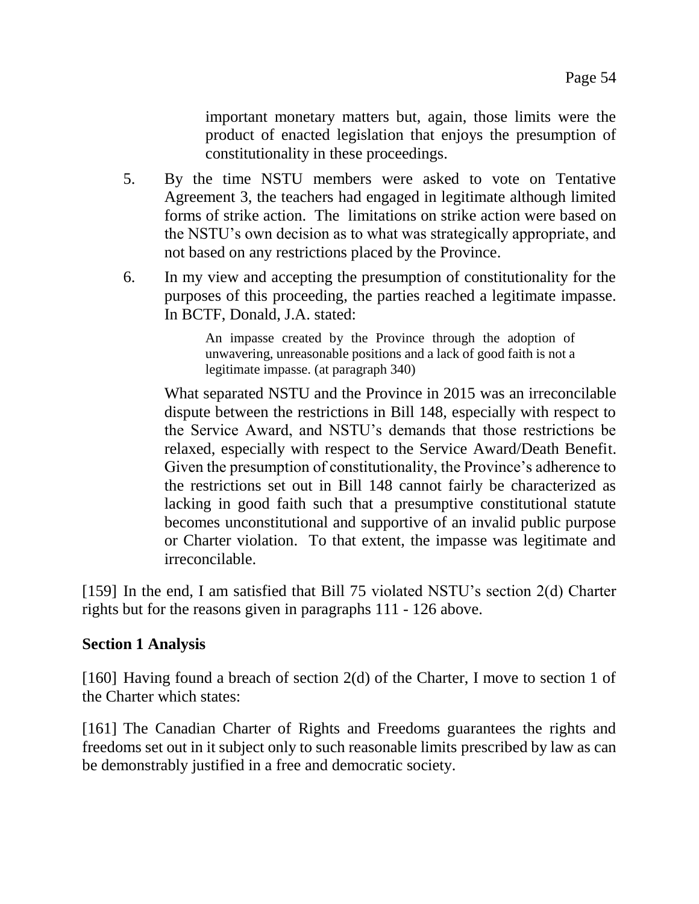important monetary matters but, again, those limits were the product of enacted legislation that enjoys the presumption of constitutionality in these proceedings.

5. By the time NSTU members were asked to vote on Tentative Agreement 3, the teachers had engaged in legitimate although limited forms of strike action. The limitations on strike action were based on the NSTU's own decision as to what was strategically appropriate, and not based on any restrictions placed by the Province.

6. In my view and accepting the presumption of constitutionality for the purposes of this proceeding, the parties reached a legitimate impasse. In BCTF, Donald, J.A. stated:

   > An impasse created by the Province through the adoption of unwavering, unreasonable positions and a lack of good faith is not a legitimate impasse. (at paragraph 340)

   What separated NSTU and the Province in 2015 was an irreconcilable dispute between the restrictions in Bill 148, especially with respect to the Service Award, and NSTU's demands that those restrictions be relaxed, especially with respect to the Service Award/Death Benefit. Given the presumption of constitutionality, the Province's adherence to the restrictions set out in Bill 148 cannot fairly be characterized as lacking in good faith such that a presumptive constitutional statute becomes unconstitutional and supportive of an invalid public purpose or Charter violation. To that extent, the impasse was legitimate and irreconcilable.

[159] In the end, I am satisfied that Bill 75 violated NSTU's section 2(d) Charter rights but for the reasons given in paragraphs 111 - 126 above.

**Section 1 Analysis**

[160] Having found a breach of section 2(d) of the Charter, I move to section 1 of the Charter which states:

[161] The Canadian Charter of Rights and Freedoms guarantees the rights and freedoms set out in it subject only to such reasonable limits prescribed by law as can be demonstrably justified in a free and democratic society.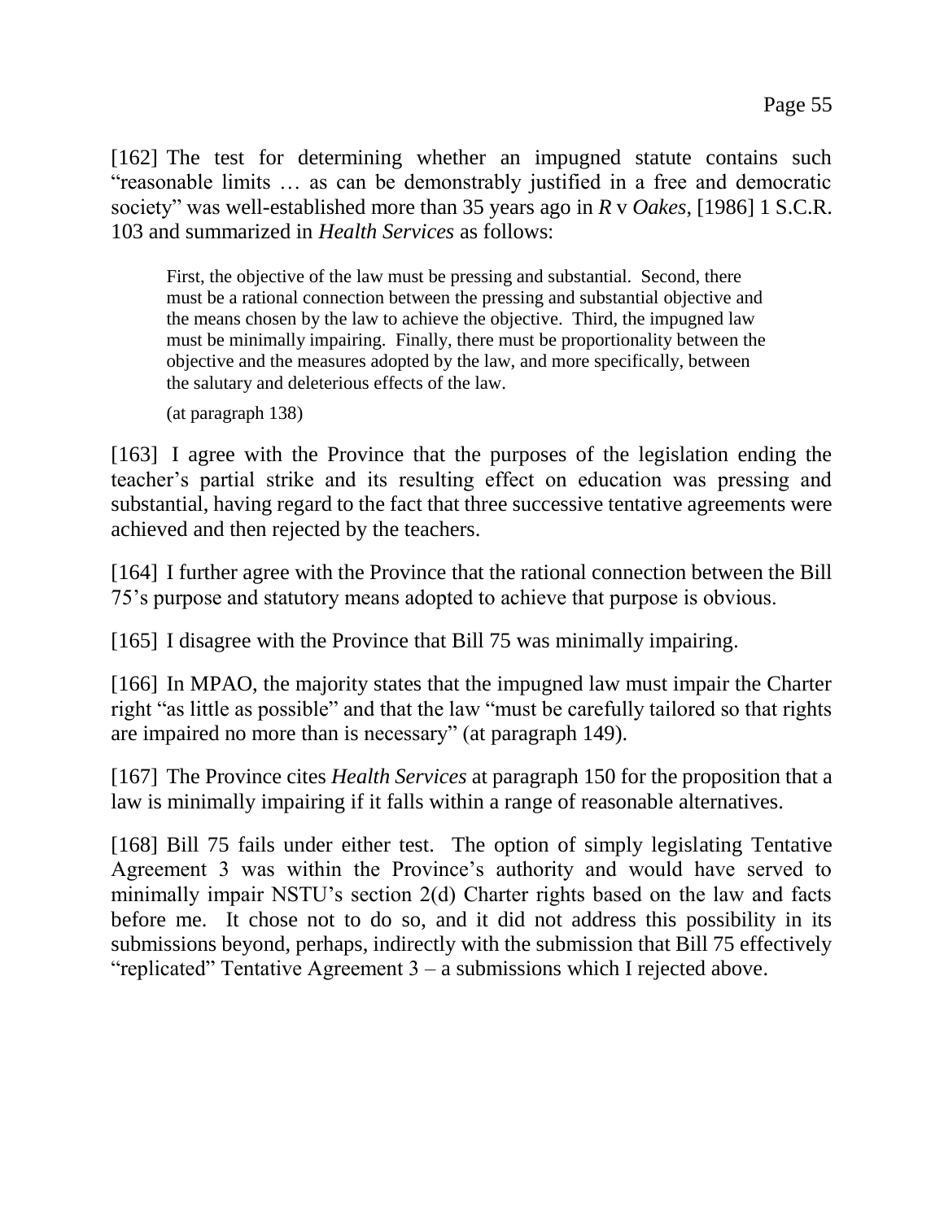[162] The test for determining whether an impugned statute contains such "reasonable limits … as can be demonstrably justified in a free and democratic society" was well-established more than 35 years ago in *R* v *Oakes*, [1986] 1 S.C.R. 103 and summarized in *Health Services* as follows:

> First, the objective of the law must be pressing and substantial. Second, there must be a rational connection between the pressing and substantial objective and the means chosen by the law to achieve the objective. Third, the impugned law must be minimally impairing. Finally, there must be proportionality between the objective and the measures adopted by the law, and more specifically, between the salutary and deleterious effects of the law.
>
> (at paragraph 138)

[163] I agree with the Province that the purposes of the legislation ending the teacher's partial strike and its resulting effect on education was pressing and substantial, having regard to the fact that three successive tentative agreements were achieved and then rejected by the teachers.

[164] I further agree with the Province that the rational connection between the Bill 75's purpose and statutory means adopted to achieve that purpose is obvious.

[165] I disagree with the Province that Bill 75 was minimally impairing.

[166] In MPAO, the majority states that the impugned law must impair the Charter right "as little as possible" and that the law "must be carefully tailored so that rights are impaired no more than is necessary" (at paragraph 149).

[167] The Province cites *Health Services* at paragraph 150 for the proposition that a law is minimally impairing if it falls within a range of reasonable alternatives.

[168] Bill 75 fails under either test. The option of simply legislating Tentative Agreement 3 was within the Province's authority and would have served to minimally impair NSTU's section 2(d) Charter rights based on the law and facts before me. It chose not to do so, and it did not address this possibility in its submissions beyond, perhaps, indirectly with the submission that Bill 75 effectively "replicated" Tentative Agreement 3 – a submissions which I rejected above.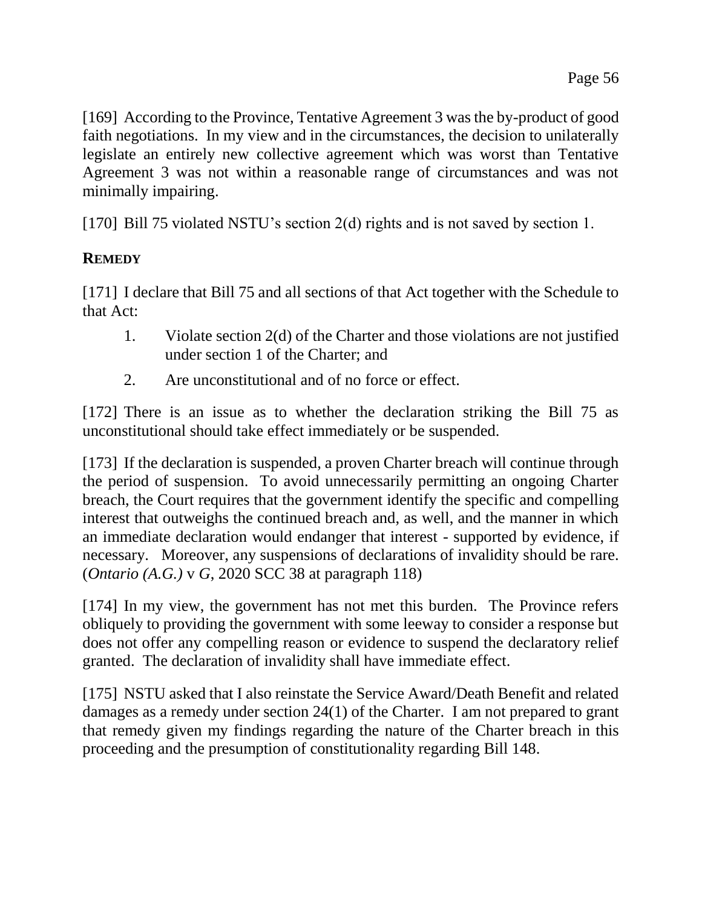[169] According to the Province, Tentative Agreement 3 was the by-product of good faith negotiations. In my view and in the circumstances, the decision to unilaterally legislate an entirely new collective agreement which was worst than Tentative Agreement 3 was not within a reasonable range of circumstances and was not minimally impairing.

[170] Bill 75 violated NSTU's section 2(d) rights and is not saved by section 1.

## REMEDY

[171] I declare that Bill 75 and all sections of that Act together with the Schedule to that Act:

1. Violate section 2(d) of the Charter and those violations are not justified under section 1 of the Charter; and
2. Are unconstitutional and of no force or effect.

[172] There is an issue as to whether the declaration striking the Bill 75 as unconstitutional should take effect immediately or be suspended.

[173] If the declaration is suspended, a proven Charter breach will continue through the period of suspension. To avoid unnecessarily permitting an ongoing Charter breach, the Court requires that the government identify the specific and compelling interest that outweighs the continued breach and, as well, and the manner in which an immediate declaration would endanger that interest - supported by evidence, if necessary. Moreover, any suspensions of declarations of invalidity should be rare. (*Ontario (A.G.)* v *G*, 2020 SCC 38 at paragraph 118)

[174] In my view, the government has not met this burden. The Province refers obliquely to providing the government with some leeway to consider a response but does not offer any compelling reason or evidence to suspend the declaratory relief granted. The declaration of invalidity shall have immediate effect.

[175] NSTU asked that I also reinstate the Service Award/Death Benefit and related damages as a remedy under section 24(1) of the Charter. I am not prepared to grant that remedy given my findings regarding the nature of the Charter breach in this proceeding and the presumption of constitutionality regarding Bill 148.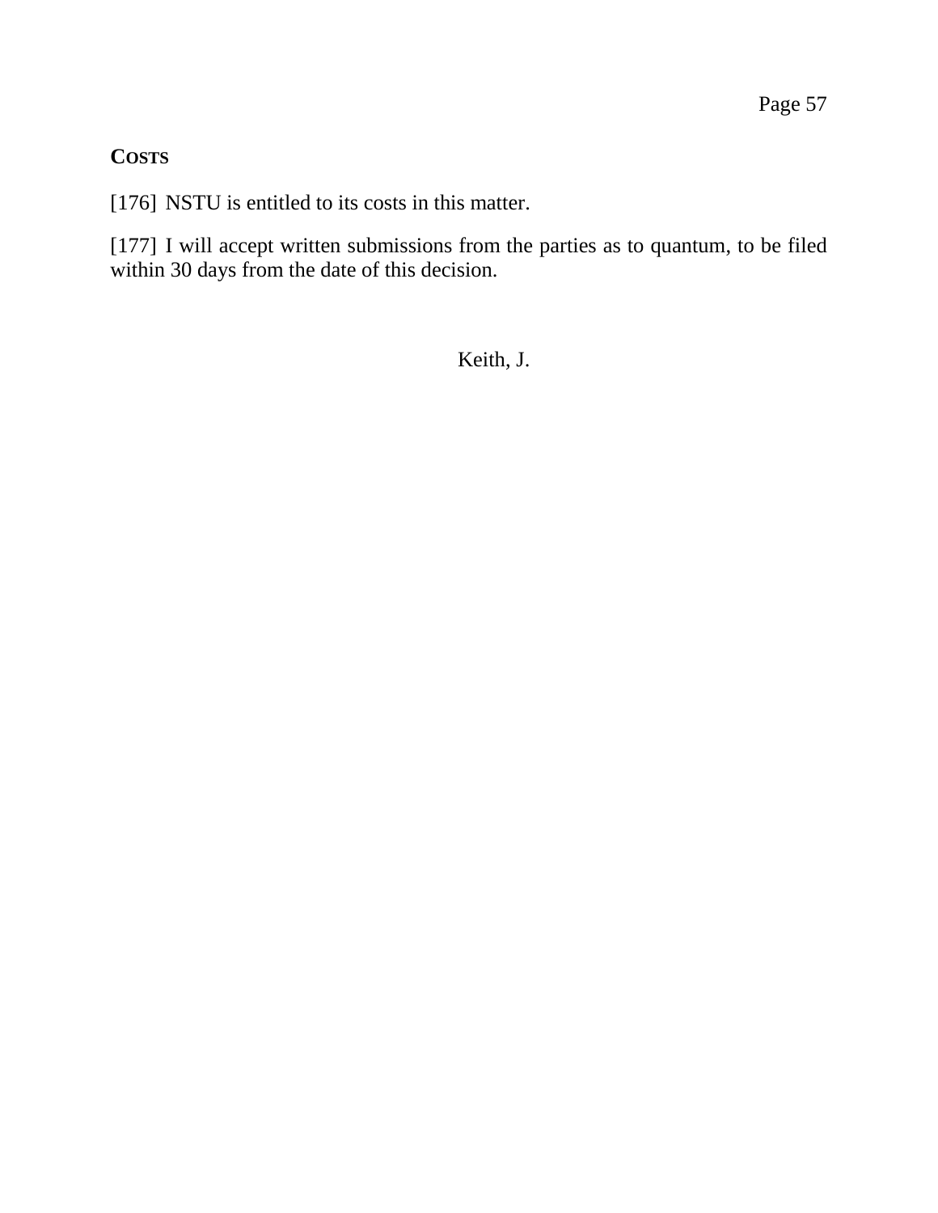## COSTS

[176] NSTU is entitled to its costs in this matter.

[177] I will accept written submissions from the parties as to quantum, to be filed within 30 days from the date of this decision.

Keith, J.